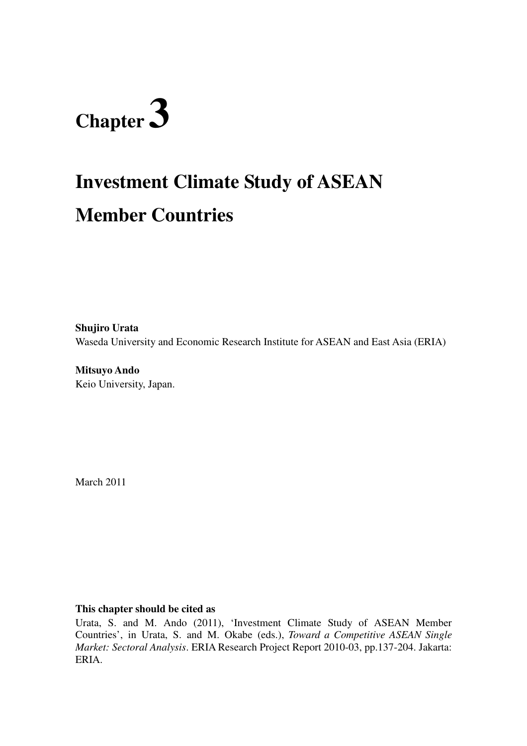# Chapter 3

# Investment Climate Study of ASEAN Member Countries

**Shujiro Urata**
Waseda University and Economic Research Institute for ASEAN and East Asia (ERIA)

**Mitsuyo Ando**
Keio University, Japan.

March 2011

**This chapter should be cited as**

Urata, S. and M. Ando (2011), 'Investment Climate Study of ASEAN Member Countries', in Urata, S. and M. Okabe (eds.), *Toward a Competitive ASEAN Single Market: Sectoral Analysis*. ERIA Research Project Report 2010-03, pp.137-204. Jakarta: ERIA.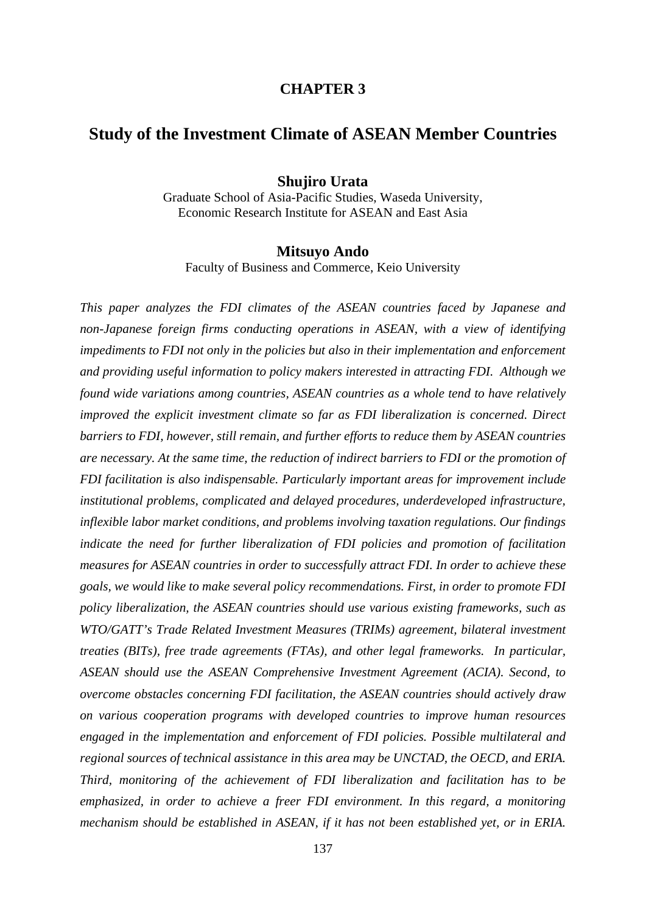# CHAPTER 3

## Study of the Investment Climate of ASEAN Member Countries

**Shujiro Urata**

Graduate School of Asia-Pacific Studies, Waseda University,
Economic Research Institute for ASEAN and East Asia

**Mitsuyo Ando**

Faculty of Business and Commerce, Keio University

*This paper analyzes the FDI climates of the ASEAN countries faced by Japanese and non-Japanese foreign firms conducting operations in ASEAN, with a view of identifying impediments to FDI not only in the policies but also in their implementation and enforcement and providing useful information to policy makers interested in attracting FDI. Although we found wide variations among countries, ASEAN countries as a whole tend to have relatively improved the explicit investment climate so far as FDI liberalization is concerned. Direct barriers to FDI, however, still remain, and further efforts to reduce them by ASEAN countries are necessary. At the same time, the reduction of indirect barriers to FDI or the promotion of FDI facilitation is also indispensable. Particularly important areas for improvement include institutional problems, complicated and delayed procedures, underdeveloped infrastructure, inflexible labor market conditions, and problems involving taxation regulations. Our findings indicate the need for further liberalization of FDI policies and promotion of facilitation measures for ASEAN countries in order to successfully attract FDI. In order to achieve these goals, we would like to make several policy recommendations. First, in order to promote FDI policy liberalization, the ASEAN countries should use various existing frameworks, such as WTO/GATT's Trade Related Investment Measures (TRIMs) agreement, bilateral investment treaties (BITs), free trade agreements (FTAs), and other legal frameworks. In particular, ASEAN should use the ASEAN Comprehensive Investment Agreement (ACIA). Second, to overcome obstacles concerning FDI facilitation, the ASEAN countries should actively draw on various cooperation programs with developed countries to improve human resources engaged in the implementation and enforcement of FDI policies. Possible multilateral and regional sources of technical assistance in this area may be UNCTAD, the OECD, and ERIA. Third, monitoring of the achievement of FDI liberalization and facilitation has to be emphasized, in order to achieve a freer FDI environment. In this regard, a monitoring mechanism should be established in ASEAN, if it has not been established yet, or in ERIA.*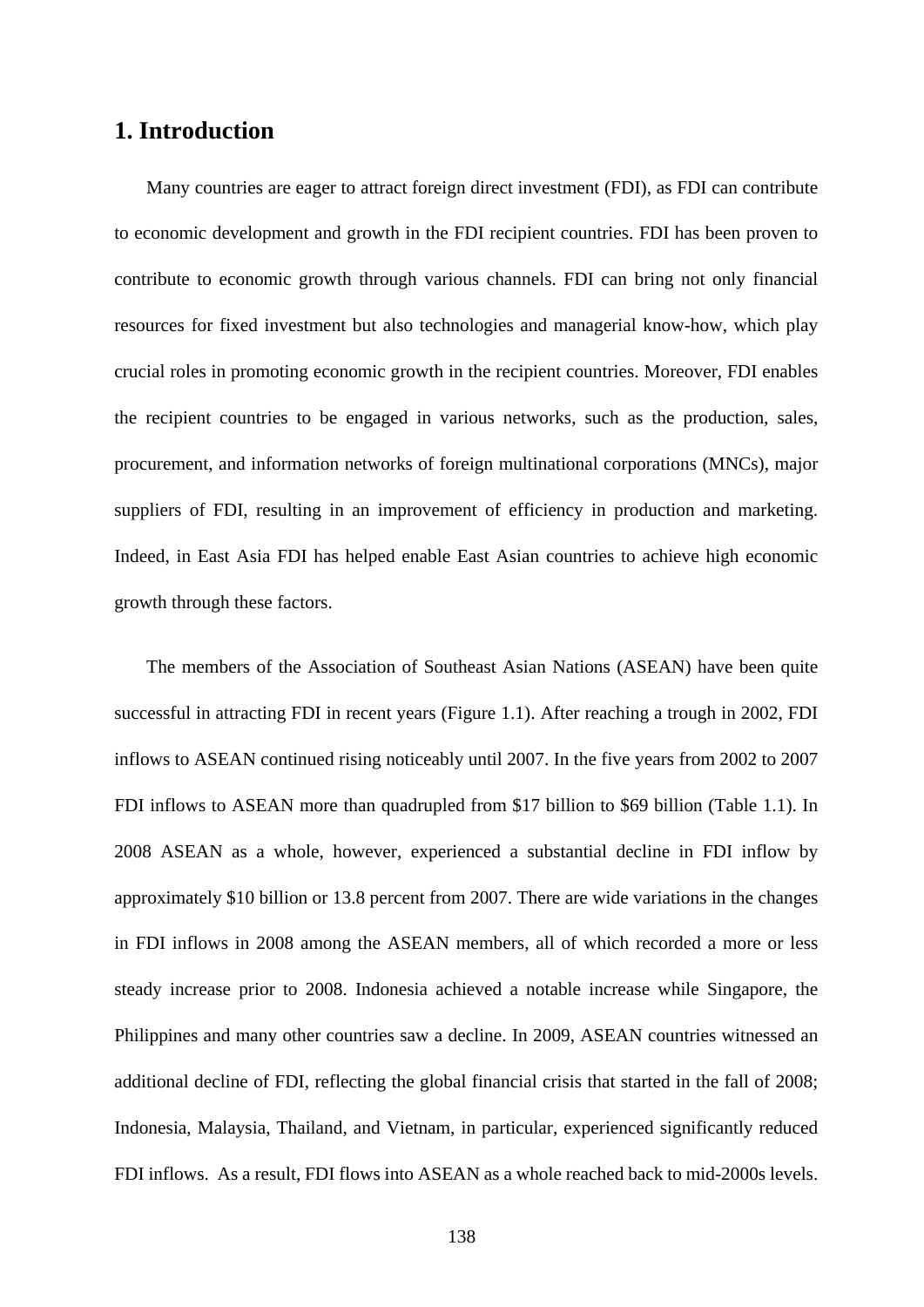# 1. Introduction

Many countries are eager to attract foreign direct investment (FDI), as FDI can contribute to economic development and growth in the FDI recipient countries. FDI has been proven to contribute to economic growth through various channels. FDI can bring not only financial resources for fixed investment but also technologies and managerial know-how, which play crucial roles in promoting economic growth in the recipient countries. Moreover, FDI enables the recipient countries to be engaged in various networks, such as the production, sales, procurement, and information networks of foreign multinational corporations (MNCs), major suppliers of FDI, resulting in an improvement of efficiency in production and marketing. Indeed, in East Asia FDI has helped enable East Asian countries to achieve high economic growth through these factors.

The members of the Association of Southeast Asian Nations (ASEAN) have been quite successful in attracting FDI in recent years (Figure 1.1). After reaching a trough in 2002, FDI inflows to ASEAN continued rising noticeably until 2007. In the five years from 2002 to 2007 FDI inflows to ASEAN more than quadrupled from $17 billion to $69 billion (Table 1.1). In 2008 ASEAN as a whole, however, experienced a substantial decline in FDI inflow by approximately $10 billion or 13.8 percent from 2007. There are wide variations in the changes in FDI inflows in 2008 among the ASEAN members, all of which recorded a more or less steady increase prior to 2008. Indonesia achieved a notable increase while Singapore, the Philippines and many other countries saw a decline. In 2009, ASEAN countries witnessed an additional decline of FDI, reflecting the global financial crisis that started in the fall of 2008; Indonesia, Malaysia, Thailand, and Vietnam, in particular, experienced significantly reduced FDI inflows. As a result, FDI flows into ASEAN as a whole reached back to mid-2000s levels.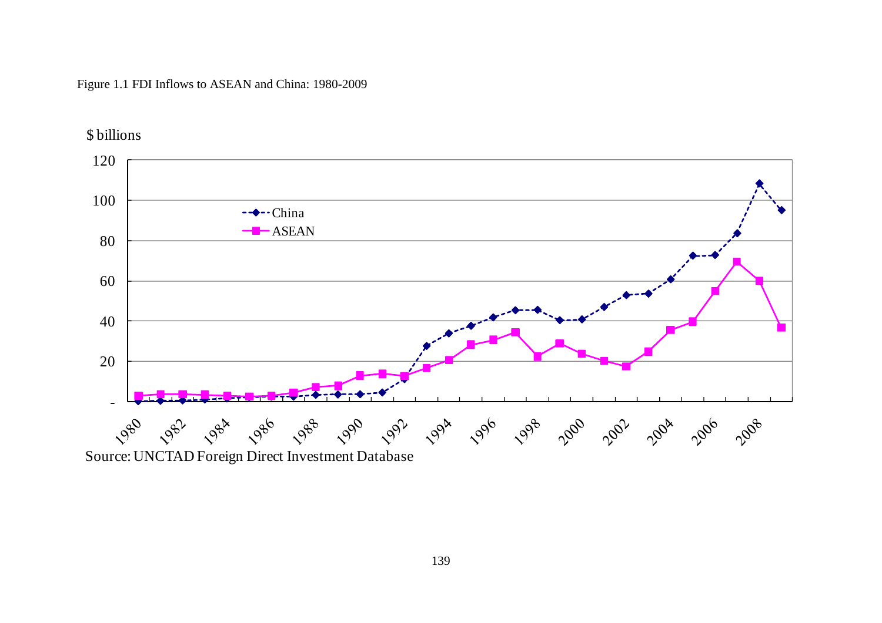Figure 1.1 FDI Inflows to ASEAN and China: 1980-2009

Source: UNCTAD Foreign Direct Investment Database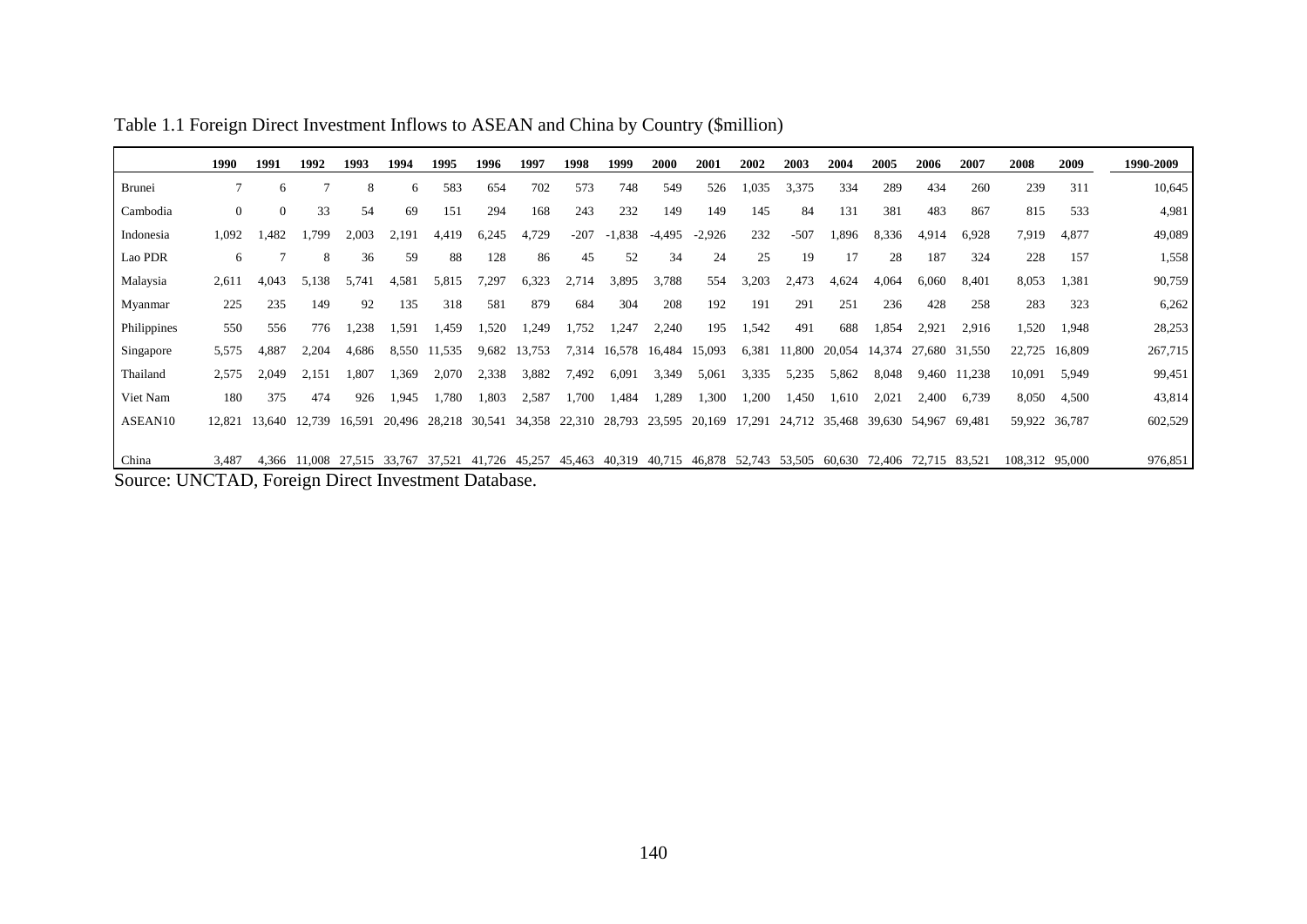Table 1.1 Foreign Direct Investment Inflows to ASEAN and China by Country ($million)

| | 1990 | 1991 | 1992 | 1993 | 1994 | 1995 | 1996 | 1997 | 1998 | 1999 | 2000 | 2001 | 2002 | 2003 | 2004 | 2005 | 2006 | 2007 | 2008 | 2009 | 1990-2009 |
|---|---|---|---|---|---|---|---|---|---|---|---|---|---|---|---|---|---|---|---|---|---|
| Brunei | 7 | 6 | 7 | 8 | 6 | 583 | 654 | 702 | 573 | 748 | 549 | 526 | 1,035 | 3,375 | 334 | 289 | 434 | 260 | 239 | 311 | 10,645 |
| Cambodia | 0 | 0 | 33 | 54 | 69 | 151 | 294 | 168 | 243 | 232 | 149 | 149 | 145 | 84 | 131 | 381 | 483 | 867 | 815 | 533 | 4,981 |
| Indonesia | 1,092 | 1,482 | 1,799 | 2,003 | 2,191 | 4,419 | 6,245 | 4,729 | -207 | -1,838 | -4,495 | -2,926 | 232 | -507 | 1,896 | 8,336 | 4,914 | 6,928 | 7,919 | 4,877 | 49,089 |
| Lao PDR | 6 | 7 | 8 | 36 | 59 | 88 | 128 | 86 | 45 | 52 | 34 | 24 | 25 | 19 | 17 | 28 | 187 | 324 | 228 | 157 | 1,558 |
| Malaysia | 2,611 | 4,043 | 5,138 | 5,741 | 4,581 | 5,815 | 7,297 | 6,323 | 2,714 | 3,895 | 3,788 | 554 | 3,203 | 2,473 | 4,624 | 4,064 | 6,060 | 8,401 | 8,053 | 1,381 | 90,759 |
| Myanmar | 225 | 235 | 149 | 92 | 135 | 318 | 581 | 879 | 684 | 304 | 208 | 192 | 191 | 291 | 251 | 236 | 428 | 258 | 283 | 323 | 6,262 |
| Philippines | 550 | 556 | 776 | 1,238 | 1,591 | 1,459 | 1,520 | 1,249 | 1,752 | 1,247 | 2,240 | 195 | 1,542 | 491 | 688 | 1,854 | 2,921 | 2,916 | 1,520 | 1,948 | 28,253 |
| Singapore | 5,575 | 4,887 | 2,204 | 4,686 | 8,550 | 11,535 | 9,682 | 13,753 | 7,314 | 16,578 | 16,484 | 15,093 | 6,381 | 11,800 | 20,054 | 14,374 | 27,680 | 31,550 | 22,725 | 16,809 | 267,715 |
| Thailand | 2,575 | 2,049 | 2,151 | 1,807 | 1,369 | 2,070 | 2,338 | 3,882 | 7,492 | 6,091 | 3,349 | 5,061 | 3,335 | 5,235 | 5,862 | 8,048 | 9,460 | 11,238 | 10,091 | 5,949 | 99,451 |
| Viet Nam | 180 | 375 | 474 | 926 | 1,945 | 1,780 | 1,803 | 2,587 | 1,700 | 1,484 | 1,289 | 1,300 | 1,200 | 1,450 | 1,610 | 2,021 | 2,400 | 6,739 | 8,050 | 4,500 | 43,814 |
| ASEAN10 | 12,821 | 13,640 | 12,739 | 16,591 | 20,496 | 28,218 | 30,541 | 34,358 | 22,310 | 28,793 | 23,595 | 20,169 | 17,291 | 24,712 | 35,468 | 39,630 | 54,967 | 69,481 | 59,922 | 36,787 | 602,529 |
| China | 3,487 | 4,366 | 11,008 | 27,515 | 33,767 | 37,521 | 41,726 | 45,257 | 45,463 | 40,319 | 40,715 | 46,878 | 52,743 | 53,505 | 60,630 | 72,406 | 72,715 | 83,521 | 108,312 | 95,000 | 976,851 |

Source: UNCTAD, Foreign Direct Investment Database.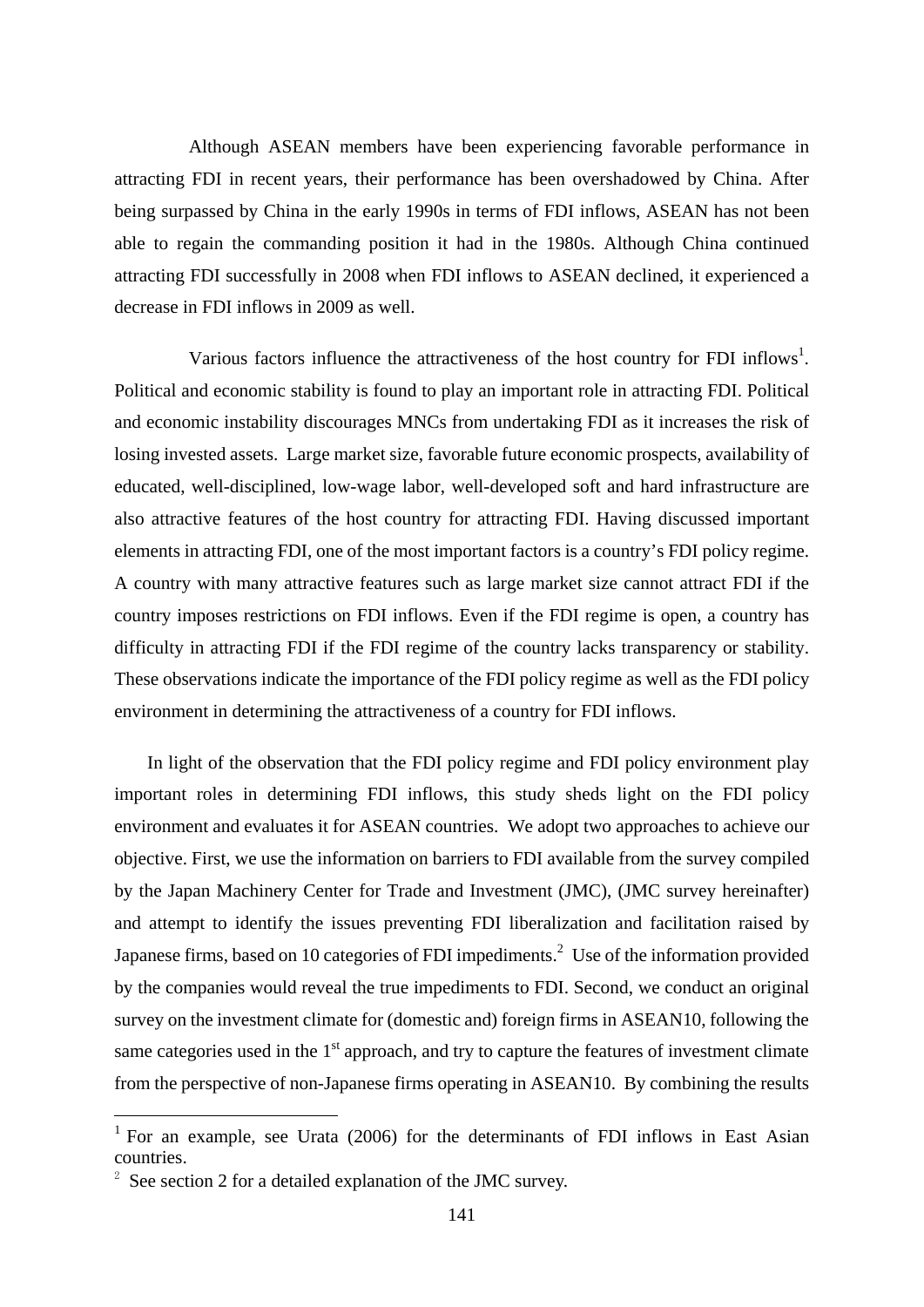Although ASEAN members have been experiencing favorable performance in attracting FDI in recent years, their performance has been overshadowed by China. After being surpassed by China in the early 1990s in terms of FDI inflows, ASEAN has not been able to regain the commanding position it had in the 1980s. Although China continued attracting FDI successfully in 2008 when FDI inflows to ASEAN declined, it experienced a decrease in FDI inflows in 2009 as well.

Various factors influence the attractiveness of the host country for FDI inflows[1]. Political and economic stability is found to play an important role in attracting FDI. Political and economic instability discourages MNCs from undertaking FDI as it increases the risk of losing invested assets. Large market size, favorable future economic prospects, availability of educated, well-disciplined, low-wage labor, well-developed soft and hard infrastructure are also attractive features of the host country for attracting FDI. Having discussed important elements in attracting FDI, one of the most important factors is a country's FDI policy regime. A country with many attractive features such as large market size cannot attract FDI if the country imposes restrictions on FDI inflows. Even if the FDI regime is open, a country has difficulty in attracting FDI if the FDI regime of the country lacks transparency or stability. These observations indicate the importance of the FDI policy regime as well as the FDI policy environment in determining the attractiveness of a country for FDI inflows.

In light of the observation that the FDI policy regime and FDI policy environment play important roles in determining FDI inflows, this study sheds light on the FDI policy environment and evaluates it for ASEAN countries. We adopt two approaches to achieve our objective. First, we use the information on barriers to FDI available from the survey compiled by the Japan Machinery Center for Trade and Investment (JMC), (JMC survey hereinafter) and attempt to identify the issues preventing FDI liberalization and facilitation raised by Japanese firms, based on 10 categories of FDI impediments.[2] Use of the information provided by the companies would reveal the true impediments to FDI. Second, we conduct an original survey on the investment climate for (domestic and) foreign firms in ASEAN10, following the same categories used in the 1st approach, and try to capture the features of investment climate from the perspective of non-Japanese firms operating in ASEAN10. By combining the results

[1] For an example, see Urata (2006) for the determinants of FDI inflows in East Asian countries.

[2] See section 2 for a detailed explanation of the JMC survey.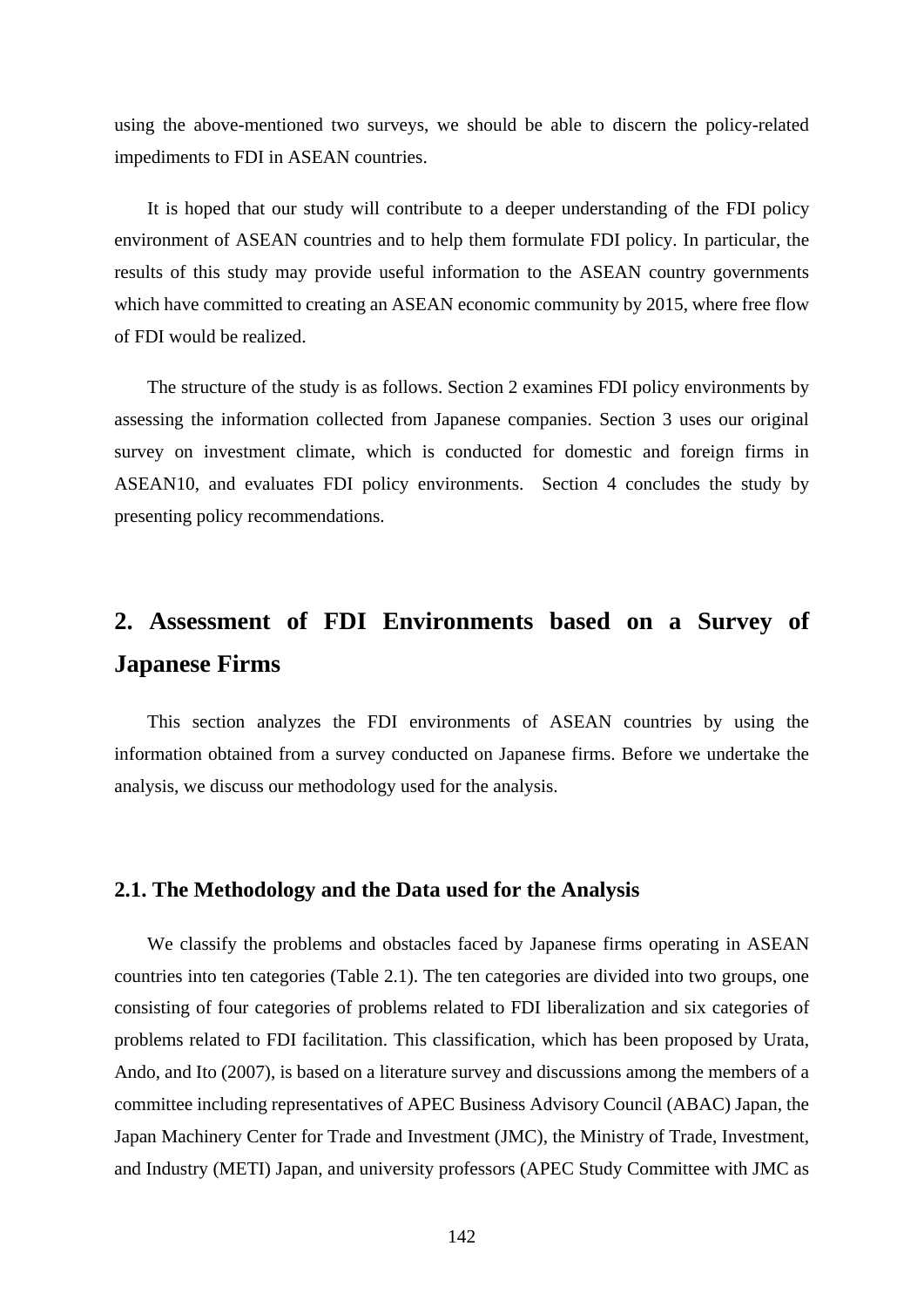using the above-mentioned two surveys, we should be able to discern the policy-related impediments to FDI in ASEAN countries.

It is hoped that our study will contribute to a deeper understanding of the FDI policy environment of ASEAN countries and to help them formulate FDI policy. In particular, the results of this study may provide useful information to the ASEAN country governments which have committed to creating an ASEAN economic community by 2015, where free flow of FDI would be realized.

The structure of the study is as follows. Section 2 examines FDI policy environments by assessing the information collected from Japanese companies. Section 3 uses our original survey on investment climate, which is conducted for domestic and foreign firms in ASEAN10, and evaluates FDI policy environments. Section 4 concludes the study by presenting policy recommendations.

## 2. Assessment of FDI Environments based on a Survey of Japanese Firms

This section analyzes the FDI environments of ASEAN countries by using the information obtained from a survey conducted on Japanese firms. Before we undertake the analysis, we discuss our methodology used for the analysis.

### 2.1. The Methodology and the Data used for the Analysis

We classify the problems and obstacles faced by Japanese firms operating in ASEAN countries into ten categories (Table 2.1). The ten categories are divided into two groups, one consisting of four categories of problems related to FDI liberalization and six categories of problems related to FDI facilitation. This classification, which has been proposed by Urata, Ando, and Ito (2007), is based on a literature survey and discussions among the members of a committee including representatives of APEC Business Advisory Council (ABAC) Japan, the Japan Machinery Center for Trade and Investment (JMC), the Ministry of Trade, Investment, and Industry (METI) Japan, and university professors (APEC Study Committee with JMC as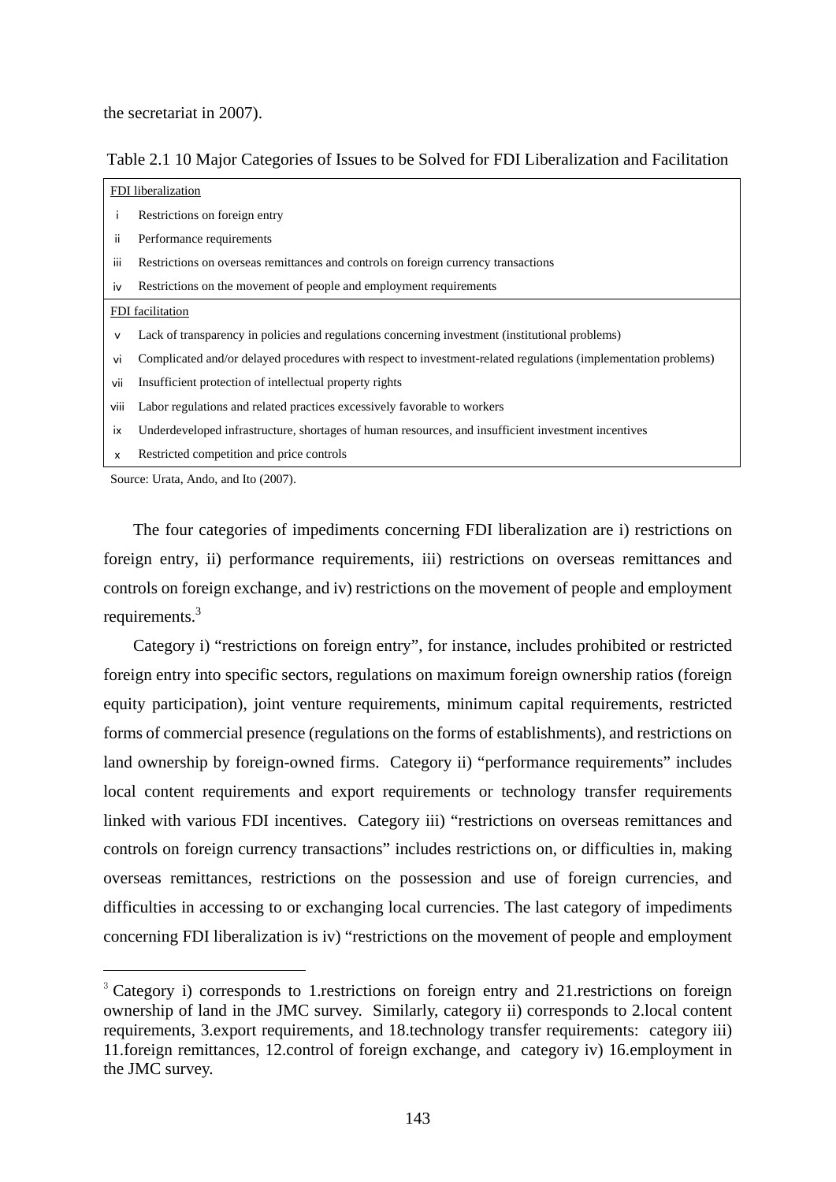the secretariat in 2007).

Table 2.1 10 Major Categories of Issues to be Solved for FDI Liberalization and Facilitation

| | |
|---|---|
| FDI liberalization | |
| i | Restrictions on foreign entry |
| ii | Performance requirements |
| iii | Restrictions on overseas remittances and controls on foreign currency transactions |
| iv | Restrictions on the movement of people and employment requirements |
| FDI facilitation | |
| v | Lack of transparency in policies and regulations concerning investment (institutional problems) |
| vi | Complicated and/or delayed procedures with respect to investment-related regulations (implementation problems) |
| vii | Insufficient protection of intellectual property rights |
| viii | Labor regulations and related practices excessively favorable to workers |
| ix | Underdeveloped infrastructure, shortages of human resources, and insufficient investment incentives |
| x | Restricted competition and price controls |

Source: Urata, Ando, and Ito (2007).

The four categories of impediments concerning FDI liberalization are i) restrictions on foreign entry, ii) performance requirements, iii) restrictions on overseas remittances and controls on foreign exchange, and iv) restrictions on the movement of people and employment requirements.[3]

Category i) "restrictions on foreign entry", for instance, includes prohibited or restricted foreign entry into specific sectors, regulations on maximum foreign ownership ratios (foreign equity participation), joint venture requirements, minimum capital requirements, restricted forms of commercial presence (regulations on the forms of establishments), and restrictions on land ownership by foreign-owned firms. Category ii) "performance requirements" includes local content requirements and export requirements or technology transfer requirements linked with various FDI incentives. Category iii) "restrictions on overseas remittances and controls on foreign currency transactions" includes restrictions on, or difficulties in, making overseas remittances, restrictions on the possession and use of foreign currencies, and difficulties in accessing to or exchanging local currencies. The last category of impediments concerning FDI liberalization is iv) "restrictions on the movement of people and employment

[3] Category i) corresponds to 1.restrictions on foreign entry and 21.restrictions on foreign ownership of land in the JMC survey. Similarly, category ii) corresponds to 2.local content requirements, 3.export requirements, and 18.technology transfer requirements: category iii) 11.foreign remittances, 12.control of foreign exchange, and category iv) 16.employment in the JMC survey.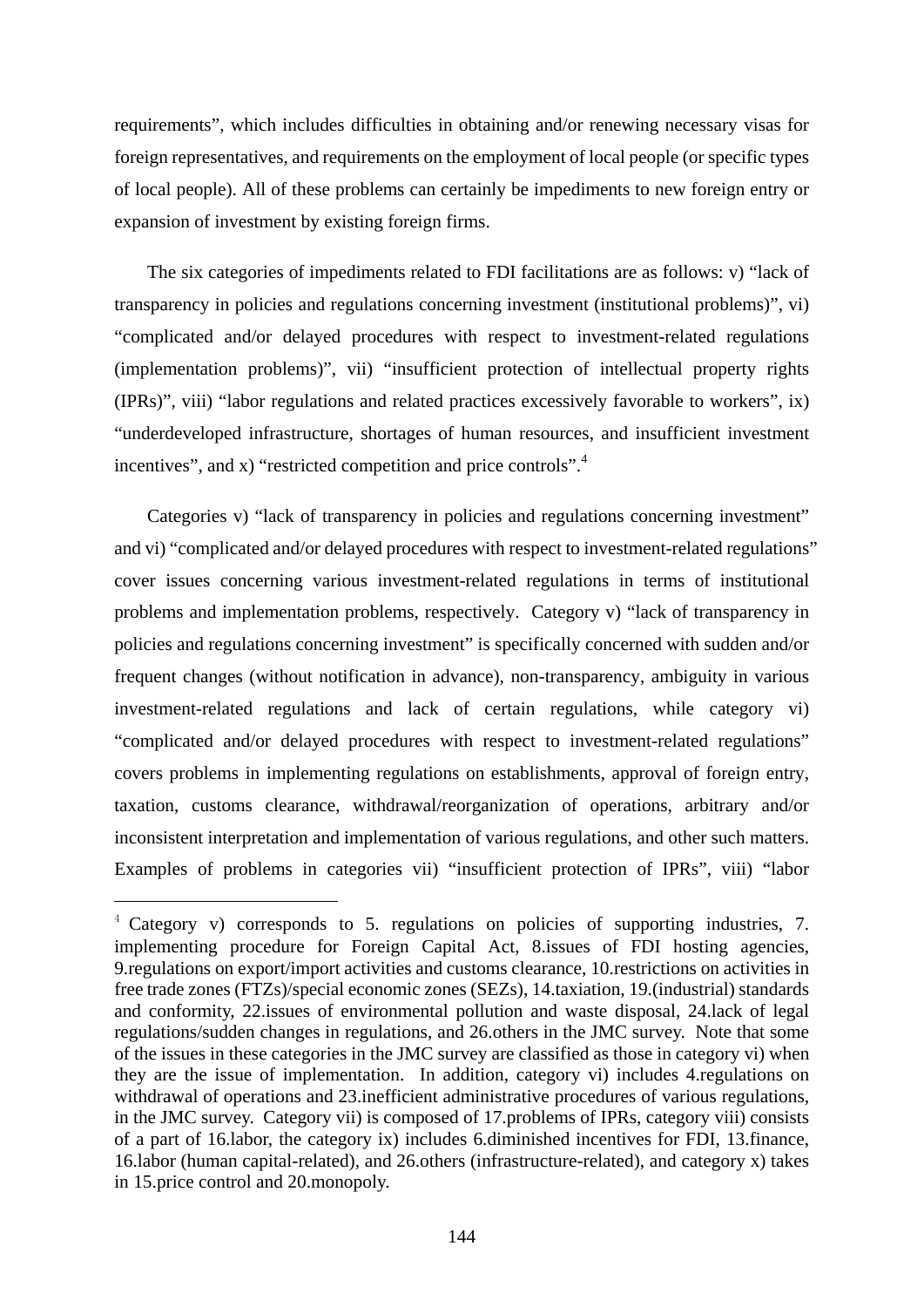requirements", which includes difficulties in obtaining and/or renewing necessary visas for foreign representatives, and requirements on the employment of local people (or specific types of local people). All of these problems can certainly be impediments to new foreign entry or expansion of investment by existing foreign firms.

The six categories of impediments related to FDI facilitations are as follows: v) "lack of transparency in policies and regulations concerning investment (institutional problems)", vi) "complicated and/or delayed procedures with respect to investment-related regulations (implementation problems)", vii) "insufficient protection of intellectual property rights (IPRs)", viii) "labor regulations and related practices excessively favorable to workers", ix) "underdeveloped infrastructure, shortages of human resources, and insufficient investment incentives", and x) "restricted competition and price controls".[4]

Categories v) "lack of transparency in policies and regulations concerning investment" and vi) "complicated and/or delayed procedures with respect to investment-related regulations" cover issues concerning various investment-related regulations in terms of institutional problems and implementation problems, respectively. Category v) "lack of transparency in policies and regulations concerning investment" is specifically concerned with sudden and/or frequent changes (without notification in advance), non-transparency, ambiguity in various investment-related regulations and lack of certain regulations, while category vi) "complicated and/or delayed procedures with respect to investment-related regulations" covers problems in implementing regulations on establishments, approval of foreign entry, taxation, customs clearance, withdrawal/reorganization of operations, arbitrary and/or inconsistent interpretation and implementation of various regulations, and other such matters. Examples of problems in categories vii) "insufficient protection of IPRs", viii) "labor

---

[4] Category v) corresponds to 5. regulations on policies of supporting industries, 7. implementing procedure for Foreign Capital Act, 8.issues of FDI hosting agencies, 9.regulations on export/import activities and customs clearance, 10.restrictions on activities in free trade zones (FTZs)/special economic zones (SEZs), 14.taxiation, 19.(industrial) standards and conformity, 22.issues of environmental pollution and waste disposal, 24.lack of legal regulations/sudden changes in regulations, and 26.others in the JMC survey. Note that some of the issues in these categories in the JMC survey are classified as those in category vi) when they are the issue of implementation. In addition, category vi) includes 4.regulations on withdrawal of operations and 23.inefficient administrative procedures of various regulations, in the JMC survey. Category vii) is composed of 17.problems of IPRs, category viii) consists of a part of 16.labor, the category ix) includes 6.diminished incentives for FDI, 13.finance, 16.labor (human capital-related), and 26.others (infrastructure-related), and category x) takes in 15.price control and 20.monopoly.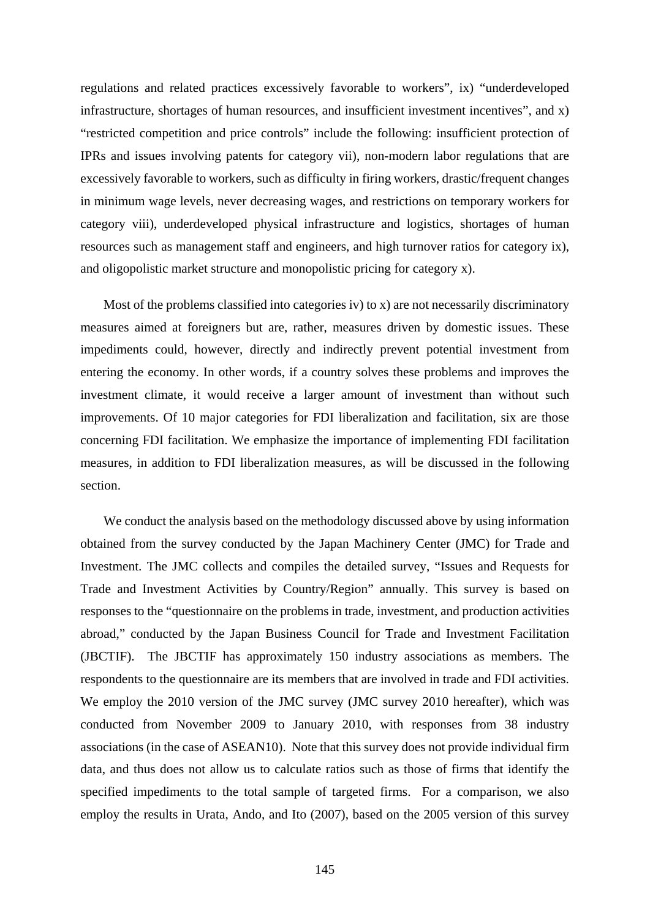regulations and related practices excessively favorable to workers", ix) "underdeveloped infrastructure, shortages of human resources, and insufficient investment incentives", and x) "restricted competition and price controls" include the following: insufficient protection of IPRs and issues involving patents for category vii), non-modern labor regulations that are excessively favorable to workers, such as difficulty in firing workers, drastic/frequent changes in minimum wage levels, never decreasing wages, and restrictions on temporary workers for category viii), underdeveloped physical infrastructure and logistics, shortages of human resources such as management staff and engineers, and high turnover ratios for category ix), and oligopolistic market structure and monopolistic pricing for category x).

Most of the problems classified into categories iv) to x) are not necessarily discriminatory measures aimed at foreigners but are, rather, measures driven by domestic issues. These impediments could, however, directly and indirectly prevent potential investment from entering the economy. In other words, if a country solves these problems and improves the investment climate, it would receive a larger amount of investment than without such improvements. Of 10 major categories for FDI liberalization and facilitation, six are those concerning FDI facilitation. We emphasize the importance of implementing FDI facilitation measures, in addition to FDI liberalization measures, as will be discussed in the following section.

We conduct the analysis based on the methodology discussed above by using information obtained from the survey conducted by the Japan Machinery Center (JMC) for Trade and Investment. The JMC collects and compiles the detailed survey, "Issues and Requests for Trade and Investment Activities by Country/Region" annually. This survey is based on responses to the "questionnaire on the problems in trade, investment, and production activities abroad," conducted by the Japan Business Council for Trade and Investment Facilitation (JBCTIF). The JBCTIF has approximately 150 industry associations as members. The respondents to the questionnaire are its members that are involved in trade and FDI activities. We employ the 2010 version of the JMC survey (JMC survey 2010 hereafter), which was conducted from November 2009 to January 2010, with responses from 38 industry associations (in the case of ASEAN10). Note that this survey does not provide individual firm data, and thus does not allow us to calculate ratios such as those of firms that identify the specified impediments to the total sample of targeted firms. For a comparison, we also employ the results in Urata, Ando, and Ito (2007), based on the 2005 version of this survey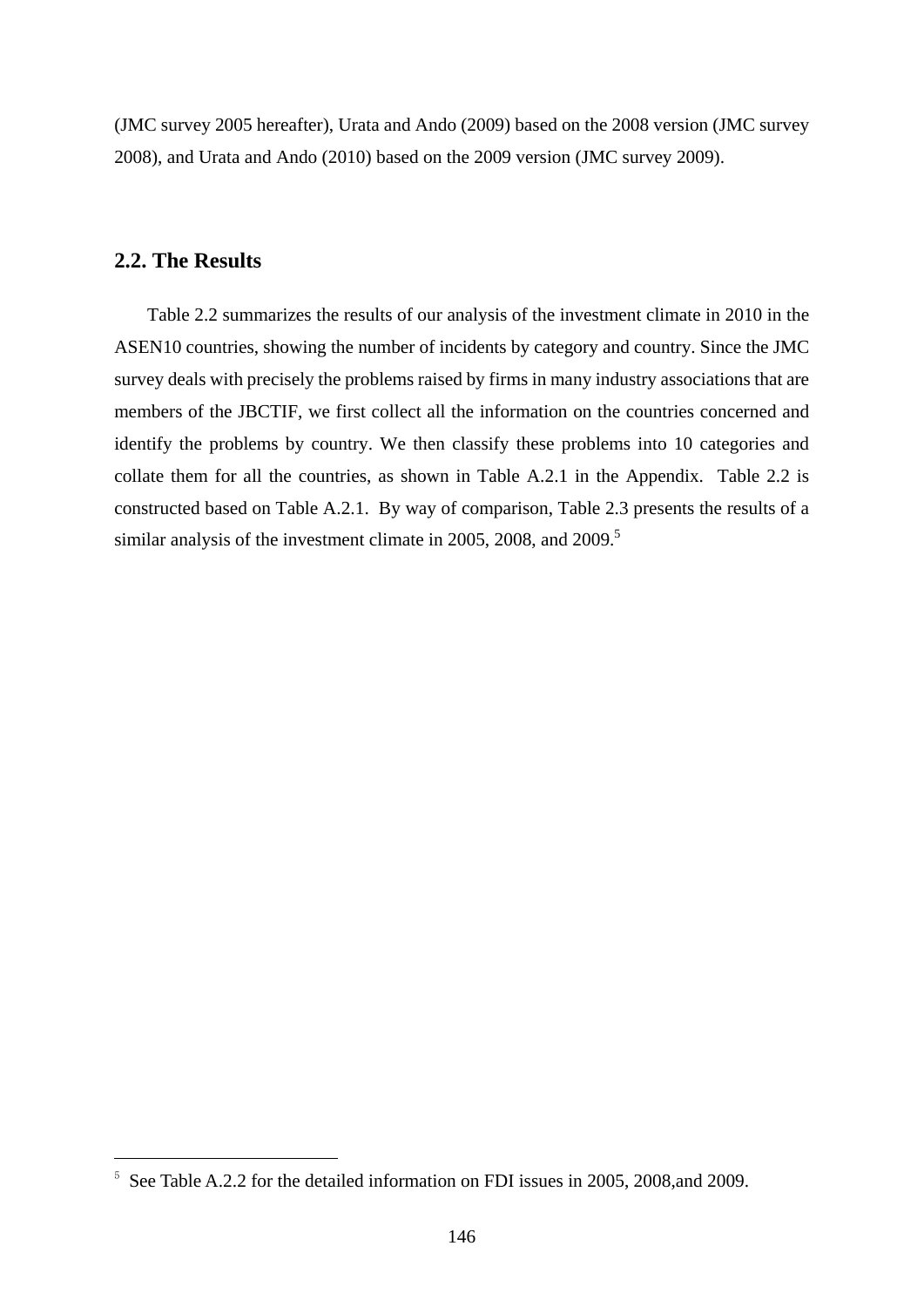(JMC survey 2005 hereafter), Urata and Ando (2009) based on the 2008 version (JMC survey 2008), and Urata and Ando (2010) based on the 2009 version (JMC survey 2009).

## 2.2. The Results

Table 2.2 summarizes the results of our analysis of the investment climate in 2010 in the ASEN10 countries, showing the number of incidents by category and country. Since the JMC survey deals with precisely the problems raised by firms in many industry associations that are members of the JBCTIF, we first collect all the information on the countries concerned and identify the problems by country. We then classify these problems into 10 categories and collate them for all the countries, as shown in Table A.2.1 in the Appendix. Table 2.2 is constructed based on Table A.2.1. By way of comparison, Table 2.3 presents the results of a similar analysis of the investment climate in 2005, 2008, and 2009.[5]

---

[5] See Table A.2.2 for the detailed information on FDI issues in 2005, 2008,and 2009.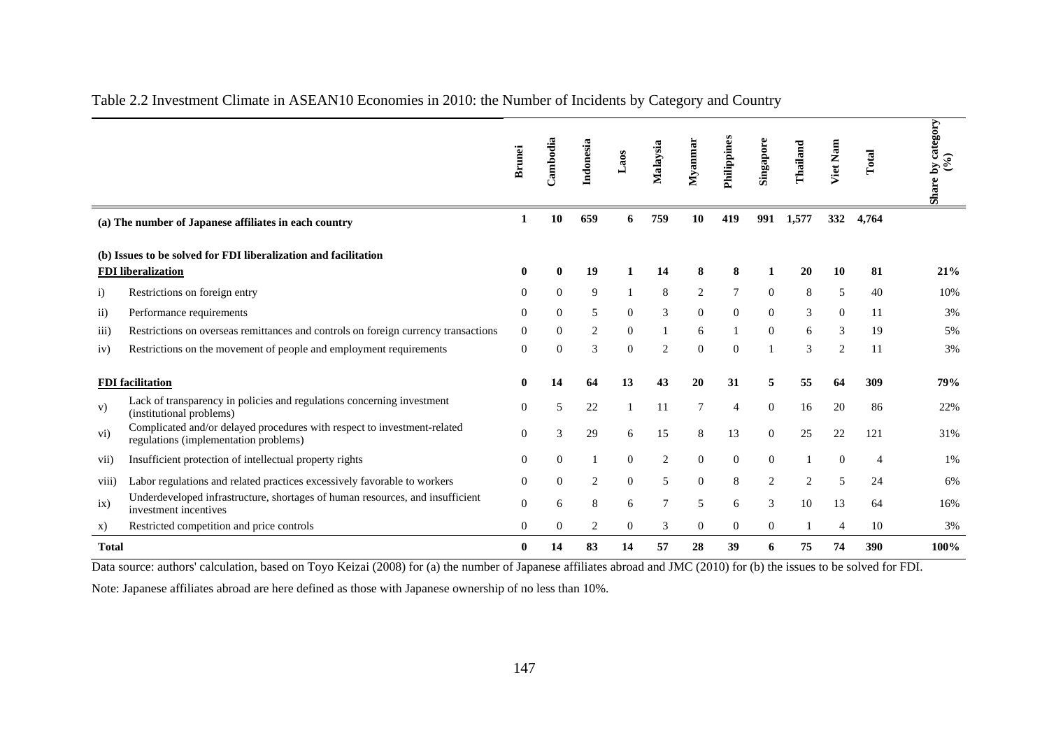Table 2.2 Investment Climate in ASEAN10 Economies in 2010: the Number of Incidents by Category and Country

| | | Brunei | Cambodia | Indonesia | Laos | Malaysia | Myanmar | Philippines | Singapore | Thailand | Viet Nam | Total | Share by category (%) |
|---|---|---|---|---|---|---|---|---|---|---|---|---|---|
| **(a) The number of Japanese affiliates in each country** | | **1** | **10** | **659** | **6** | **759** | **10** | **419** | **991** | **1,577** | **332** | **4,764** | |
| **(b) Issues to be solved for FDI liberalization and facilitation** | | | | | | | | | | | | | |
| **FDI liberalization** | | **0** | **0** | **19** | **1** | **14** | **8** | **8** | **1** | **20** | **10** | **81** | **21%** |
| i) | Restrictions on foreign entry | 0 | 0 | 9 | 1 | 8 | 2 | 7 | 0 | 8 | 5 | 40 | 10% |
| ii) | Performance requirements | 0 | 0 | 5 | 0 | 3 | 0 | 0 | 0 | 3 | 0 | 11 | 3% |
| iii) | Restrictions on overseas remittances and controls on foreign currency transactions | 0 | 0 | 2 | 0 | 1 | 6 | 1 | 0 | 6 | 3 | 19 | 5% |
| iv) | Restrictions on the movement of people and employment requirements | 0 | 0 | 3 | 0 | 2 | 0 | 0 | 1 | 3 | 2 | 11 | 3% |
| **FDI facilitation** | | **0** | **14** | **64** | **13** | **43** | **20** | **31** | **5** | **55** | **64** | **309** | **79%** |
| v) | Lack of transparency in policies and regulations concerning investment (institutional problems) | 0 | 5 | 22 | 1 | 11 | 7 | 4 | 0 | 16 | 20 | 86 | 22% |
| vi) | Complicated and/or delayed procedures with respect to investment-related regulations (implementation problems) | 0 | 3 | 29 | 6 | 15 | 8 | 13 | 0 | 25 | 22 | 121 | 31% |
| vii) | Insufficient protection of intellectual property rights | 0 | 0 | 1 | 0 | 2 | 0 | 0 | 0 | 1 | 0 | 4 | 1% |
| viii) | Labor regulations and related practices excessively favorable to workers | 0 | 0 | 2 | 0 | 5 | 0 | 8 | 2 | 2 | 5 | 24 | 6% |
| ix) | Underdeveloped infrastructure, shortages of human resources, and insufficient investment incentives | 0 | 6 | 8 | 6 | 7 | 5 | 6 | 3 | 10 | 13 | 64 | 16% |
| x) | Restricted competition and price controls | 0 | 0 | 2 | 0 | 3 | 0 | 0 | 0 | 1 | 4 | 10 | 3% |
| **Total** | | **0** | **14** | **83** | **14** | **57** | **28** | **39** | **6** | **75** | **74** | **390** | **100%** |

Data source: authors' calculation, based on Toyo Keizai (2008) for (a) the number of Japanese affiliates abroad and JMC (2010) for (b) the issues to be solved for FDI.

Note: Japanese affiliates abroad are here defined as those with Japanese ownership of no less than 10%.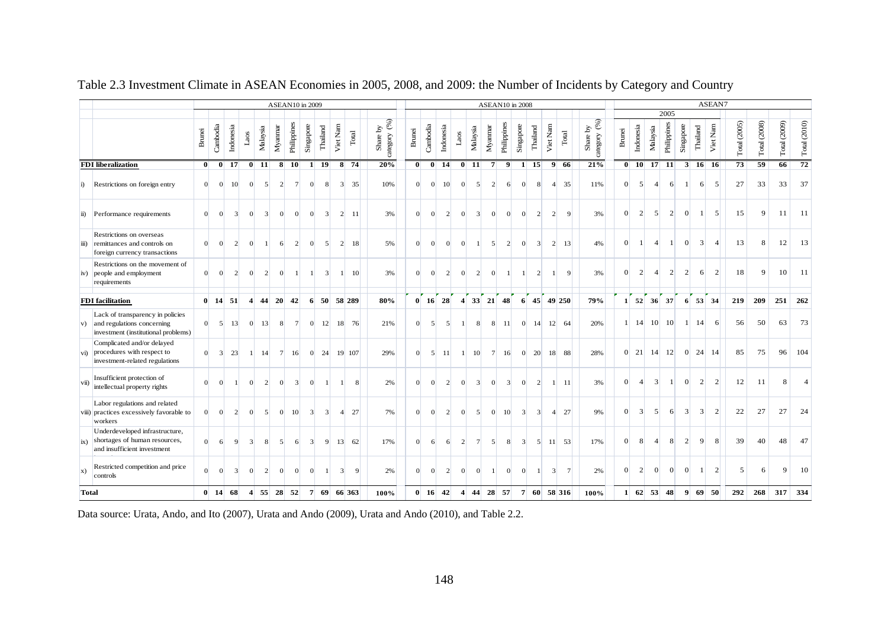Table 2.3 Investment Climate in ASEAN Economies in 2005, 2008, and 2009: the Number of Incidents by Category and Country

| | | ASEAN10 in 2009 | | | | | | | | | | | | ASEAN10 in 2008 | | | | | | | | | | | | ASEAN7 | | | | | | | | | | |
|---|---|---|---|---|---|---|---|---|---|---|---|---|---|---|---|---|---|---|---|---|---|---|---|---|---|---|---|---|---|---|---|---|---|---|---|---|
| | | | | | | | | | | | | | | | | | | | | | | | | | | 2005 | | | | | | | | | | |
| | | Brunei | Cambodia | Indonesia | Laos | Malaysia | Myanmar | Philippines | Singapore | Thailand | Viet Nam | Total | Share by category (%) | Brunei | Cambodia | Indonesia | Laos | Malaysia | Myanmar | Philippines | Singapore | Thailand | Viet Nam | Total | Share by category (%) | Brunei | Indonesia | Malaysia | Philippines | Singapore | Thailand | Viet Nam | Total (2005) | Total (2008) | Total (2009) | Total (2010) |
| **FDI liberalization** | | **0** | **0** | **17** | **0** | **11** | **8** | **10** | **1** | **19** | **8** | **74** | **20%** | **0** | **0** | **14** | **0** | **11** | **7** | **9** | **1** | **15** | **9** | **66** | **21%** | **0** | **10** | **17** | **11** | **3** | **16** | **16** | **73** | **59** | **66** | **72** |
| i) | Restrictions on foreign entry | 0 | 0 | 10 | 0 | 5 | 2 | 7 | 0 | 8 | 3 | 35 | 10% | 0 | 0 | 10 | 0 | 5 | 2 | 6 | 0 | 8 | 4 | 35 | 11% | 0 | 5 | 4 | 6 | 1 | 6 | 5 | 27 | 33 | 33 | 37 |
| ii) | Performance requirements | 0 | 0 | 3 | 0 | 3 | 0 | 0 | 0 | 3 | 2 | 11 | 3% | 0 | 0 | 2 | 0 | 3 | 0 | 0 | 0 | 2 | 2 | 9 | 3% | 0 | 2 | 5 | 2 | 0 | 1 | 5 | 15 | 9 | 11 | 11 |
| iii) | Restrictions on overseas remittances and controls on foreign currency transactions | 0 | 0 | 2 | 0 | 1 | 6 | 2 | 0 | 5 | 2 | 18 | 5% | 0 | 0 | 0 | 0 | 1 | 5 | 2 | 0 | 3 | 2 | 13 | 4% | 0 | 1 | 4 | 1 | 0 | 3 | 4 | 13 | 8 | 12 | 13 |
| iv) | Restrictions on the movement of people and employment requirements | 0 | 0 | 2 | 0 | 2 | 0 | 1 | 1 | 3 | 1 | 10 | 3% | 0 | 0 | 2 | 0 | 2 | 0 | 1 | 1 | 2 | 1 | 9 | 3% | 0 | 2 | 4 | 2 | 2 | 6 | 2 | 18 | 9 | 10 | 11 |
| **FDI facilitation** | | **0** | **14** | **51** | **4** | **44** | **20** | **42** | **6** | **50** | **58** | **289** | **80%** | **0** | **16** | **28** | **4** | **33** | **21** | **48** | **6** | **45** | **49** | **250** | **79%** | **1** | **52** | **36** | **37** | **6** | **53** | **34** | **219** | **209** | **251** | **262** |
| v) | Lack of transparency in policies and regulations concerning investment (institutional problems) | 0 | 5 | 13 | 0 | 13 | 8 | 7 | 0 | 12 | 18 | 76 | 21% | 0 | 5 | 5 | 1 | 8 | 8 | 11 | 0 | 14 | 12 | 64 | 20% | 1 | 14 | 10 | 10 | 1 | 14 | 6 | 56 | 50 | 63 | 73 |
| vi) | Complicated and/or delayed procedures with respect to investment-related regulations | 0 | 3 | 23 | 1 | 14 | 7 | 16 | 0 | 24 | 19 | 107 | 29% | 0 | 5 | 11 | 1 | 10 | 7 | 16 | 0 | 20 | 18 | 88 | 28% | 0 | 21 | 14 | 12 | 0 | 24 | 14 | 85 | 75 | 96 | 104 |
| vii) | Insufficient protection of intellectual property rights | 0 | 0 | 1 | 0 | 2 | 0 | 3 | 0 | 1 | 1 | 8 | 2% | 0 | 0 | 2 | 0 | 3 | 0 | 3 | 0 | 2 | 1 | 11 | 3% | 0 | 4 | 3 | 1 | 0 | 2 | 2 | 12 | 11 | 8 | 4 |
| viii) | Labor regulations and related practices excessively favorable to workers | 0 | 0 | 2 | 0 | 5 | 0 | 10 | 3 | 3 | 4 | 27 | 7% | 0 | 0 | 2 | 0 | 5 | 0 | 10 | 3 | 3 | 4 | 27 | 9% | 0 | 3 | 5 | 6 | 3 | 3 | 2 | 22 | 27 | 27 | 24 |
| ix) | Underdeveloped infrastructure, shortages of human resources, and insufficient investment | 0 | 6 | 9 | 3 | 8 | 5 | 6 | 3 | 9 | 13 | 62 | 17% | 0 | 6 | 6 | 2 | 7 | 5 | 8 | 3 | 5 | 11 | 53 | 17% | 0 | 8 | 4 | 8 | 2 | 9 | 8 | 39 | 40 | 48 | 47 |
| x) | Restricted competition and price controls | 0 | 0 | 3 | 0 | 2 | 0 | 0 | 0 | 1 | 3 | 9 | 2% | 0 | 0 | 2 | 0 | 0 | 1 | 0 | 0 | 1 | 3 | 7 | 2% | 0 | 2 | 0 | 0 | 0 | 1 | 2 | 5 | 6 | 9 | 10 |
| **Total** | | **0** | **14** | **68** | **4** | **55** | **28** | **52** | **7** | **69** | **66** | **363** | **100%** | **0** | **16** | **42** | **4** | **44** | **28** | **57** | **7** | **60** | **58** | **316** | **100%** | **1** | **62** | **53** | **48** | **9** | **69** | **50** | **292** | **268** | **317** | **334** |

Data source: Urata, Ando, and Ito (2007), Urata and Ando (2009), Urata and Ando (2010), and Table 2.2.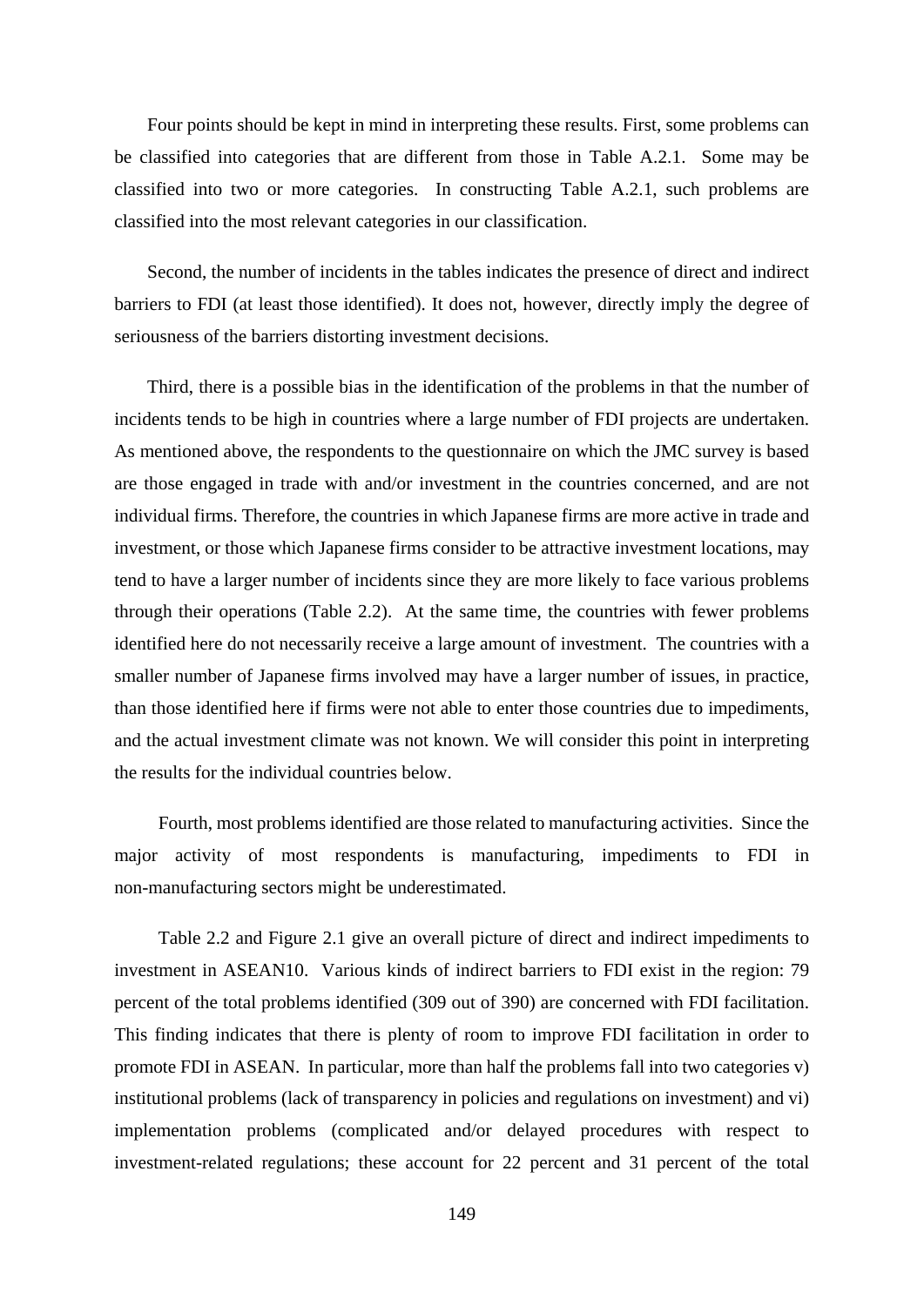Four points should be kept in mind in interpreting these results. First, some problems can be classified into categories that are different from those in Table A.2.1. Some may be classified into two or more categories. In constructing Table A.2.1, such problems are classified into the most relevant categories in our classification.

Second, the number of incidents in the tables indicates the presence of direct and indirect barriers to FDI (at least those identified). It does not, however, directly imply the degree of seriousness of the barriers distorting investment decisions.

Third, there is a possible bias in the identification of the problems in that the number of incidents tends to be high in countries where a large number of FDI projects are undertaken. As mentioned above, the respondents to the questionnaire on which the JMC survey is based are those engaged in trade with and/or investment in the countries concerned, and are not individual firms. Therefore, the countries in which Japanese firms are more active in trade and investment, or those which Japanese firms consider to be attractive investment locations, may tend to have a larger number of incidents since they are more likely to face various problems through their operations (Table 2.2). At the same time, the countries with fewer problems identified here do not necessarily receive a large amount of investment. The countries with a smaller number of Japanese firms involved may have a larger number of issues, in practice, than those identified here if firms were not able to enter those countries due to impediments, and the actual investment climate was not known. We will consider this point in interpreting the results for the individual countries below.

Fourth, most problems identified are those related to manufacturing activities. Since the major activity of most respondents is manufacturing, impediments to FDI in non-manufacturing sectors might be underestimated.

Table 2.2 and Figure 2.1 give an overall picture of direct and indirect impediments to investment in ASEAN10. Various kinds of indirect barriers to FDI exist in the region: 79 percent of the total problems identified (309 out of 390) are concerned with FDI facilitation. This finding indicates that there is plenty of room to improve FDI facilitation in order to promote FDI in ASEAN. In particular, more than half the problems fall into two categories v) institutional problems (lack of transparency in policies and regulations on investment) and vi) implementation problems (complicated and/or delayed procedures with respect to investment-related regulations; these account for 22 percent and 31 percent of the total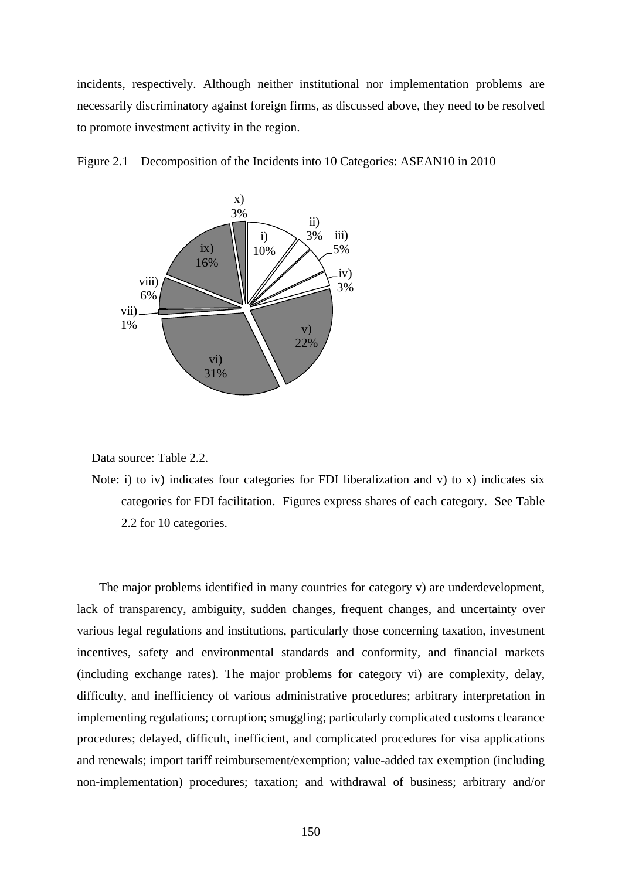incidents, respectively. Although neither institutional nor implementation problems are necessarily discriminatory against foreign firms, as discussed above, they need to be resolved to promote investment activity in the region.

Figure 2.1 Decomposition of the Incidents into 10 Categories: ASEAN10 in 2010

| Category | Share |
|---|---|
| i) | 10% |
| ii) | 3% |
| iii) | 5% |
| iv) | 3% |
| v) | 22% |
| vi) | 31% |
| vii) | 1% |
| viii) | 6% |
| ix) | 16% |
| x) | 3% |

Data source: Table 2.2.

Note: i) to iv) indicates four categories for FDI liberalization and v) to x) indicates six categories for FDI facilitation. Figures express shares of each category. See Table 2.2 for 10 categories.

The major problems identified in many countries for category v) are underdevelopment, lack of transparency, ambiguity, sudden changes, frequent changes, and uncertainty over various legal regulations and institutions, particularly those concerning taxation, investment incentives, safety and environmental standards and conformity, and financial markets (including exchange rates). The major problems for category vi) are complexity, delay, difficulty, and inefficiency of various administrative procedures; arbitrary interpretation in implementing regulations; corruption; smuggling; particularly complicated customs clearance procedures; delayed, difficult, inefficient, and complicated procedures for visa applications and renewals; import tariff reimbursement/exemption; value-added tax exemption (including non-implementation) procedures; taxation; and withdrawal of business; arbitrary and/or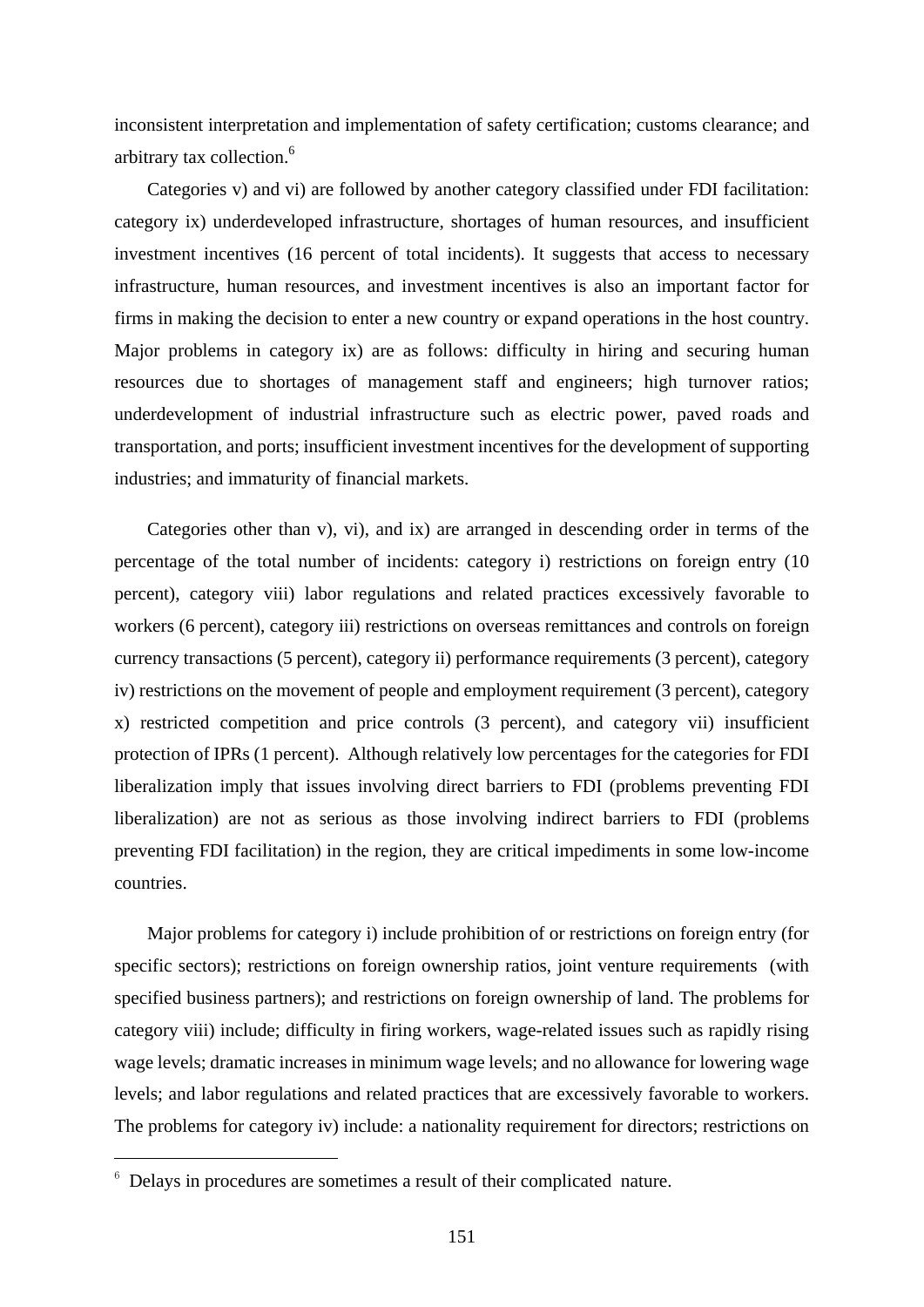inconsistent interpretation and implementation of safety certification; customs clearance; and arbitrary tax collection.[6]

Categories v) and vi) are followed by another category classified under FDI facilitation: category ix) underdeveloped infrastructure, shortages of human resources, and insufficient investment incentives (16 percent of total incidents). It suggests that access to necessary infrastructure, human resources, and investment incentives is also an important factor for firms in making the decision to enter a new country or expand operations in the host country. Major problems in category ix) are as follows: difficulty in hiring and securing human resources due to shortages of management staff and engineers; high turnover ratios; underdevelopment of industrial infrastructure such as electric power, paved roads and transportation, and ports; insufficient investment incentives for the development of supporting industries; and immaturity of financial markets.

Categories other than v), vi), and ix) are arranged in descending order in terms of the percentage of the total number of incidents: category i) restrictions on foreign entry (10 percent), category viii) labor regulations and related practices excessively favorable to workers (6 percent), category iii) restrictions on overseas remittances and controls on foreign currency transactions (5 percent), category ii) performance requirements (3 percent), category iv) restrictions on the movement of people and employment requirement (3 percent), category x) restricted competition and price controls (3 percent), and category vii) insufficient protection of IPRs (1 percent). Although relatively low percentages for the categories for FDI liberalization imply that issues involving direct barriers to FDI (problems preventing FDI liberalization) are not as serious as those involving indirect barriers to FDI (problems preventing FDI facilitation) in the region, they are critical impediments in some low-income countries.

Major problems for category i) include prohibition of or restrictions on foreign entry (for specific sectors); restrictions on foreign ownership ratios, joint venture requirements (with specified business partners); and restrictions on foreign ownership of land. The problems for category viii) include; difficulty in firing workers, wage-related issues such as rapidly rising wage levels; dramatic increases in minimum wage levels; and no allowance for lowering wage levels; and labor regulations and related practices that are excessively favorable to workers. The problems for category iv) include: a nationality requirement for directors; restrictions on

[6] Delays in procedures are sometimes a result of their complicated nature.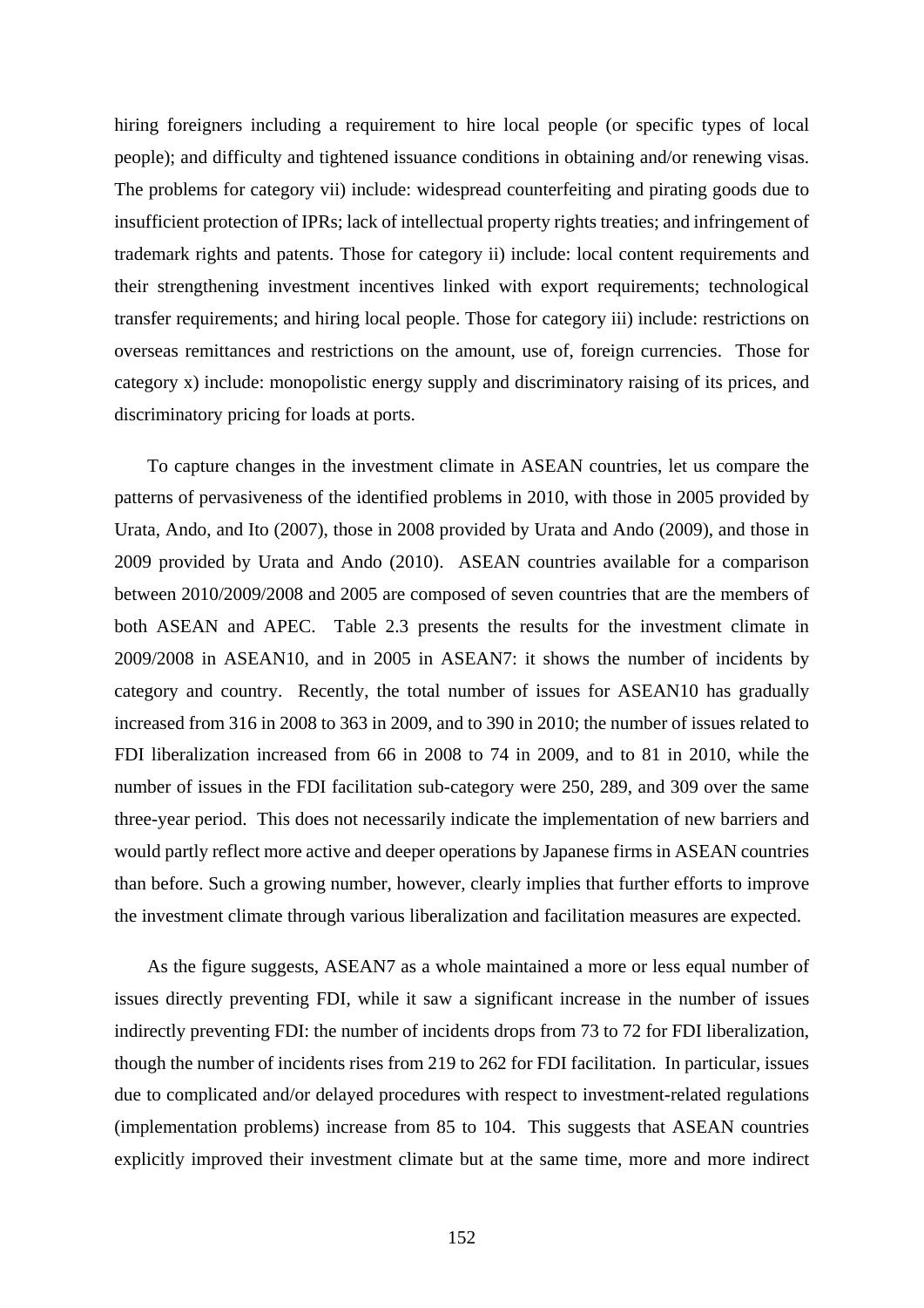hiring foreigners including a requirement to hire local people (or specific types of local people); and difficulty and tightened issuance conditions in obtaining and/or renewing visas. The problems for category vii) include: widespread counterfeiting and pirating goods due to insufficient protection of IPRs; lack of intellectual property rights treaties; and infringement of trademark rights and patents. Those for category ii) include: local content requirements and their strengthening investment incentives linked with export requirements; technological transfer requirements; and hiring local people. Those for category iii) include: restrictions on overseas remittances and restrictions on the amount, use of, foreign currencies. Those for category x) include: monopolistic energy supply and discriminatory raising of its prices, and discriminatory pricing for loads at ports.

To capture changes in the investment climate in ASEAN countries, let us compare the patterns of pervasiveness of the identified problems in 2010, with those in 2005 provided by Urata, Ando, and Ito (2007), those in 2008 provided by Urata and Ando (2009), and those in 2009 provided by Urata and Ando (2010). ASEAN countries available for a comparison between 2010/2009/2008 and 2005 are composed of seven countries that are the members of both ASEAN and APEC. Table 2.3 presents the results for the investment climate in 2009/2008 in ASEAN10, and in 2005 in ASEAN7: it shows the number of incidents by category and country. Recently, the total number of issues for ASEAN10 has gradually increased from 316 in 2008 to 363 in 2009, and to 390 in 2010; the number of issues related to FDI liberalization increased from 66 in 2008 to 74 in 2009, and to 81 in 2010, while the number of issues in the FDI facilitation sub-category were 250, 289, and 309 over the same three-year period. This does not necessarily indicate the implementation of new barriers and would partly reflect more active and deeper operations by Japanese firms in ASEAN countries than before. Such a growing number, however, clearly implies that further efforts to improve the investment climate through various liberalization and facilitation measures are expected.

As the figure suggests, ASEAN7 as a whole maintained a more or less equal number of issues directly preventing FDI, while it saw a significant increase in the number of issues indirectly preventing FDI: the number of incidents drops from 73 to 72 for FDI liberalization, though the number of incidents rises from 219 to 262 for FDI facilitation. In particular, issues due to complicated and/or delayed procedures with respect to investment-related regulations (implementation problems) increase from 85 to 104. This suggests that ASEAN countries explicitly improved their investment climate but at the same time, more and more indirect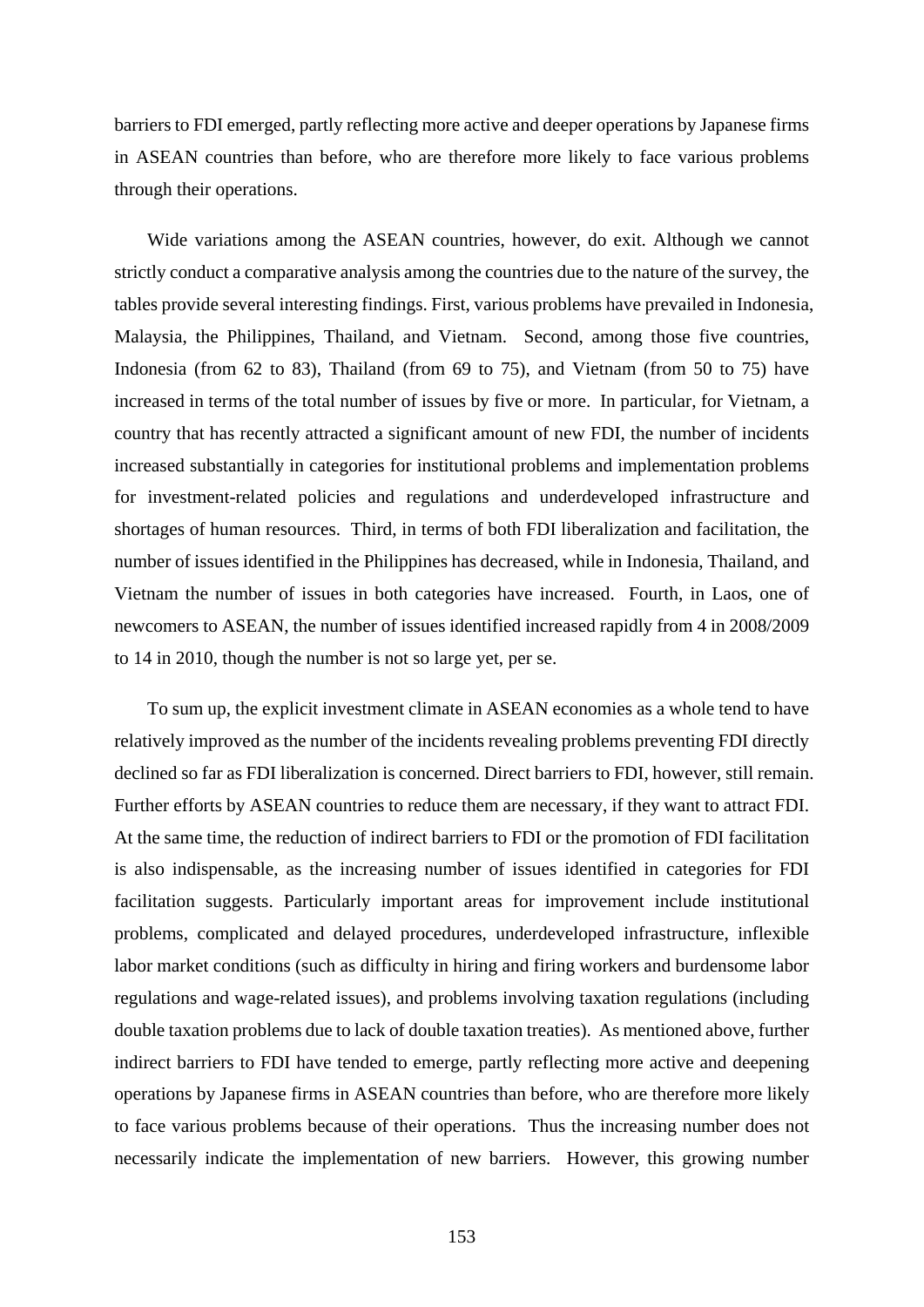barriers to FDI emerged, partly reflecting more active and deeper operations by Japanese firms in ASEAN countries than before, who are therefore more likely to face various problems through their operations.

Wide variations among the ASEAN countries, however, do exit. Although we cannot strictly conduct a comparative analysis among the countries due to the nature of the survey, the tables provide several interesting findings. First, various problems have prevailed in Indonesia, Malaysia, the Philippines, Thailand, and Vietnam. Second, among those five countries, Indonesia (from 62 to 83), Thailand (from 69 to 75), and Vietnam (from 50 to 75) have increased in terms of the total number of issues by five or more. In particular, for Vietnam, a country that has recently attracted a significant amount of new FDI, the number of incidents increased substantially in categories for institutional problems and implementation problems for investment-related policies and regulations and underdeveloped infrastructure and shortages of human resources. Third, in terms of both FDI liberalization and facilitation, the number of issues identified in the Philippines has decreased, while in Indonesia, Thailand, and Vietnam the number of issues in both categories have increased. Fourth, in Laos, one of newcomers to ASEAN, the number of issues identified increased rapidly from 4 in 2008/2009 to 14 in 2010, though the number is not so large yet, per se.

To sum up, the explicit investment climate in ASEAN economies as a whole tend to have relatively improved as the number of the incidents revealing problems preventing FDI directly declined so far as FDI liberalization is concerned. Direct barriers to FDI, however, still remain. Further efforts by ASEAN countries to reduce them are necessary, if they want to attract FDI. At the same time, the reduction of indirect barriers to FDI or the promotion of FDI facilitation is also indispensable, as the increasing number of issues identified in categories for FDI facilitation suggests. Particularly important areas for improvement include institutional problems, complicated and delayed procedures, underdeveloped infrastructure, inflexible labor market conditions (such as difficulty in hiring and firing workers and burdensome labor regulations and wage-related issues), and problems involving taxation regulations (including double taxation problems due to lack of double taxation treaties). As mentioned above, further indirect barriers to FDI have tended to emerge, partly reflecting more active and deepening operations by Japanese firms in ASEAN countries than before, who are therefore more likely to face various problems because of their operations. Thus the increasing number does not necessarily indicate the implementation of new barriers. However, this growing number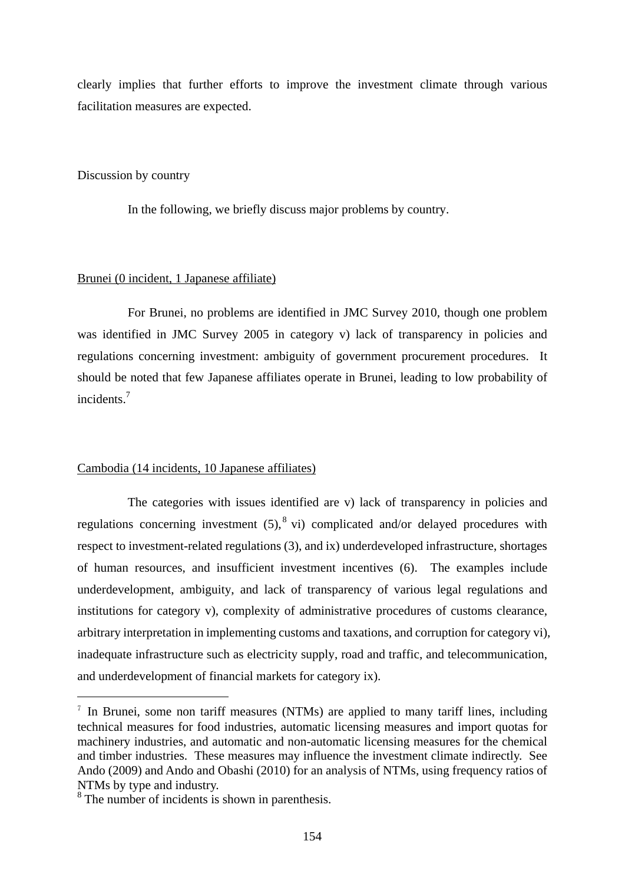clearly implies that further efforts to improve the investment climate through various facilitation measures are expected.

Discussion by country

In the following, we briefly discuss major problems by country.

Brunei (0 incident, 1 Japanese affiliate)

For Brunei, no problems are identified in JMC Survey 2010, though one problem was identified in JMC Survey 2005 in category v) lack of transparency in policies and regulations concerning investment: ambiguity of government procurement procedures. It should be noted that few Japanese affiliates operate in Brunei, leading to low probability of incidents.[7]

Cambodia (14 incidents, 10 Japanese affiliates)

The categories with issues identified are v) lack of transparency in policies and regulations concerning investment (5),[8] vi) complicated and/or delayed procedures with respect to investment-related regulations (3), and ix) underdeveloped infrastructure, shortages of human resources, and insufficient investment incentives (6). The examples include underdevelopment, ambiguity, and lack of transparency of various legal regulations and institutions for category v), complexity of administrative procedures of customs clearance, arbitrary interpretation in implementing customs and taxations, and corruption for category vi), inadequate infrastructure such as electricity supply, road and traffic, and telecommunication, and underdevelopment of financial markets for category ix).

---

[7] In Brunei, some non tariff measures (NTMs) are applied to many tariff lines, including technical measures for food industries, automatic licensing measures and import quotas for machinery industries, and automatic and non-automatic licensing measures for the chemical and timber industries. These measures may influence the investment climate indirectly. See Ando (2009) and Ando and Obashi (2010) for an analysis of NTMs, using frequency ratios of NTMs by type and industry.

[8] The number of incidents is shown in parenthesis.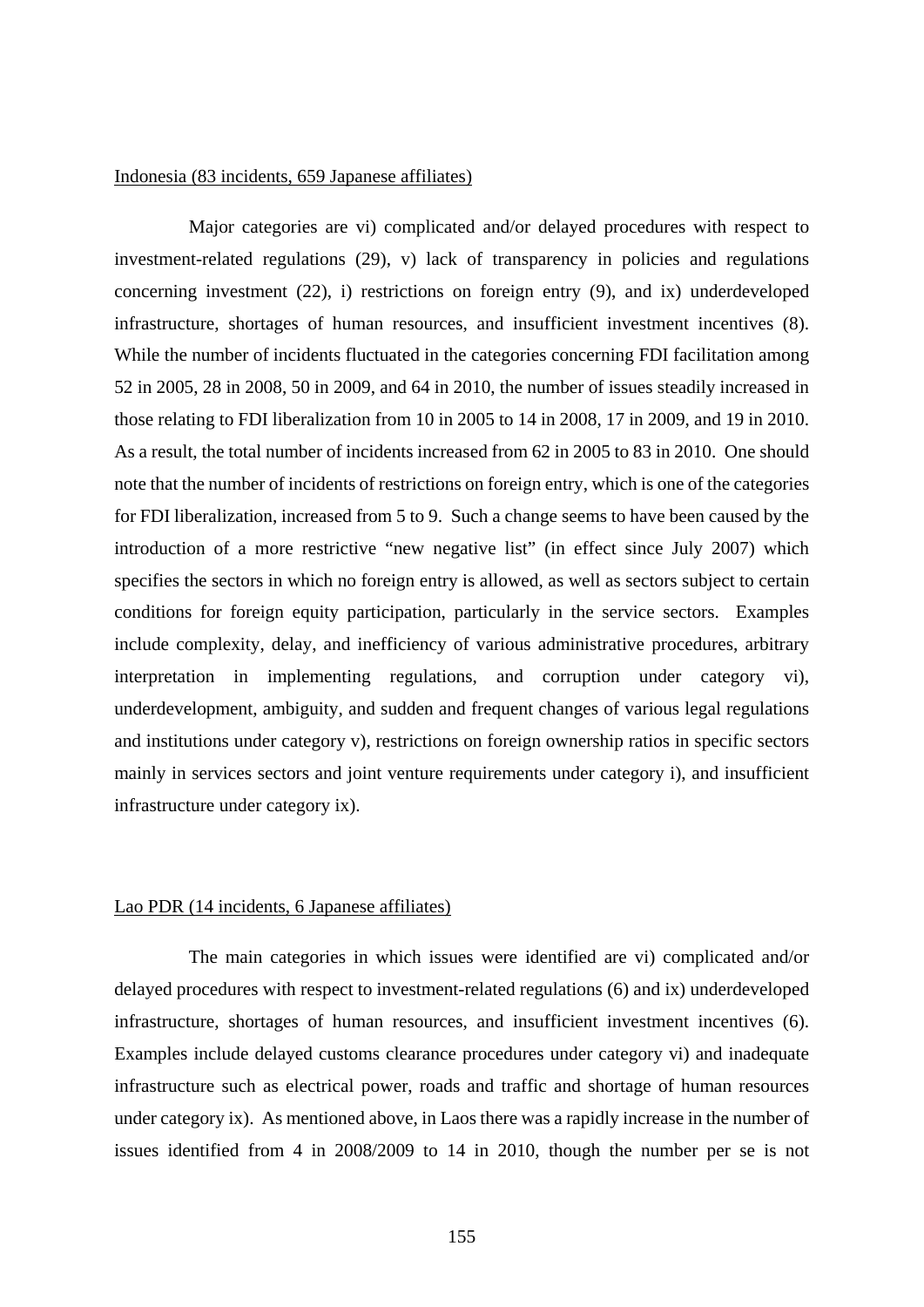Indonesia (83 incidents, 659 Japanese affiliates)

Major categories are vi) complicated and/or delayed procedures with respect to investment-related regulations (29), v) lack of transparency in policies and regulations concerning investment (22), i) restrictions on foreign entry (9), and ix) underdeveloped infrastructure, shortages of human resources, and insufficient investment incentives (8). While the number of incidents fluctuated in the categories concerning FDI facilitation among 52 in 2005, 28 in 2008, 50 in 2009, and 64 in 2010, the number of issues steadily increased in those relating to FDI liberalization from 10 in 2005 to 14 in 2008, 17 in 2009, and 19 in 2010. As a result, the total number of incidents increased from 62 in 2005 to 83 in 2010. One should note that the number of incidents of restrictions on foreign entry, which is one of the categories for FDI liberalization, increased from 5 to 9. Such a change seems to have been caused by the introduction of a more restrictive "new negative list" (in effect since July 2007) which specifies the sectors in which no foreign entry is allowed, as well as sectors subject to certain conditions for foreign equity participation, particularly in the service sectors. Examples include complexity, delay, and inefficiency of various administrative procedures, arbitrary interpretation in implementing regulations, and corruption under category vi), underdevelopment, ambiguity, and sudden and frequent changes of various legal regulations and institutions under category v), restrictions on foreign ownership ratios in specific sectors mainly in services sectors and joint venture requirements under category i), and insufficient infrastructure under category ix).

Lao PDR (14 incidents, 6 Japanese affiliates)

The main categories in which issues were identified are vi) complicated and/or delayed procedures with respect to investment-related regulations (6) and ix) underdeveloped infrastructure, shortages of human resources, and insufficient investment incentives (6). Examples include delayed customs clearance procedures under category vi) and inadequate infrastructure such as electrical power, roads and traffic and shortage of human resources under category ix). As mentioned above, in Laos there was a rapidly increase in the number of issues identified from 4 in 2008/2009 to 14 in 2010, though the number per se is not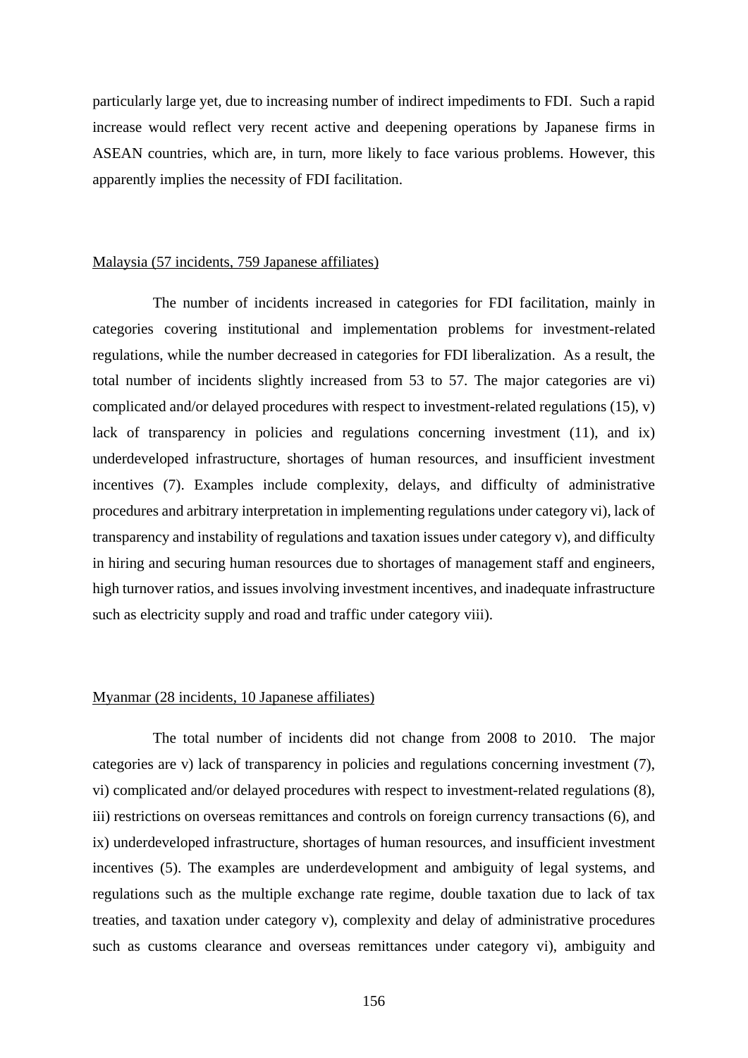particularly large yet, due to increasing number of indirect impediments to FDI. Such a rapid increase would reflect very recent active and deepening operations by Japanese firms in ASEAN countries, which are, in turn, more likely to face various problems. However, this apparently implies the necessity of FDI facilitation.

<u>Malaysia (57 incidents, 759 Japanese affiliates)</u>

The number of incidents increased in categories for FDI facilitation, mainly in categories covering institutional and implementation problems for investment-related regulations, while the number decreased in categories for FDI liberalization. As a result, the total number of incidents slightly increased from 53 to 57. The major categories are vi) complicated and/or delayed procedures with respect to investment-related regulations (15), v) lack of transparency in policies and regulations concerning investment (11), and ix) underdeveloped infrastructure, shortages of human resources, and insufficient investment incentives (7). Examples include complexity, delays, and difficulty of administrative procedures and arbitrary interpretation in implementing regulations under category vi), lack of transparency and instability of regulations and taxation issues under category v), and difficulty in hiring and securing human resources due to shortages of management staff and engineers, high turnover ratios, and issues involving investment incentives, and inadequate infrastructure such as electricity supply and road and traffic under category viii).

<u>Myanmar (28 incidents, 10 Japanese affiliates)</u>

The total number of incidents did not change from 2008 to 2010. The major categories are v) lack of transparency in policies and regulations concerning investment (7), vi) complicated and/or delayed procedures with respect to investment-related regulations (8), iii) restrictions on overseas remittances and controls on foreign currency transactions (6), and ix) underdeveloped infrastructure, shortages of human resources, and insufficient investment incentives (5). The examples are underdevelopment and ambiguity of legal systems, and regulations such as the multiple exchange rate regime, double taxation due to lack of tax treaties, and taxation under category v), complexity and delay of administrative procedures such as customs clearance and overseas remittances under category vi), ambiguity and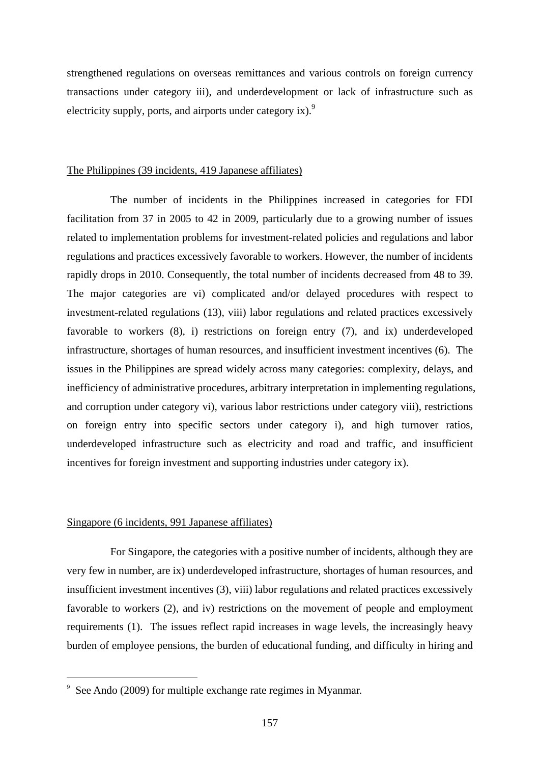strengthened regulations on overseas remittances and various controls on foreign currency transactions under category iii), and underdevelopment or lack of infrastructure such as electricity supply, ports, and airports under category ix).[9]

The Philippines (39 incidents, 419 Japanese affiliates)

The number of incidents in the Philippines increased in categories for FDI facilitation from 37 in 2005 to 42 in 2009, particularly due to a growing number of issues related to implementation problems for investment-related policies and regulations and labor regulations and practices excessively favorable to workers. However, the number of incidents rapidly drops in 2010. Consequently, the total number of incidents decreased from 48 to 39. The major categories are vi) complicated and/or delayed procedures with respect to investment-related regulations (13), viii) labor regulations and related practices excessively favorable to workers (8), i) restrictions on foreign entry (7), and ix) underdeveloped infrastructure, shortages of human resources, and insufficient investment incentives (6). The issues in the Philippines are spread widely across many categories: complexity, delays, and inefficiency of administrative procedures, arbitrary interpretation in implementing regulations, and corruption under category vi), various labor restrictions under category viii), restrictions on foreign entry into specific sectors under category i), and high turnover ratios, underdeveloped infrastructure such as electricity and road and traffic, and insufficient incentives for foreign investment and supporting industries under category ix).

Singapore (6 incidents, 991 Japanese affiliates)

For Singapore, the categories with a positive number of incidents, although they are very few in number, are ix) underdeveloped infrastructure, shortages of human resources, and insufficient investment incentives (3), viii) labor regulations and related practices excessively favorable to workers (2), and iv) restrictions on the movement of people and employment requirements (1). The issues reflect rapid increases in wage levels, the increasingly heavy burden of employee pensions, the burden of educational funding, and difficulty in hiring and

[9] See Ando (2009) for multiple exchange rate regimes in Myanmar.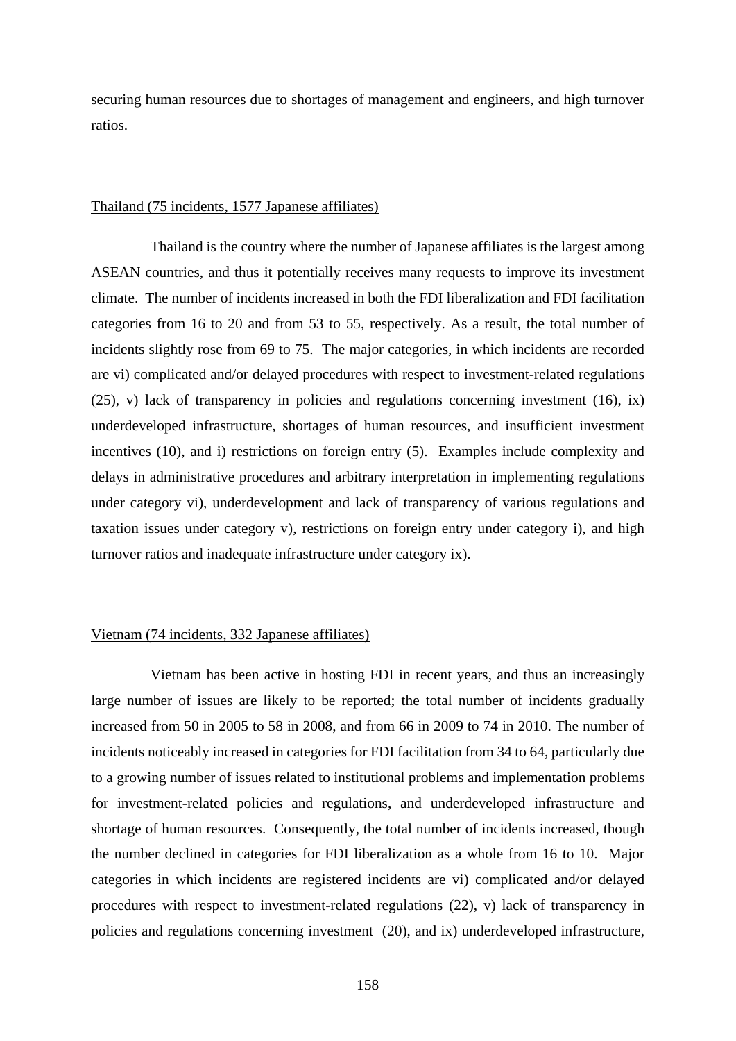securing human resources due to shortages of management and engineers, and high turnover ratios.

Thailand (75 incidents, 1577 Japanese affiliates)

Thailand is the country where the number of Japanese affiliates is the largest among ASEAN countries, and thus it potentially receives many requests to improve its investment climate. The number of incidents increased in both the FDI liberalization and FDI facilitation categories from 16 to 20 and from 53 to 55, respectively. As a result, the total number of incidents slightly rose from 69 to 75. The major categories, in which incidents are recorded are vi) complicated and/or delayed procedures with respect to investment-related regulations (25), v) lack of transparency in policies and regulations concerning investment (16), ix) underdeveloped infrastructure, shortages of human resources, and insufficient investment incentives (10), and i) restrictions on foreign entry (5). Examples include complexity and delays in administrative procedures and arbitrary interpretation in implementing regulations under category vi), underdevelopment and lack of transparency of various regulations and taxation issues under category v), restrictions on foreign entry under category i), and high turnover ratios and inadequate infrastructure under category ix).

Vietnam (74 incidents, 332 Japanese affiliates)

Vietnam has been active in hosting FDI in recent years, and thus an increasingly large number of issues are likely to be reported; the total number of incidents gradually increased from 50 in 2005 to 58 in 2008, and from 66 in 2009 to 74 in 2010. The number of incidents noticeably increased in categories for FDI facilitation from 34 to 64, particularly due to a growing number of issues related to institutional problems and implementation problems for investment-related policies and regulations, and underdeveloped infrastructure and shortage of human resources. Consequently, the total number of incidents increased, though the number declined in categories for FDI liberalization as a whole from 16 to 10. Major categories in which incidents are registered incidents are vi) complicated and/or delayed procedures with respect to investment-related regulations (22), v) lack of transparency in policies and regulations concerning investment (20), and ix) underdeveloped infrastructure,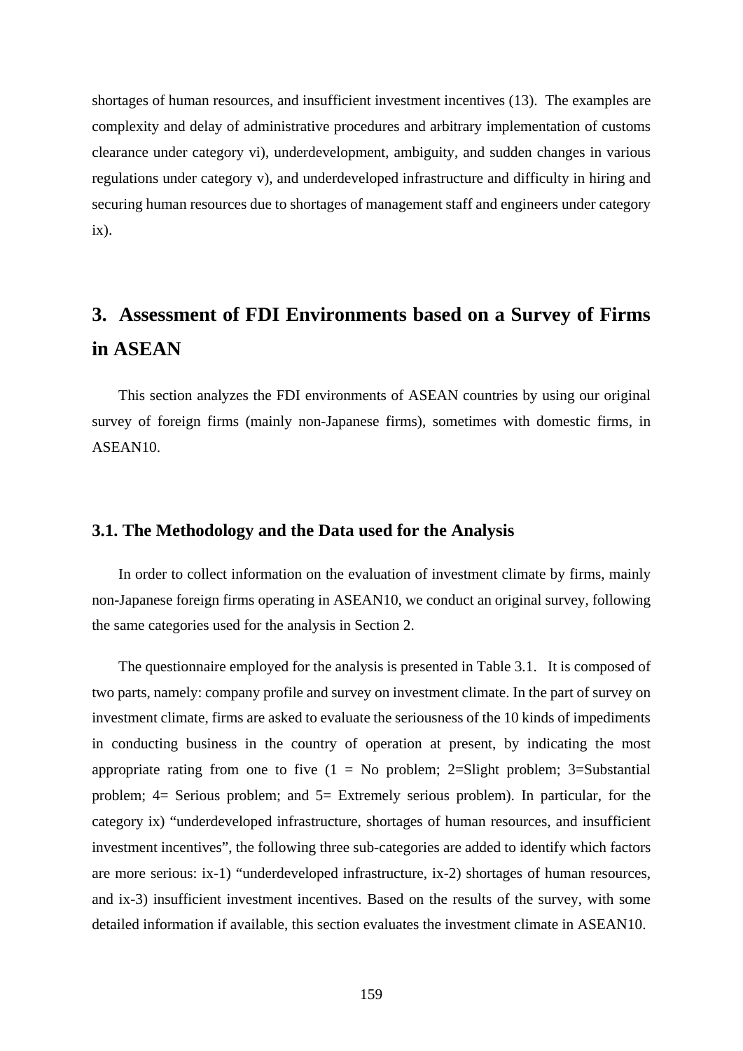shortages of human resources, and insufficient investment incentives (13). The examples are complexity and delay of administrative procedures and arbitrary implementation of customs clearance under category vi), underdevelopment, ambiguity, and sudden changes in various regulations under category v), and underdeveloped infrastructure and difficulty in hiring and securing human resources due to shortages of management staff and engineers under category ix).

## 3. Assessment of FDI Environments based on a Survey of Firms in ASEAN

This section analyzes the FDI environments of ASEAN countries by using our original survey of foreign firms (mainly non-Japanese firms), sometimes with domestic firms, in ASEAN10.

### 3.1. The Methodology and the Data used for the Analysis

In order to collect information on the evaluation of investment climate by firms, mainly non-Japanese foreign firms operating in ASEAN10, we conduct an original survey, following the same categories used for the analysis in Section 2.

The questionnaire employed for the analysis is presented in Table 3.1. It is composed of two parts, namely: company profile and survey on investment climate. In the part of survey on investment climate, firms are asked to evaluate the seriousness of the 10 kinds of impediments in conducting business in the country of operation at present, by indicating the most appropriate rating from one to five (1 = No problem; 2=Slight problem; 3=Substantial problem; 4= Serious problem; and 5= Extremely serious problem). In particular, for the category ix) "underdeveloped infrastructure, shortages of human resources, and insufficient investment incentives", the following three sub-categories are added to identify which factors are more serious: ix-1) "underdeveloped infrastructure, ix-2) shortages of human resources, and ix-3) insufficient investment incentives. Based on the results of the survey, with some detailed information if available, this section evaluates the investment climate in ASEAN10.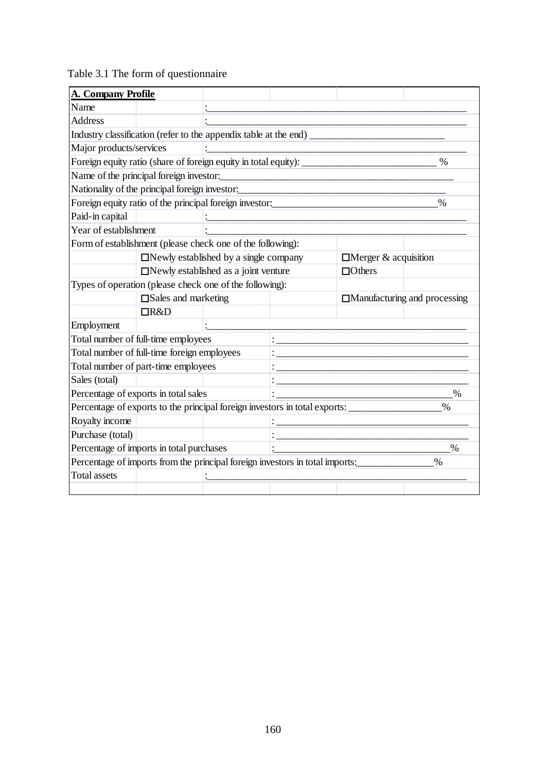Table 3.1 The form of questionnaire

| **A. Company Profile** | | | | | |
|---|---|---|---|---|---|
| Name | | :______________________________________________ | | | |
| Address | | :______________________________________________ | | | |
| Industry classification (refer to the appendix table at the end) __________________________ | | | | | |
| Major products/services | | :______________________________________________ | | | |
| Foreign equity ratio (share of foreign equity in total equity): __________________________ % | | | | | |
| Name of the principal foreign investor:______________________________________________ | | | | | |
| Nationality of the principal foreign investor:________________________________________ | | | | | |
| Foreign equity ratio of the principal foreign investor:______________________________% | | | | | |
| Paid-in capital | | :______________________________________________ | | | |
| Year of establishment | | :______________________________________________ | | | |
| Form of establishment (please check one of the following): | | | | | |
| | □Newly established by a single company | | | □Merger & acquisition | |
| | □Newly established as a joint venture | | | □Others | |
| Types of operation (please check one of the following): | | | | | |
| | □Sales and marketing | | | □Manufacturing and processing | |
| | □R&D | | | | |
| Employment | | :______________________________________________ | | | |
| Total number of full-time employees | | | :____________________________________ | | |
| Total number of full-time foreign employees | | | :____________________________________ | | |
| Total number of part-time employees | | | :____________________________________ | | |
| Sales (total) | | | :____________________________________ | | |
| Percentage of exports in total sales | | | :__________________________________% | | |
| Percentage of exports to the principal foreign investors in total exports: __________________% | | | | | |
| Royalty income | | | :____________________________________ | | |
| Purchase (total) | | | :____________________________________ | | |
| Percentage of imports in total purchases | | | :__________________________________% | | |
| Percentage of imports from the principal foreign investors in total imports:_______________% | | | | | |
| Total assets | | :______________________________________________ | | | |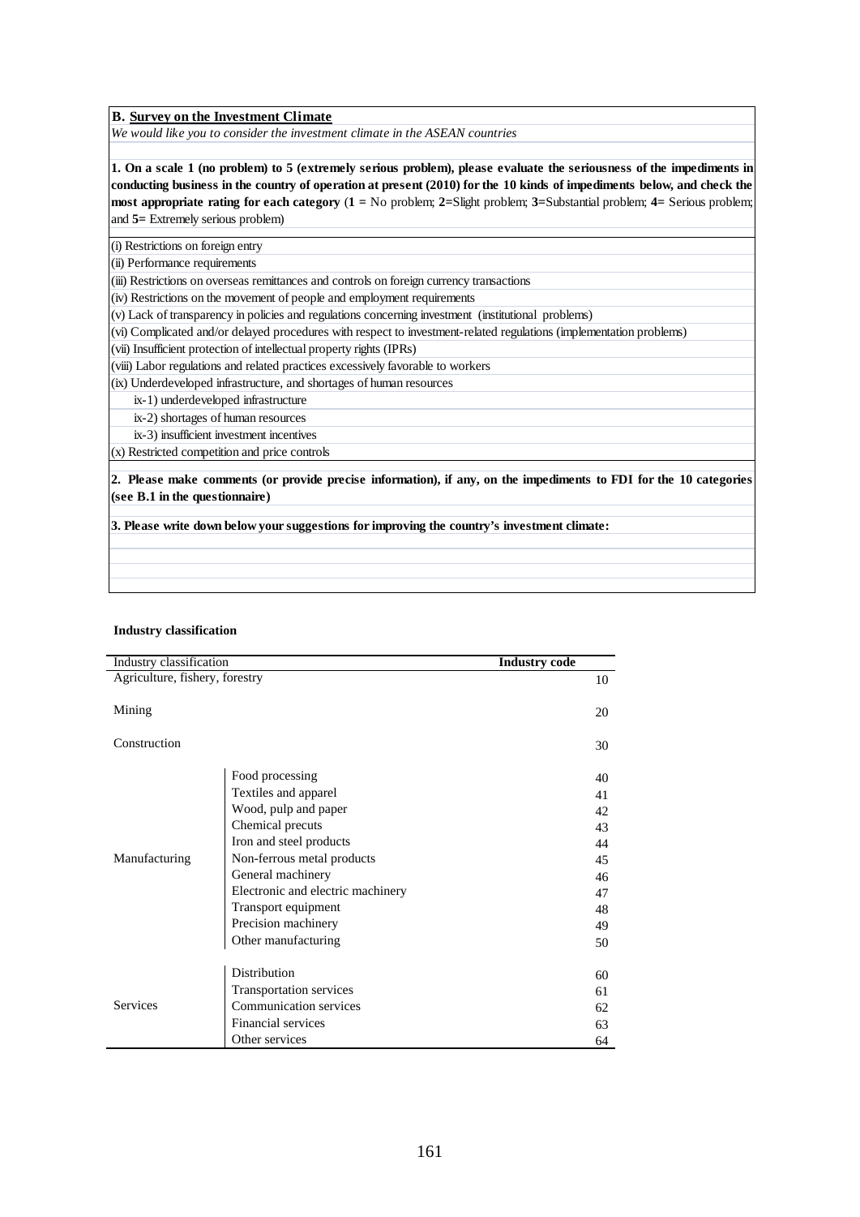**B. Survey on the Investment Climate**

*We would like you to consider the investment climate in the ASEAN countries*

**1. On a scale 1 (no problem) to 5 (extremely serious problem), please evaluate the seriousness of the impediments in conducting business in the country of operation at present (2010) for the 10 kinds of impediments below, and check the most appropriate rating for each category** (**1 =** No problem; **2=**Slight problem; **3=**Substantial problem; **4=** Serious problem; and **5=** Extremely serious problem)

(i) Restrictions on foreign entry

(ii) Performance requirements

(iii) Restrictions on overseas remittances and controls on foreign currency transactions

(iv) Restrictions on the movement of people and employment requirements

(v) Lack of transparency in policies and regulations concerning investment (institutional problems)

(vi) Complicated and/or delayed procedures with respect to investment-related regulations (implementation problems)

(vii) Insufficient protection of intellectual property rights (IPRs)

(viii) Labor regulations and related practices excessively favorable to workers

(ix) Underdeveloped infrastructure, and shortages of human resources

- ix-1) underdeveloped infrastructure
- ix-2) shortages of human resources
- ix-3) insufficient investment incentives

(x) Restricted competition and price controls

**2. Please make comments (or provide precise information), if any, on the impediments to FDI for the 10 categories (see B.1 in the questionnaire)**

**3. Please write down below your suggestions for improving the country's investment climate:**

**Industry classification**

| Industry classification | | **Industry code** |
|---|---|---|
| Agriculture, fishery, forestry | | 10 |
| Mining | | 20 |
| Construction | | 30 |
| Manufacturing | Food processing | 40 |
| | Textiles and apparel | 41 |
| | Wood, pulp and paper | 42 |
| | Chemical precuts | 43 |
| | Iron and steel products | 44 |
| | Non-ferrous metal products | 45 |
| | General machinery | 46 |
| | Electronic and electric machinery | 47 |
| | Transport equipment | 48 |
| | Precision machinery | 49 |
| | Other manufacturing | 50 |
| Services | Distribution | 60 |
| | Transportation services | 61 |
| | Communication services | 62 |
| | Financial services | 63 |
| | Other services | 64 |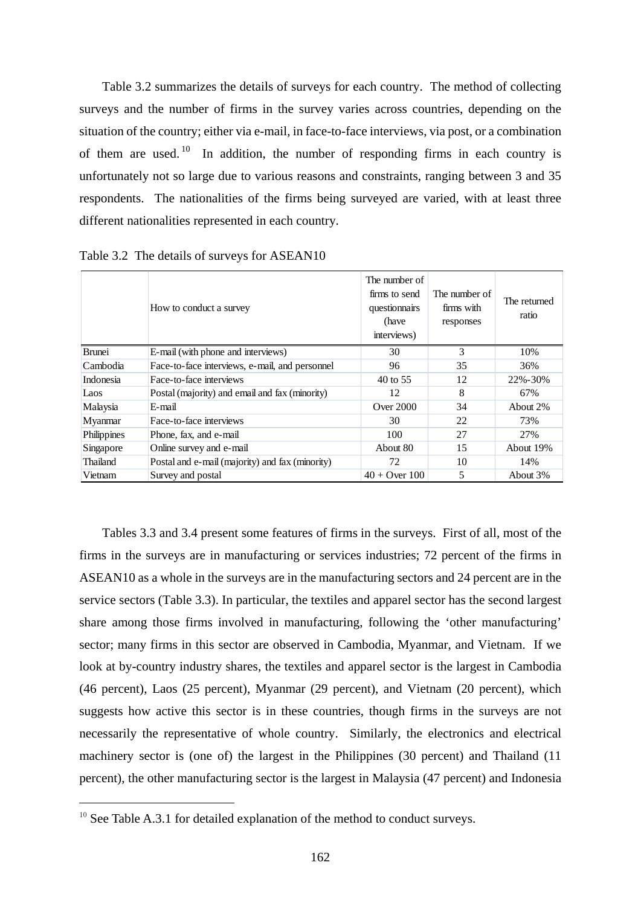Table 3.2 summarizes the details of surveys for each country. The method of collecting surveys and the number of firms in the survey varies across countries, depending on the situation of the country; either via e-mail, in face-to-face interviews, via post, or a combination of them are used.[10] In addition, the number of responding firms in each country is unfortunately not so large due to various reasons and constraints, ranging between 3 and 35 respondents. The nationalities of the firms being surveyed are varied, with at least three different nationalities represented in each country.

Table 3.2 The details of surveys for ASEAN10

| | How to conduct a survey | The number of firms to send questionnairs (have interviews) | The number of firms with responses | The returned ratio |
|---|---|---|---|---|
| Brunei | E-mail (with phone and interviews) | 30 | 3 | 10% |
| Cambodia | Face-to-face interviews, e-mail, and personnel | 96 | 35 | 36% |
| Indonesia | Face-to-face interviews | 40 to 55 | 12 | 22%-30% |
| Laos | Postal (majority) and email and fax (minority) | 12 | 8 | 67% |
| Malaysia | E-mail | Over 2000 | 34 | About 2% |
| Myanmar | Face-to-face interviews | 30 | 22 | 73% |
| Philippines | Phone, fax, and e-mail | 100 | 27 | 27% |
| Singapore | Online survey and e-mail | About 80 | 15 | About 19% |
| Thailand | Postal and e-mail (majority) and fax (minority) | 72 | 10 | 14% |
| Vietnam | Survey and postal | 40 + Over 100 | 5 | About 3% |

Tables 3.3 and 3.4 present some features of firms in the surveys. First of all, most of the firms in the surveys are in manufacturing or services industries; 72 percent of the firms in ASEAN10 as a whole in the surveys are in the manufacturing sectors and 24 percent are in the service sectors (Table 3.3). In particular, the textiles and apparel sector has the second largest share among those firms involved in manufacturing, following the 'other manufacturing' sector; many firms in this sector are observed in Cambodia, Myanmar, and Vietnam. If we look at by-country industry shares, the textiles and apparel sector is the largest in Cambodia (46 percent), Laos (25 percent), Myanmar (29 percent), and Vietnam (20 percent), which suggests how active this sector is in these countries, though firms in the surveys are not necessarily the representative of whole country. Similarly, the electronics and electrical machinery sector is (one of) the largest in the Philippines (30 percent) and Thailand (11 percent), the other manufacturing sector is the largest in Malaysia (47 percent) and Indonesia

[10] See Table A.3.1 for detailed explanation of the method to conduct surveys.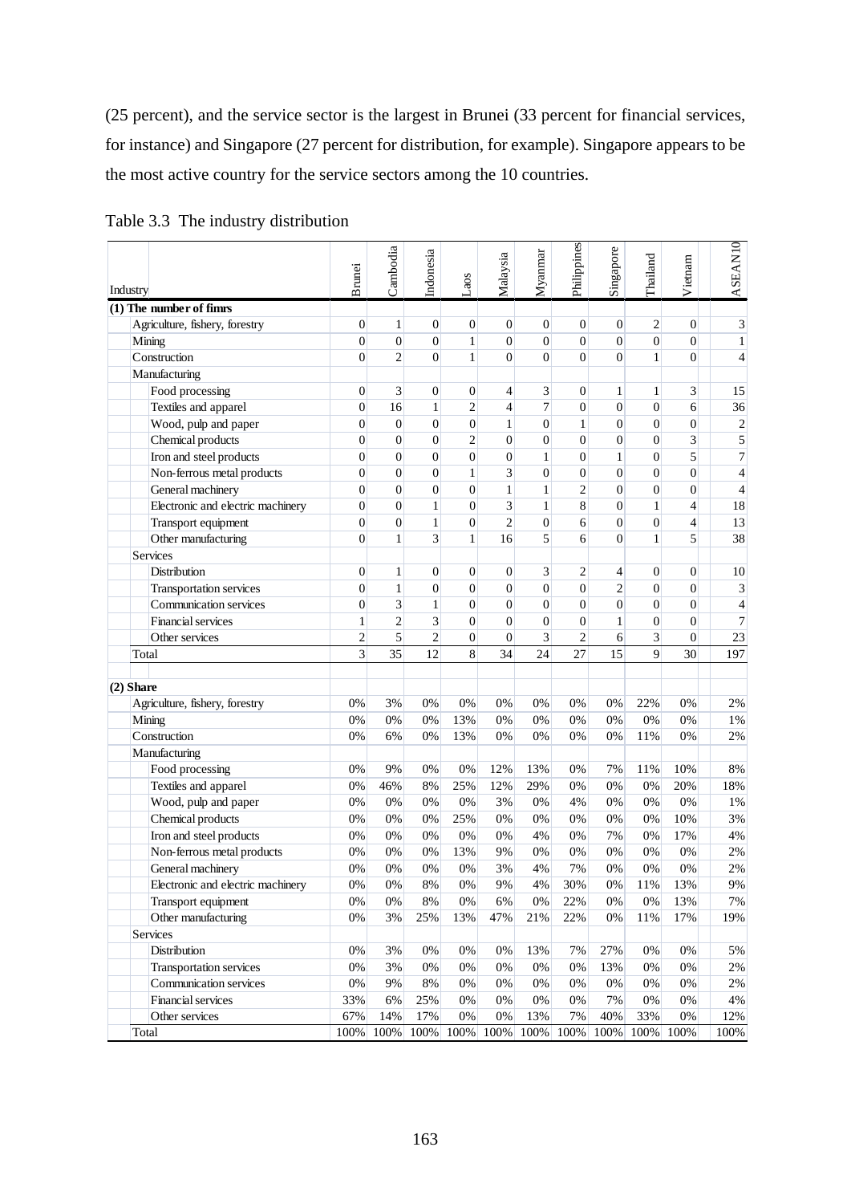(25 percent), and the service sector is the largest in Brunei (33 percent for financial services, for instance) and Singapore (27 percent for distribution, for example). Singapore appears to be the most active country for the service sectors among the 10 countries.

Table 3.3 The industry distribution

| Industry | Brunei | Cambodia | Indonesia | Laos | Malaysia | Myanmar | Philippines | Singapore | Thailand | Vietnam | ASEAN10 |
|---|---|---|---|---|---|---|---|---|---|---|---|
| **(1) The number of fimrs** | | | | | | | | | | | |
| Agriculture, fishery, forestry | 0 | 1 | 0 | 0 | 0 | 0 | 0 | 0 | 2 | 0 | 3 |
| Mining | 0 | 0 | 0 | 1 | 0 | 0 | 0 | 0 | 0 | 0 | 1 |
| Construction | 0 | 2 | 0 | 1 | 0 | 0 | 0 | 0 | 1 | 0 | 4 |
| Manufacturing | | | | | | | | | | | |
| Food processing | 0 | 3 | 0 | 0 | 4 | 3 | 0 | 1 | 1 | 3 | 15 |
| Textiles and apparel | 0 | 16 | 1 | 2 | 4 | 7 | 0 | 0 | 0 | 6 | 36 |
| Wood, pulp and paper | 0 | 0 | 0 | 0 | 1 | 0 | 1 | 0 | 0 | 0 | 2 |
| Chemical products | 0 | 0 | 0 | 2 | 0 | 0 | 0 | 0 | 0 | 3 | 5 |
| Iron and steel products | 0 | 0 | 0 | 0 | 0 | 1 | 0 | 1 | 0 | 5 | 7 |
| Non-ferrous metal products | 0 | 0 | 0 | 1 | 3 | 0 | 0 | 0 | 0 | 0 | 4 |
| General machinery | 0 | 0 | 0 | 0 | 1 | 1 | 2 | 0 | 0 | 0 | 4 |
| Electronic and electric machinery | 0 | 0 | 1 | 0 | 3 | 1 | 8 | 0 | 1 | 4 | 18 |
| Transport equipment | 0 | 0 | 1 | 0 | 2 | 0 | 6 | 0 | 0 | 4 | 13 |
| Other manufacturing | 0 | 1 | 3 | 1 | 16 | 5 | 6 | 0 | 1 | 5 | 38 |
| Services | | | | | | | | | | | |
| Distribution | 0 | 1 | 0 | 0 | 0 | 3 | 2 | 4 | 0 | 0 | 10 |
| Transportation services | 0 | 1 | 0 | 0 | 0 | 0 | 0 | 2 | 0 | 0 | 3 |
| Communication services | 0 | 3 | 1 | 0 | 0 | 0 | 0 | 0 | 0 | 0 | 4 |
| Financial services | 1 | 2 | 3 | 0 | 0 | 0 | 0 | 1 | 0 | 0 | 7 |
| Other services | 2 | 5 | 2 | 0 | 0 | 3 | 2 | 6 | 3 | 0 | 23 |
| Total | 3 | 35 | 12 | 8 | 34 | 24 | 27 | 15 | 9 | 30 | 197 |
| **(2) Share** | | | | | | | | | | | |
| Agriculture, fishery, forestry | 0% | 3% | 0% | 0% | 0% | 0% | 0% | 0% | 22% | 0% | 2% |
| Mining | 0% | 0% | 0% | 13% | 0% | 0% | 0% | 0% | 0% | 0% | 1% |
| Construction | 0% | 6% | 0% | 13% | 0% | 0% | 0% | 0% | 11% | 0% | 2% |
| Manufacturing | | | | | | | | | | | |
| Food processing | 0% | 9% | 0% | 0% | 12% | 13% | 0% | 7% | 11% | 10% | 8% |
| Textiles and apparel | 0% | 46% | 8% | 25% | 12% | 29% | 0% | 0% | 0% | 20% | 18% |
| Wood, pulp and paper | 0% | 0% | 0% | 0% | 3% | 0% | 4% | 0% | 0% | 0% | 1% |
| Chemical products | 0% | 0% | 0% | 25% | 0% | 0% | 0% | 0% | 0% | 10% | 3% |
| Iron and steel products | 0% | 0% | 0% | 0% | 0% | 4% | 0% | 7% | 0% | 17% | 4% |
| Non-ferrous metal products | 0% | 0% | 0% | 13% | 9% | 0% | 0% | 0% | 0% | 0% | 2% |
| General machinery | 0% | 0% | 0% | 0% | 3% | 4% | 7% | 0% | 0% | 0% | 2% |
| Electronic and electric machinery | 0% | 0% | 8% | 0% | 9% | 4% | 30% | 0% | 11% | 13% | 9% |
| Transport equipment | 0% | 0% | 8% | 0% | 6% | 0% | 22% | 0% | 0% | 13% | 7% |
| Other manufacturing | 0% | 3% | 25% | 13% | 47% | 21% | 22% | 0% | 11% | 17% | 19% |
| Services | | | | | | | | | | | |
| Distribution | 0% | 3% | 0% | 0% | 0% | 13% | 7% | 27% | 0% | 0% | 5% |
| Transportation services | 0% | 3% | 0% | 0% | 0% | 0% | 0% | 13% | 0% | 0% | 2% |
| Communication services | 0% | 9% | 8% | 0% | 0% | 0% | 0% | 0% | 0% | 0% | 2% |
| Financial services | 33% | 6% | 25% | 0% | 0% | 0% | 0% | 7% | 0% | 0% | 4% |
| Other services | 67% | 14% | 17% | 0% | 0% | 13% | 7% | 40% | 33% | 0% | 12% |
| Total | 100% | 100% | 100% | 100% | 100% | 100% | 100% | 100% | 100% | 100% | 100% |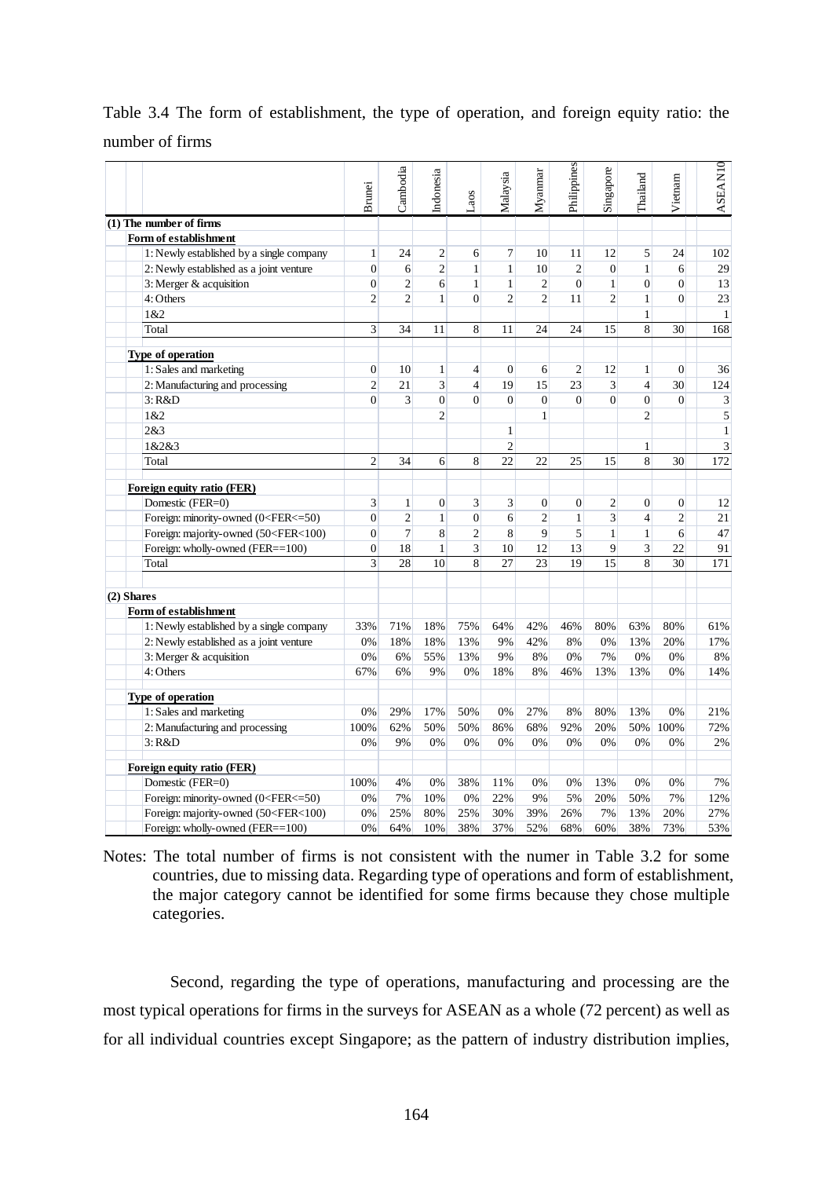Table 3.4 The form of establishment, the type of operation, and foreign equity ratio: the number of firms

| | Brunei | Cambodia | Indonesia | Laos | Malaysia | Myanmar | Philippines | Singapore | Thailand | Vietnam | ASEAN10 |
|---|---|---|---|---|---|---|---|---|---|---|---|
| **(1) The number of firms** | | | | | | | | | | | |
| **Form of establishment** | | | | | | | | | | | |
| 1: Newly established by a single company | 1 | 24 | 2 | 6 | 7 | 10 | 11 | 12 | 5 | 24 | 102 |
| 2: Newly established as a joint venture | 0 | 6 | 2 | 1 | 1 | 10 | 2 | 0 | 1 | 6 | 29 |
| 3: Merger & acquisition | 0 | 2 | 6 | 1 | 1 | 2 | 0 | 1 | 0 | 0 | 13 |
| 4: Others | 2 | 2 | 1 | 0 | 2 | 2 | 11 | 2 | 1 | 0 | 23 |
| 1&2 | | | | | | | | | 1 | | 1 |
| Total | 3 | 34 | 11 | 8 | 11 | 24 | 24 | 15 | 8 | 30 | 168 |
| **Type of operation** | | | | | | | | | | | |
| 1: Sales and marketing | 0 | 10 | 1 | 4 | 0 | 6 | 2 | 12 | 1 | 0 | 36 |
| 2: Manufacturing and processing | 2 | 21 | 3 | 4 | 19 | 15 | 23 | 3 | 4 | 30 | 124 |
| 3: R&D | 0 | 3 | 0 | 0 | 0 | 0 | 0 | 0 | 0 | 0 | 3 |
| 1&2 | | | 2 | | | 1 | | | 2 | | 5 |
| 2&3 | | | | | 1 | | | | | | 1 |
| 1&2&3 | | | | | 2 | | | | 1 | | 3 |
| Total | 2 | 34 | 6 | 8 | 22 | 22 | 25 | 15 | 8 | 30 | 172 |
| **Foreign equity ratio (FER)** | | | | | | | | | | | |
| Domestic (FER=0) | 3 | 1 | 0 | 3 | 3 | 0 | 0 | 2 | 0 | 0 | 12 |
| Foreign: minority-owned (0<FER<=50) | 0 | 2 | 1 | 0 | 6 | 2 | 1 | 3 | 4 | 2 | 21 |
| Foreign: majority-owned (50<FER<100) | 0 | 7 | 8 | 2 | 8 | 9 | 5 | 1 | 1 | 6 | 47 |
| Foreign: wholly-owned (FER==100) | 0 | 18 | 1 | 3 | 10 | 12 | 13 | 9 | 3 | 22 | 91 |
| Total | 3 | 28 | 10 | 8 | 27 | 23 | 19 | 15 | 8 | 30 | 171 |
| **(2) Shares** | | | | | | | | | | | |
| **Form of establishment** | | | | | | | | | | | |
| 1: Newly established by a single company | 33% | 71% | 18% | 75% | 64% | 42% | 46% | 80% | 63% | 80% | 61% |
| 2: Newly established as a joint venture | 0% | 18% | 18% | 13% | 9% | 42% | 8% | 0% | 13% | 20% | 17% |
| 3: Merger & acquisition | 0% | 6% | 55% | 13% | 9% | 8% | 0% | 7% | 0% | 0% | 8% |
| 4: Others | 67% | 6% | 9% | 0% | 18% | 8% | 46% | 13% | 13% | 0% | 14% |
| **Type of operation** | | | | | | | | | | | |
| 1: Sales and marketing | 0% | 29% | 17% | 50% | 0% | 27% | 8% | 80% | 13% | 0% | 21% |
| 2: Manufacturing and processing | 100% | 62% | 50% | 50% | 86% | 68% | 92% | 20% | 50% | 100% | 72% |
| 3: R&D | 0% | 9% | 0% | 0% | 0% | 0% | 0% | 0% | 0% | 0% | 2% |
| **Foreign equity ratio (FER)** | | | | | | | | | | | |
| Domestic (FER=0) | 100% | 4% | 0% | 38% | 11% | 0% | 0% | 13% | 0% | 0% | 7% |
| Foreign: minority-owned (0<FER<=50) | 0% | 7% | 10% | 0% | 22% | 9% | 5% | 20% | 50% | 7% | 12% |
| Foreign: majority-owned (50<FER<100) | 0% | 25% | 80% | 25% | 30% | 39% | 26% | 7% | 13% | 20% | 27% |
| Foreign: wholly-owned (FER==100) | 0% | 64% | 10% | 38% | 37% | 52% | 68% | 60% | 38% | 73% | 53% |

Notes: The total number of firms is not consistent with the numer in Table 3.2 for some countries, due to missing data. Regarding type of operations and form of establishment, the major category cannot be identified for some firms because they chose multiple categories.

Second, regarding the type of operations, manufacturing and processing are the most typical operations for firms in the surveys for ASEAN as a whole (72 percent) as well as for all individual countries except Singapore; as the pattern of industry distribution implies,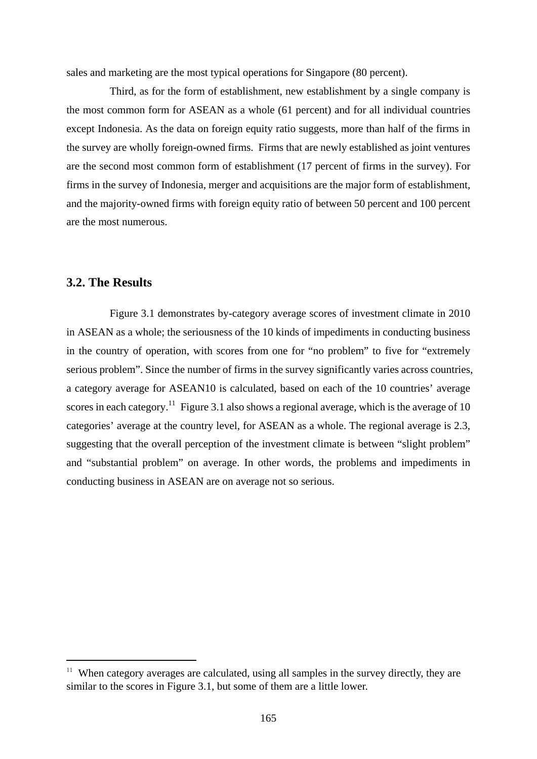sales and marketing are the most typical operations for Singapore (80 percent).

Third, as for the form of establishment, new establishment by a single company is the most common form for ASEAN as a whole (61 percent) and for all individual countries except Indonesia. As the data on foreign equity ratio suggests, more than half of the firms in the survey are wholly foreign-owned firms. Firms that are newly established as joint ventures are the second most common form of establishment (17 percent of firms in the survey). For firms in the survey of Indonesia, merger and acquisitions are the major form of establishment, and the majority-owned firms with foreign equity ratio of between 50 percent and 100 percent are the most numerous.

### 3.2. The Results

Figure 3.1 demonstrates by-category average scores of investment climate in 2010 in ASEAN as a whole; the seriousness of the 10 kinds of impediments in conducting business in the country of operation, with scores from one for "no problem" to five for "extremely serious problem". Since the number of firms in the survey significantly varies across countries, a category average for ASEAN10 is calculated, based on each of the 10 countries' average scores in each category.[11] Figure 3.1 also shows a regional average, which is the average of 10 categories' average at the country level, for ASEAN as a whole. The regional average is 2.3, suggesting that the overall perception of the investment climate is between "slight problem" and "substantial problem" on average. In other words, the problems and impediments in conducting business in ASEAN are on average not so serious.

[11] When category averages are calculated, using all samples in the survey directly, they are similar to the scores in Figure 3.1, but some of them are a little lower.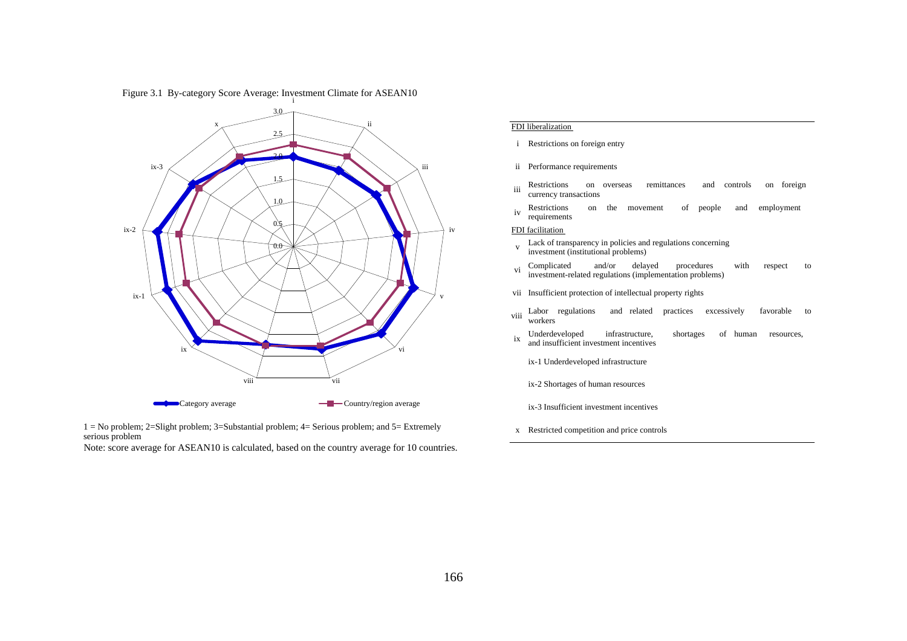Figure 3.1 By-category Score Average: Investment Climate for ASEAN10

1 = No problem; 2=Slight problem; 3=Substantial problem; 4= Serious problem; and 5= Extremely serious problem

Note: score average for ASEAN10 is calculated, based on the country average for 10 countries.

FDI liberalization

- i Restrictions on foreign entry
- ii Performance requirements
- iii Restrictions on overseas remittances and controls on foreign currency transactions
- iv Restrictions on the movement of people and employment requirements

FDI facilitation

- v Lack of transparency in policies and regulations concerning investment (institutional problems)
- vi Complicated and/or delayed procedures with respect to investment-related regulations (implementation problems)
- vii Insufficient protection of intellectual property rights
- viii Labor regulations and related practices excessively favorable to workers
- ix Underdeveloped infrastructure, shortages of human resources, and insufficient investment incentives
  - ix-1 Underdeveloped infrastructure
  - ix-2 Shortages of human resources
  - ix-3 Insufficient investment incentives
- x Restricted competition and price controls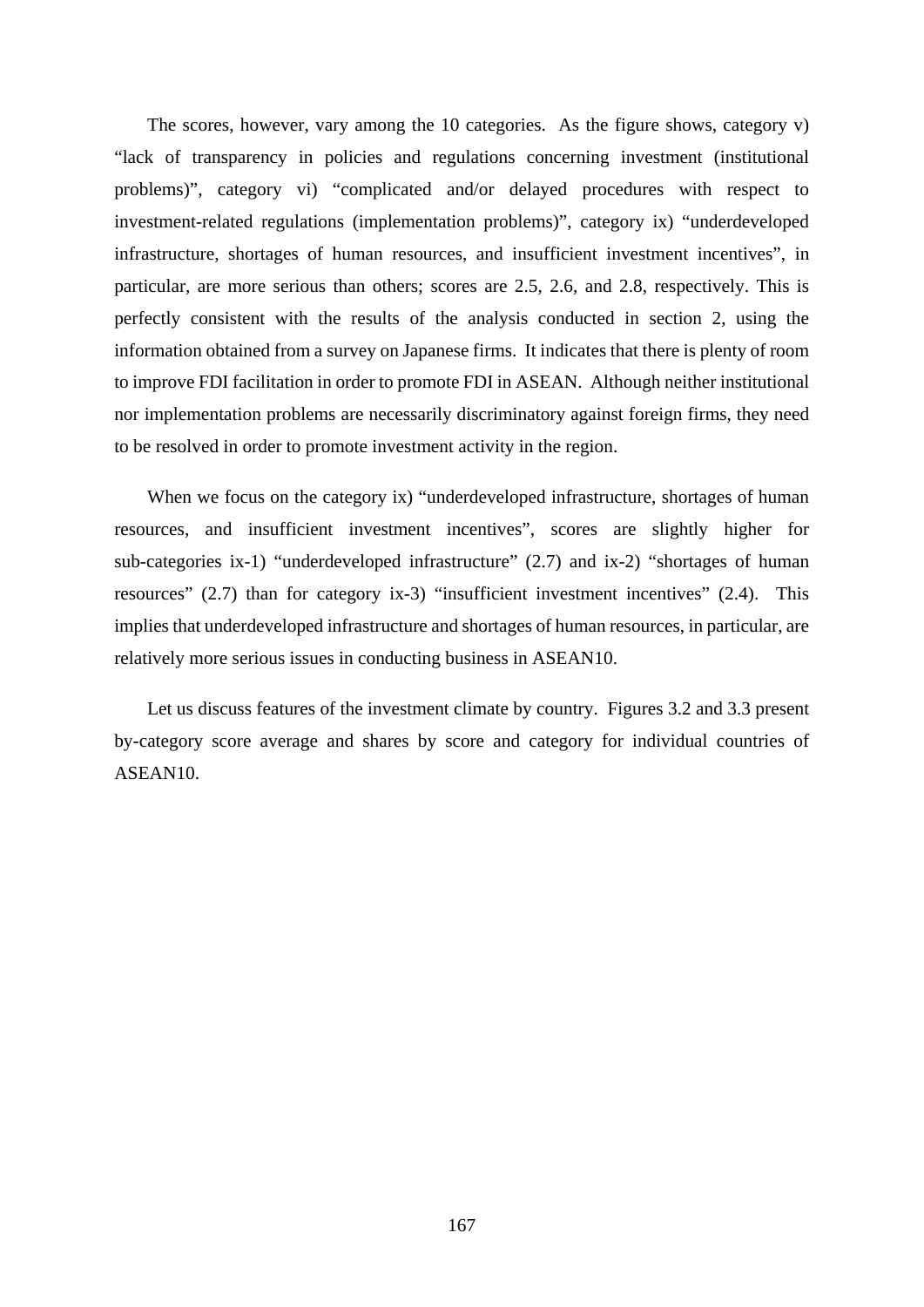The scores, however, vary among the 10 categories. As the figure shows, category v) “lack of transparency in policies and regulations concerning investment (institutional problems)”, category vi) “complicated and/or delayed procedures with respect to investment-related regulations (implementation problems)”, category ix) “underdeveloped infrastructure, shortages of human resources, and insufficient investment incentives”, in particular, are more serious than others; scores are 2.5, 2.6, and 2.8, respectively. This is perfectly consistent with the results of the analysis conducted in section 2, using the information obtained from a survey on Japanese firms. It indicates that there is plenty of room to improve FDI facilitation in order to promote FDI in ASEAN. Although neither institutional nor implementation problems are necessarily discriminatory against foreign firms, they need to be resolved in order to promote investment activity in the region.

When we focus on the category ix) “underdeveloped infrastructure, shortages of human resources, and insufficient investment incentives”, scores are slightly higher for sub-categories ix-1) “underdeveloped infrastructure” (2.7) and ix-2) “shortages of human resources” (2.7) than for category ix-3) “insufficient investment incentives” (2.4). This implies that underdeveloped infrastructure and shortages of human resources, in particular, are relatively more serious issues in conducting business in ASEAN10.

Let us discuss features of the investment climate by country. Figures 3.2 and 3.3 present by-category score average and shares by score and category for individual countries of ASEAN10.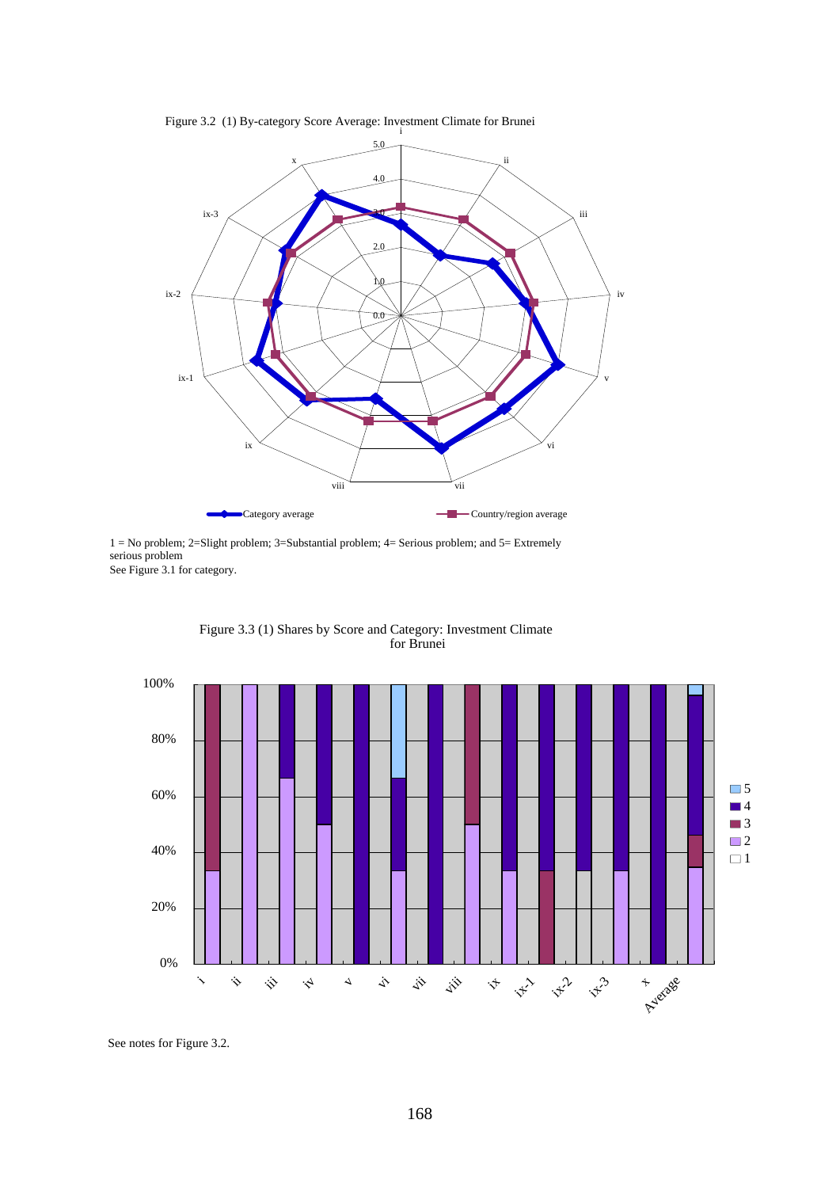Figure 3.2 (1) By-category Score Average: Investment Climate for Brunei

Category average — Country/region average

1 = No problem; 2=Slight problem; 3=Substantial problem; 4= Serious problem; and 5= Extremely serious problem
See Figure 3.1 for category.

Figure 3.3 (1) Shares by Score and Category: Investment Climate for Brunei

See notes for Figure 3.2.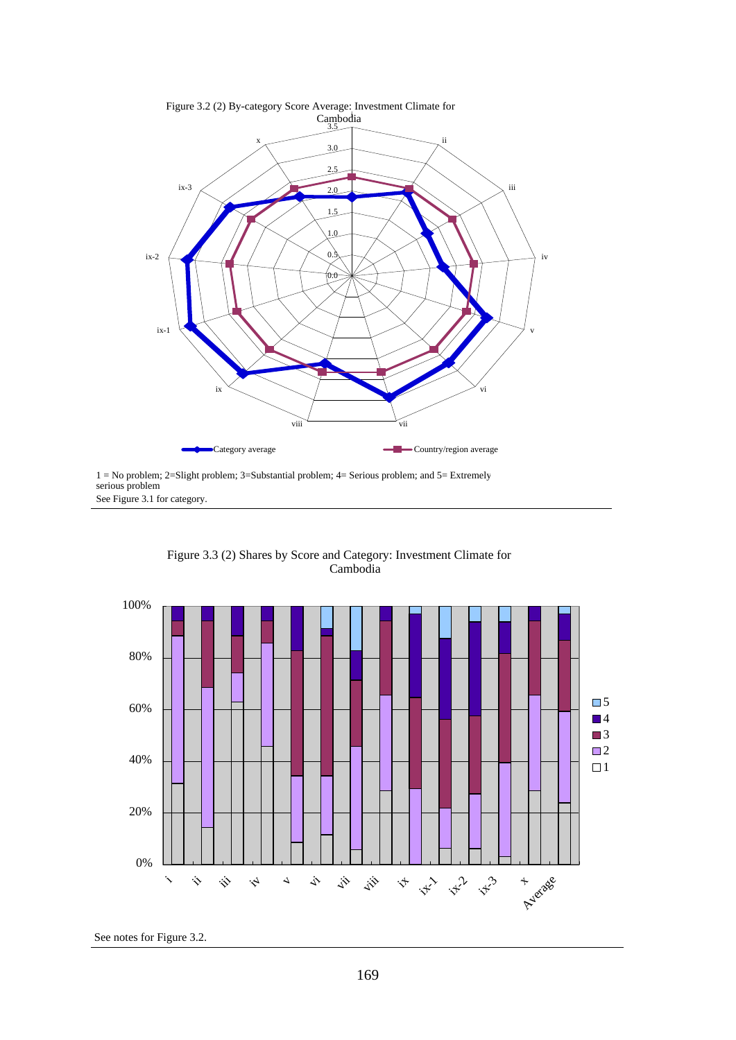Figure 3.2 (2) By-category Score Average: Investment Climate for Cambodia

1 = No problem; 2=Slight problem; 3=Substantial problem; 4= Serious problem; and 5= Extremely serious problem

See Figure 3.1 for category.

Figure 3.3 (2) Shares by Score and Category: Investment Climate for Cambodia

See notes for Figure 3.2.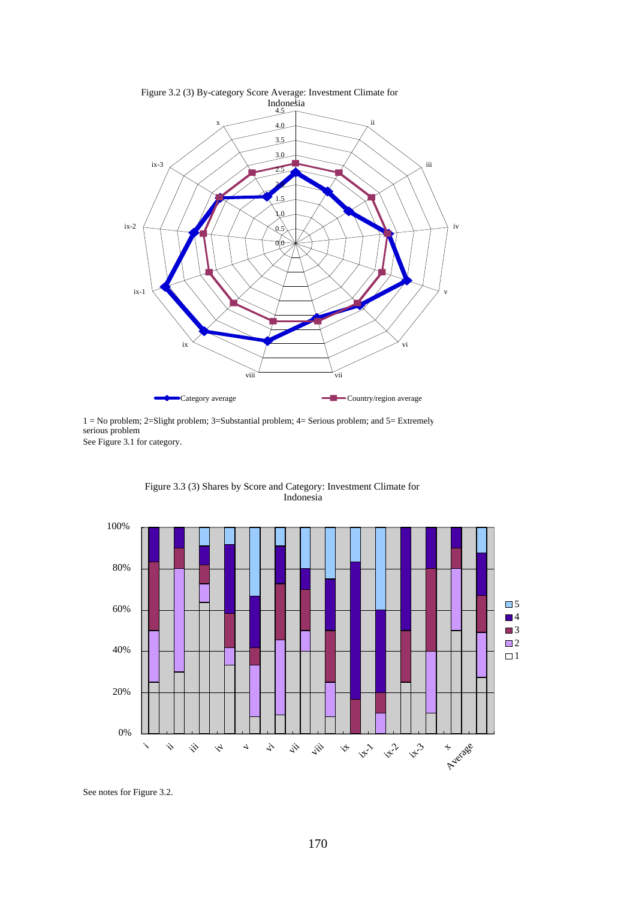Figure 3.2 (3) By-category Score Average: Investment Climate for Indonesia

1 = No problem; 2=Slight problem; 3=Substantial problem; 4= Serious problem; and 5= Extremely serious problem
See Figure 3.1 for category.

Figure 3.3 (3) Shares by Score and Category: Investment Climate for Indonesia

See notes for Figure 3.2.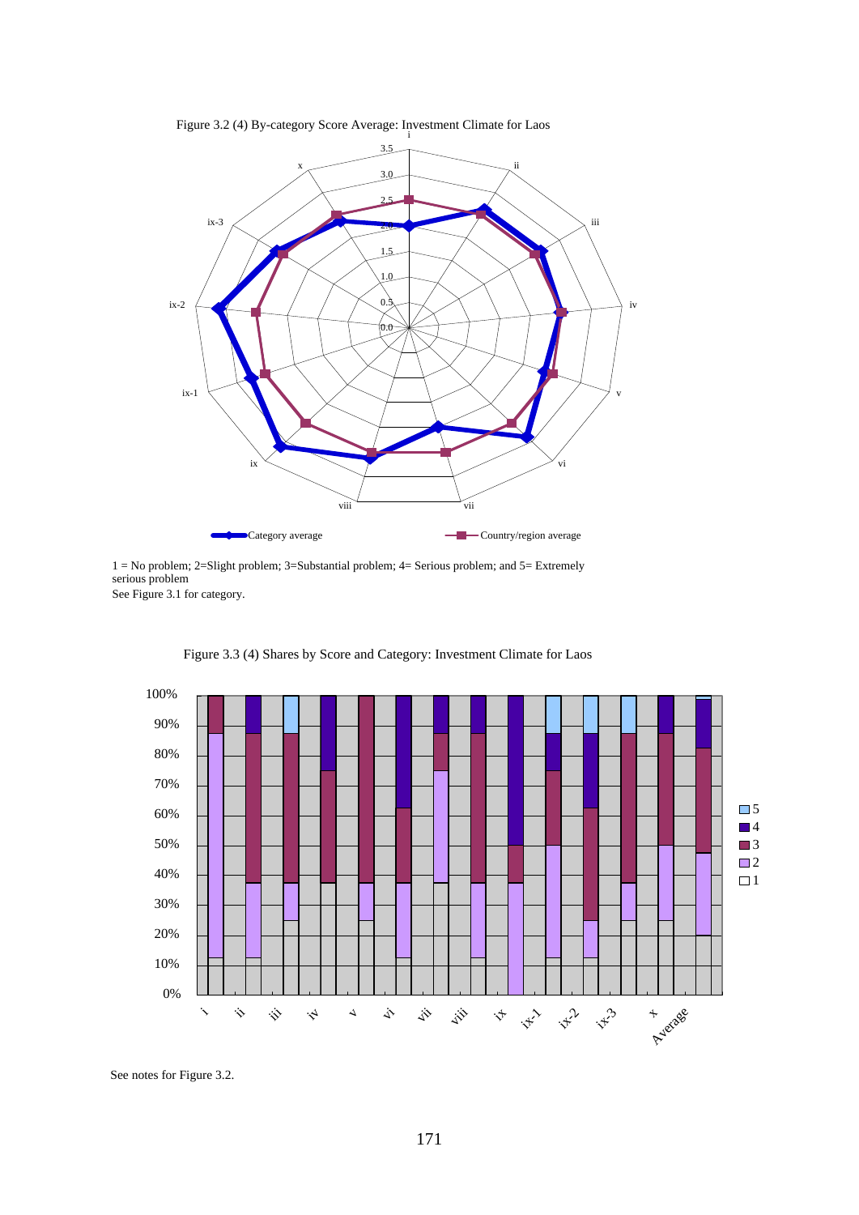Figure 3.2 (4) By-category Score Average: Investment Climate for Laos

1 = No problem; 2=Slight problem; 3=Substantial problem; 4= Serious problem; and 5= Extremely serious problem

See Figure 3.1 for category.

Figure 3.3 (4) Shares by Score and Category: Investment Climate for Laos

See notes for Figure 3.2.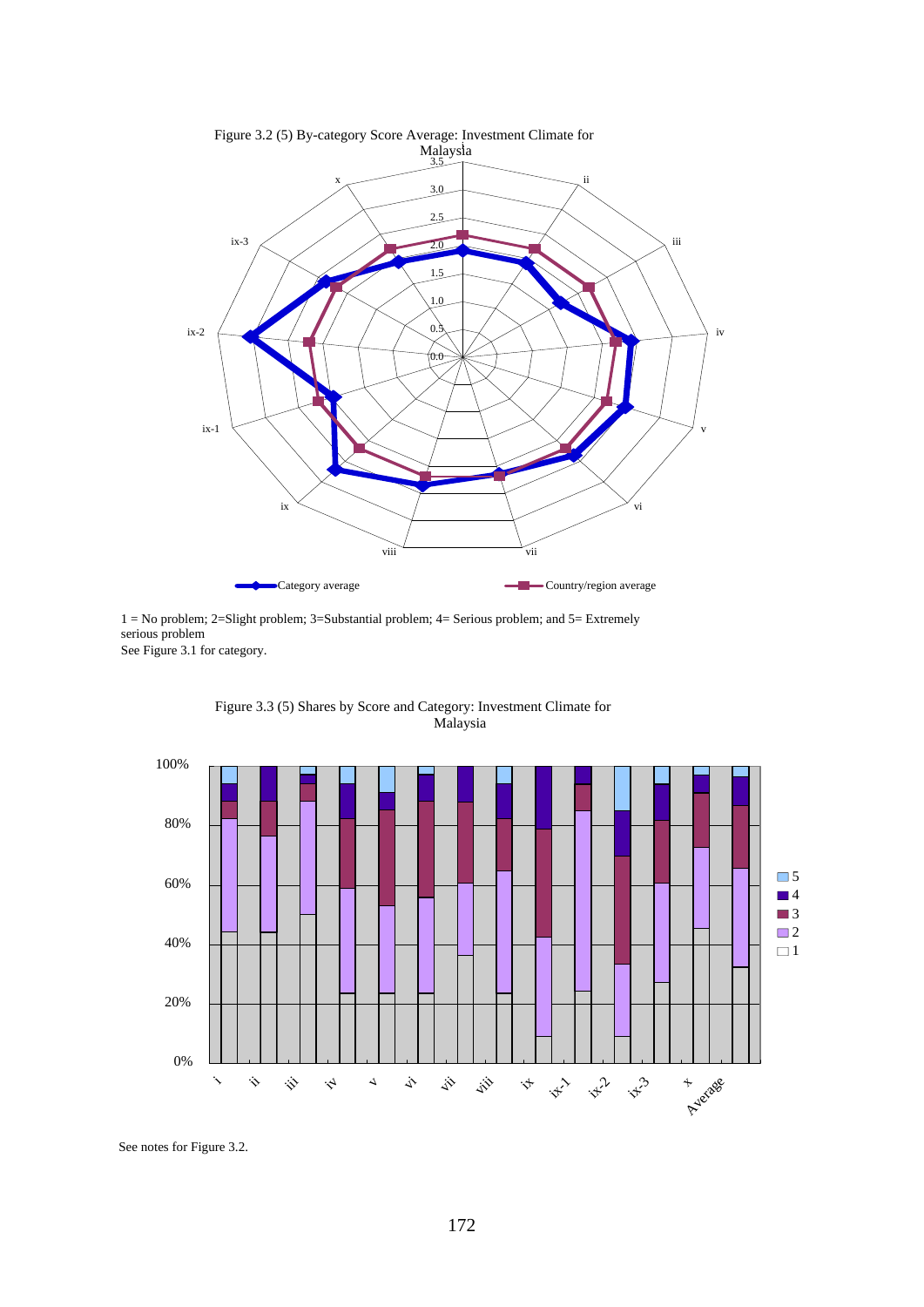Figure 3.2 (5) By-category Score Average: Investment Climate for Malaysia

1 = No problem; 2=Slight problem; 3=Substantial problem; 4= Serious problem; and 5= Extremely serious problem

See Figure 3.1 for category.

Figure 3.3 (5) Shares by Score and Category: Investment Climate for Malaysia

See notes for Figure 3.2.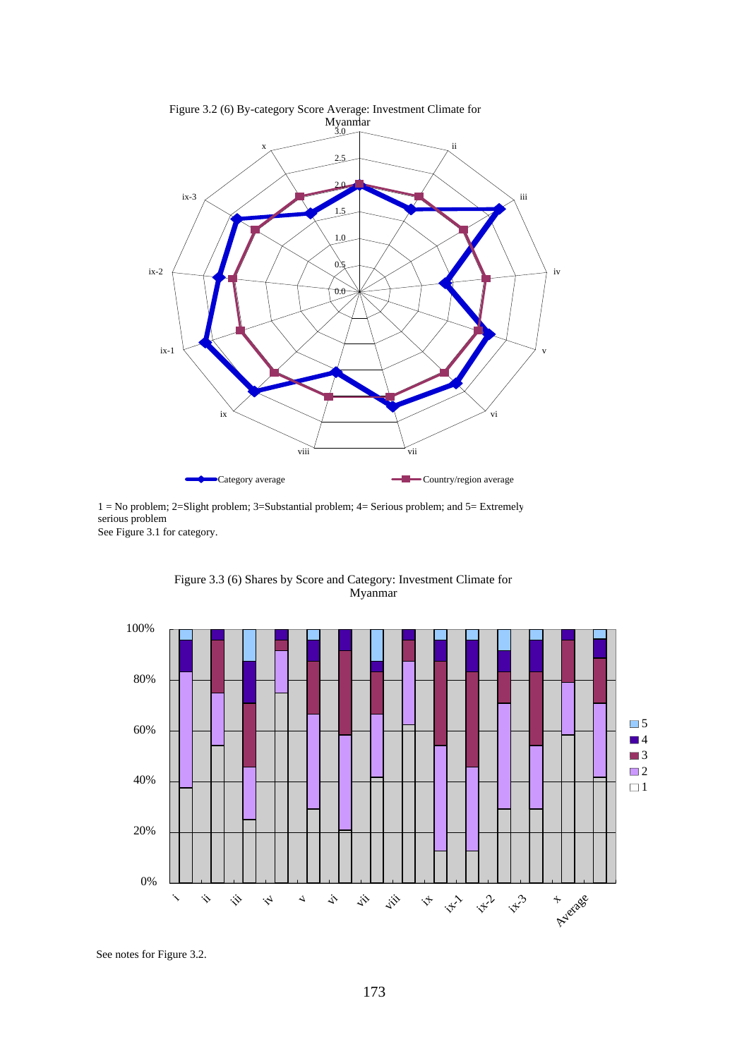Figure 3.2 (6) By-category Score Average: Investment Climate for Myanmar

1 = No problem; 2=Slight problem; 3=Substantial problem; 4= Serious problem; and 5= Extremely serious problem
See Figure 3.1 for category.

Figure 3.3 (6) Shares by Score and Category: Investment Climate for Myanmar

See notes for Figure 3.2.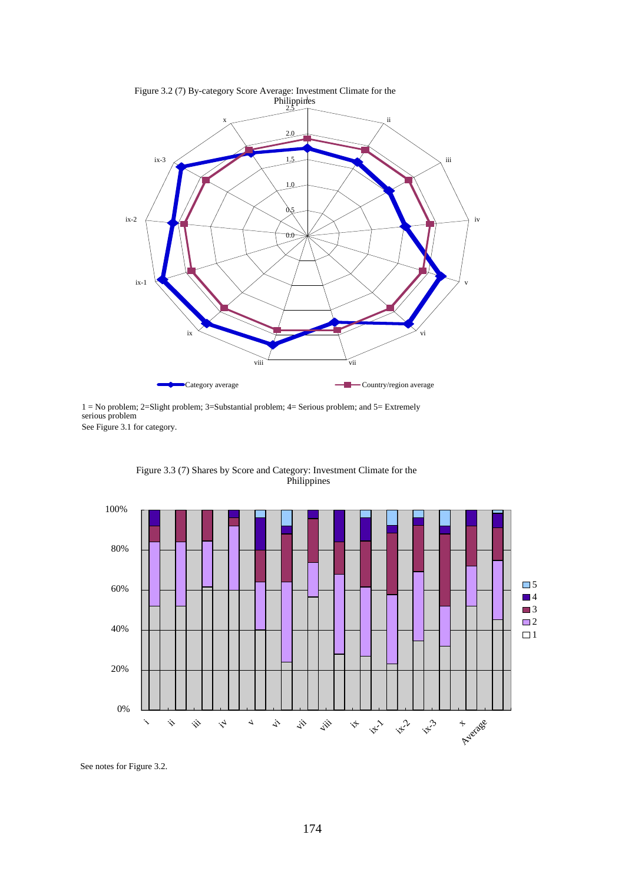Figure 3.2 (7) By-category Score Average: Investment Climate for the Philippines

1 = No problem; 2=Slight problem; 3=Substantial problem; 4= Serious problem; and 5= Extremely serious problem

See Figure 3.1 for category.

Figure 3.3 (7) Shares by Score and Category: Investment Climate for the Philippines

See notes for Figure 3.2.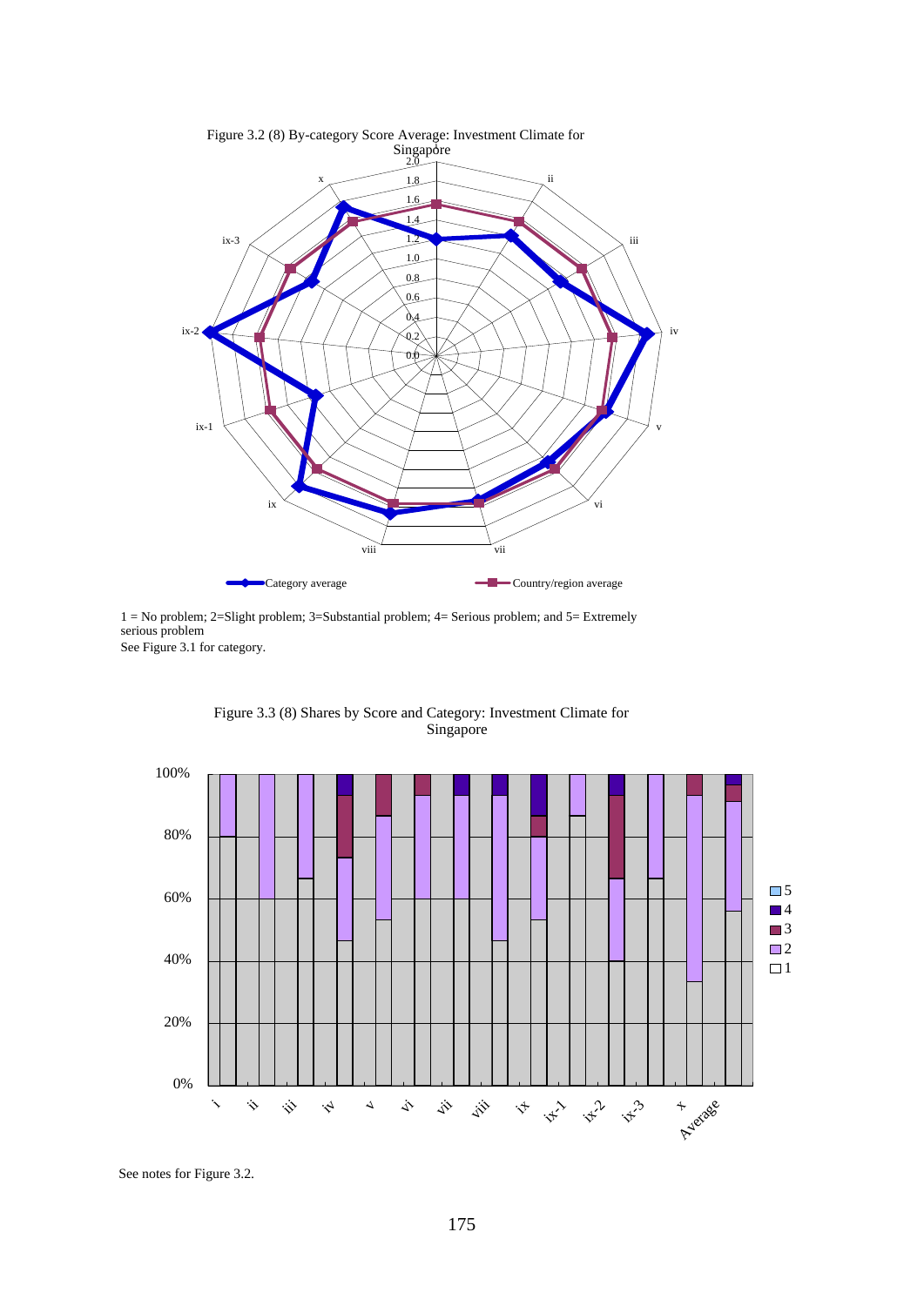Figure 3.2 (8) By-category Score Average: Investment Climate for Singapore

1 = No problem; 2=Slight problem; 3=Substantial problem; 4= Serious problem; and 5= Extremely serious problem

See Figure 3.1 for category.

Figure 3.3 (8) Shares by Score and Category: Investment Climate for Singapore

See notes for Figure 3.2.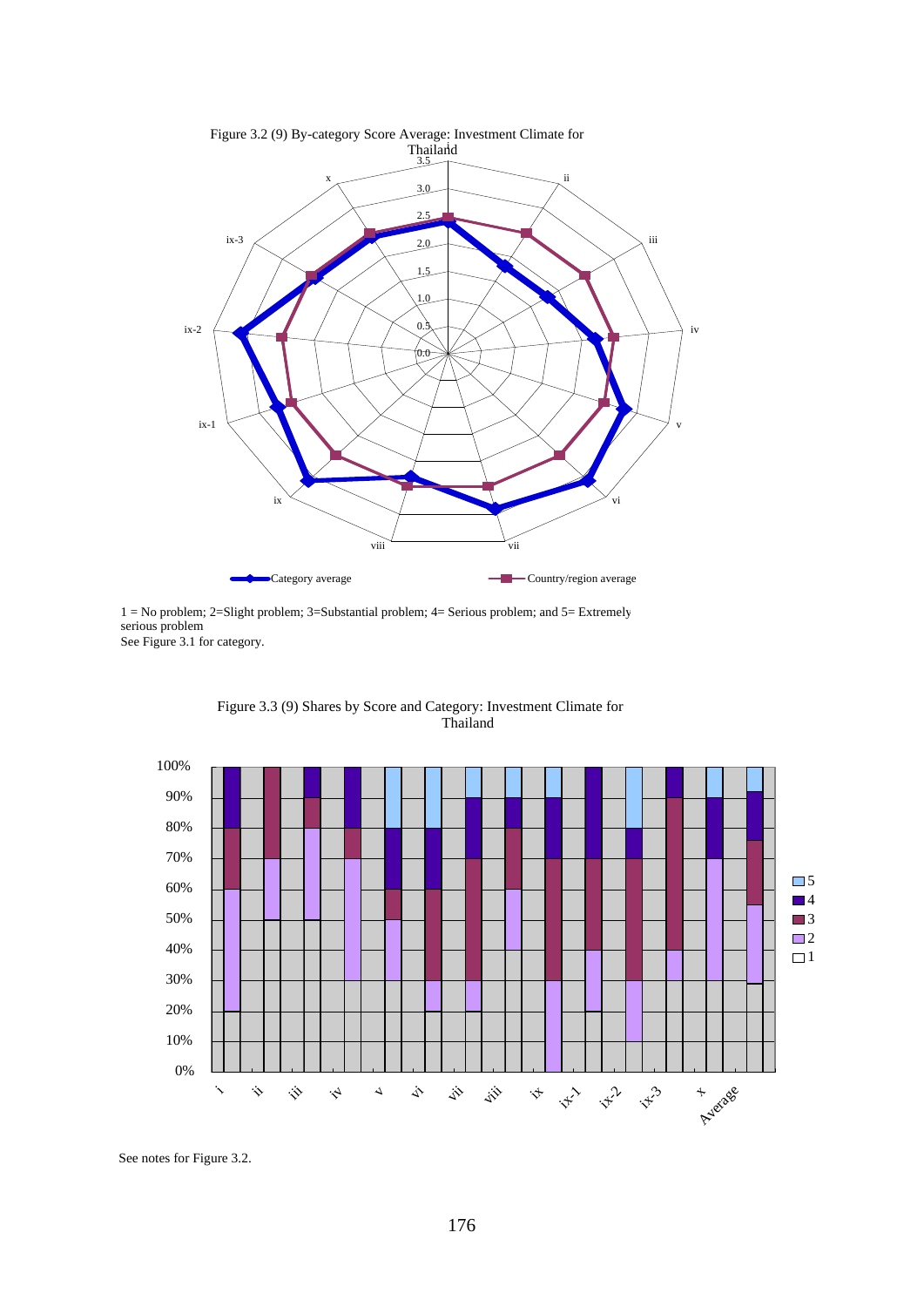Figure 3.2 (9) By-category Score Average: Investment Climate for Thailand

1 = No problem; 2=Slight problem; 3=Substantial problem; 4= Serious problem; and 5= Extremely serious problem

See Figure 3.1 for category.

Figure 3.3 (9) Shares by Score and Category: Investment Climate for Thailand

See notes for Figure 3.2.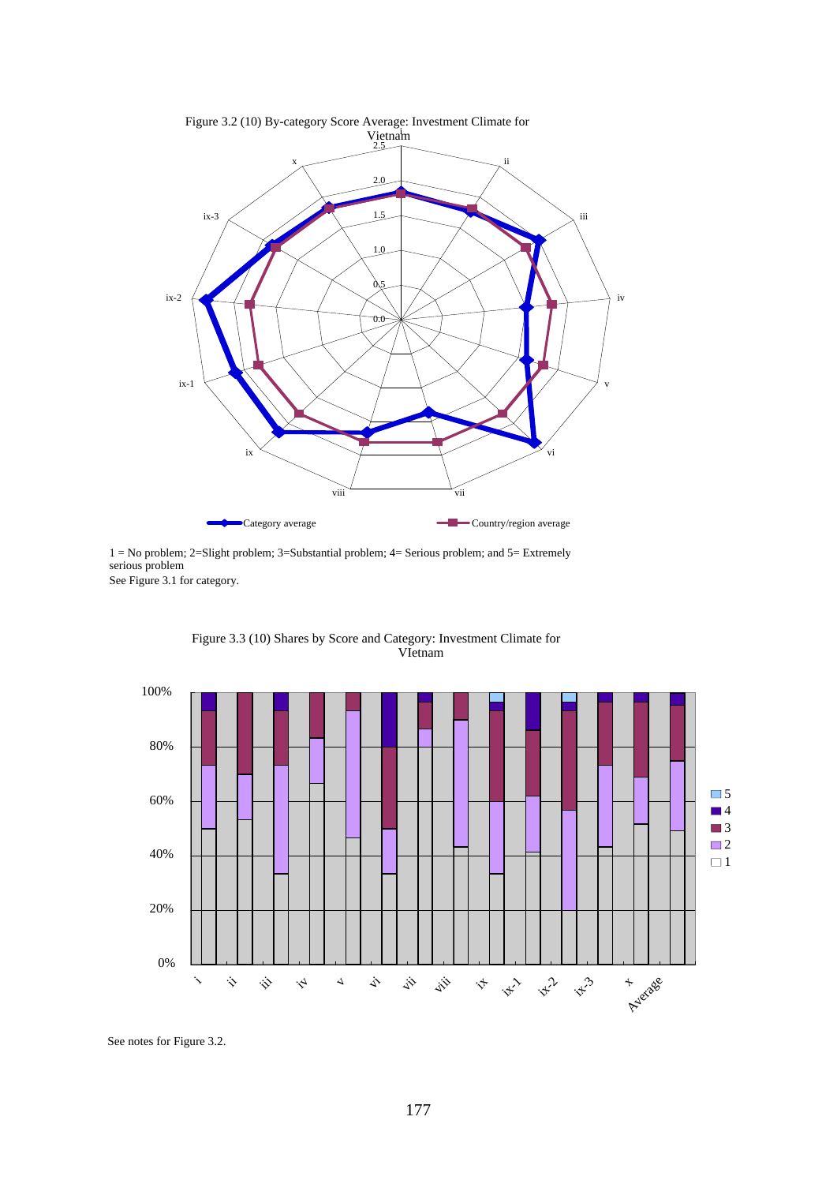Figure 3.2 (10) By-category Score Average: Investment Climate for Vietnam

1 = No problem; 2=Slight problem; 3=Substantial problem; 4= Serious problem; and 5= Extremely serious problem

See Figure 3.1 for category.

Figure 3.3 (10) Shares by Score and Category: Investment Climate for VIetnam

See notes for Figure 3.2.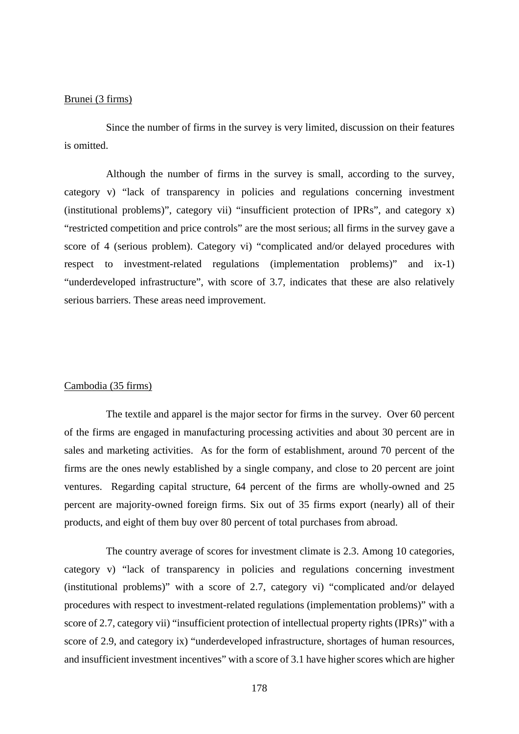<u>Brunei (3 firms)</u>

Since the number of firms in the survey is very limited, discussion on their features is omitted.

Although the number of firms in the survey is small, according to the survey, category v) "lack of transparency in policies and regulations concerning investment (institutional problems)", category vii) "insufficient protection of IPRs", and category x) "restricted competition and price controls" are the most serious; all firms in the survey gave a score of 4 (serious problem). Category vi) "complicated and/or delayed procedures with respect to investment-related regulations (implementation problems)" and ix-1) "underdeveloped infrastructure", with score of 3.7, indicates that these are also relatively serious barriers. These areas need improvement.

<u>Cambodia (35 firms)</u>

The textile and apparel is the major sector for firms in the survey. Over 60 percent of the firms are engaged in manufacturing processing activities and about 30 percent are in sales and marketing activities. As for the form of establishment, around 70 percent of the firms are the ones newly established by a single company, and close to 20 percent are joint ventures. Regarding capital structure, 64 percent of the firms are wholly-owned and 25 percent are majority-owned foreign firms. Six out of 35 firms export (nearly) all of their products, and eight of them buy over 80 percent of total purchases from abroad.

The country average of scores for investment climate is 2.3. Among 10 categories, category v) "lack of transparency in policies and regulations concerning investment (institutional problems)" with a score of 2.7, category vi) "complicated and/or delayed procedures with respect to investment-related regulations (implementation problems)" with a score of 2.7, category vii) "insufficient protection of intellectual property rights (IPRs)" with a score of 2.9, and category ix) "underdeveloped infrastructure, shortages of human resources, and insufficient investment incentives" with a score of 3.1 have higher scores which are higher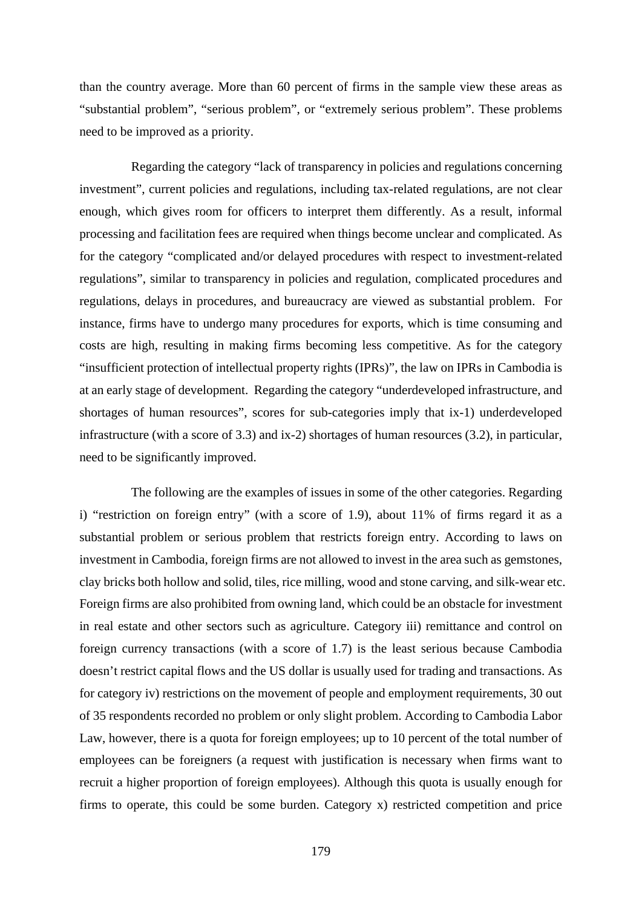than the country average. More than 60 percent of firms in the sample view these areas as "substantial problem", "serious problem", or "extremely serious problem". These problems need to be improved as a priority.

Regarding the category "lack of transparency in policies and regulations concerning investment", current policies and regulations, including tax-related regulations, are not clear enough, which gives room for officers to interpret them differently. As a result, informal processing and facilitation fees are required when things become unclear and complicated. As for the category "complicated and/or delayed procedures with respect to investment-related regulations", similar to transparency in policies and regulation, complicated procedures and regulations, delays in procedures, and bureaucracy are viewed as substantial problem. For instance, firms have to undergo many procedures for exports, which is time consuming and costs are high, resulting in making firms becoming less competitive. As for the category "insufficient protection of intellectual property rights (IPRs)", the law on IPRs in Cambodia is at an early stage of development. Regarding the category "underdeveloped infrastructure, and shortages of human resources", scores for sub-categories imply that ix-1) underdeveloped infrastructure (with a score of 3.3) and ix-2) shortages of human resources (3.2), in particular, need to be significantly improved.

The following are the examples of issues in some of the other categories. Regarding i) "restriction on foreign entry" (with a score of 1.9), about 11% of firms regard it as a substantial problem or serious problem that restricts foreign entry. According to laws on investment in Cambodia, foreign firms are not allowed to invest in the area such as gemstones, clay bricks both hollow and solid, tiles, rice milling, wood and stone carving, and silk-wear etc. Foreign firms are also prohibited from owning land, which could be an obstacle for investment in real estate and other sectors such as agriculture. Category iii) remittance and control on foreign currency transactions (with a score of 1.7) is the least serious because Cambodia doesn't restrict capital flows and the US dollar is usually used for trading and transactions. As for category iv) restrictions on the movement of people and employment requirements, 30 out of 35 respondents recorded no problem or only slight problem. According to Cambodia Labor Law, however, there is a quota for foreign employees; up to 10 percent of the total number of employees can be foreigners (a request with justification is necessary when firms want to recruit a higher proportion of foreign employees). Although this quota is usually enough for firms to operate, this could be some burden. Category x) restricted competition and price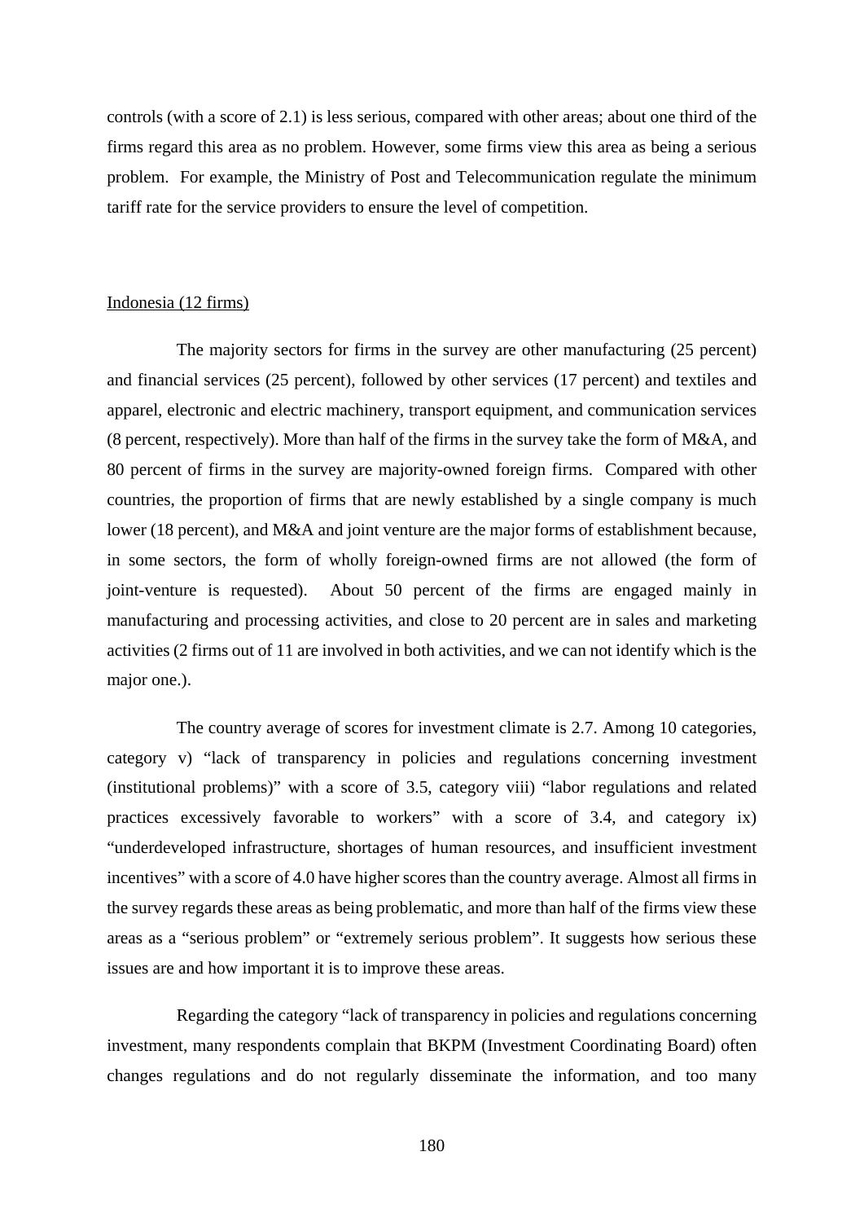controls (with a score of 2.1) is less serious, compared with other areas; about one third of the firms regard this area as no problem. However, some firms view this area as being a serious problem. For example, the Ministry of Post and Telecommunication regulate the minimum tariff rate for the service providers to ensure the level of competition.

Indonesia (12 firms)

The majority sectors for firms in the survey are other manufacturing (25 percent) and financial services (25 percent), followed by other services (17 percent) and textiles and apparel, electronic and electric machinery, transport equipment, and communication services (8 percent, respectively). More than half of the firms in the survey take the form of M&A, and 80 percent of firms in the survey are majority-owned foreign firms. Compared with other countries, the proportion of firms that are newly established by a single company is much lower (18 percent), and M&A and joint venture are the major forms of establishment because, in some sectors, the form of wholly foreign-owned firms are not allowed (the form of joint-venture is requested). About 50 percent of the firms are engaged mainly in manufacturing and processing activities, and close to 20 percent are in sales and marketing activities (2 firms out of 11 are involved in both activities, and we can not identify which is the major one.).

The country average of scores for investment climate is 2.7. Among 10 categories, category v) "lack of transparency in policies and regulations concerning investment (institutional problems)" with a score of 3.5, category viii) "labor regulations and related practices excessively favorable to workers" with a score of 3.4, and category ix) "underdeveloped infrastructure, shortages of human resources, and insufficient investment incentives" with a score of 4.0 have higher scores than the country average. Almost all firms in the survey regards these areas as being problematic, and more than half of the firms view these areas as a "serious problem" or "extremely serious problem". It suggests how serious these issues are and how important it is to improve these areas.

Regarding the category "lack of transparency in policies and regulations concerning investment, many respondents complain that BKPM (Investment Coordinating Board) often changes regulations and do not regularly disseminate the information, and too many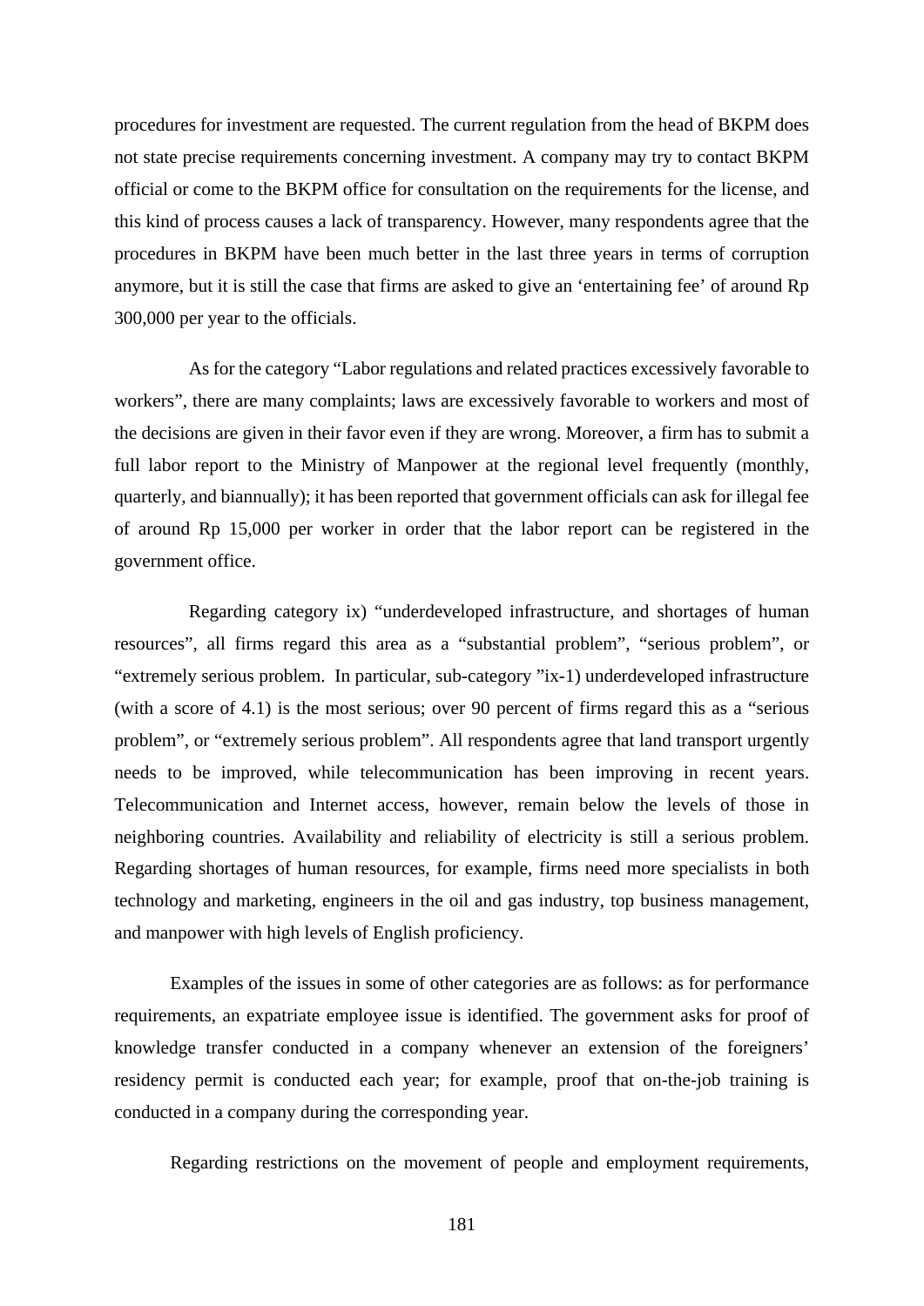procedures for investment are requested. The current regulation from the head of BKPM does not state precise requirements concerning investment. A company may try to contact BKPM official or come to the BKPM office for consultation on the requirements for the license, and this kind of process causes a lack of transparency. However, many respondents agree that the procedures in BKPM have been much better in the last three years in terms of corruption anymore, but it is still the case that firms are asked to give an 'entertaining fee' of around Rp 300,000 per year to the officials.

As for the category "Labor regulations and related practices excessively favorable to workers", there are many complaints; laws are excessively favorable to workers and most of the decisions are given in their favor even if they are wrong. Moreover, a firm has to submit a full labor report to the Ministry of Manpower at the regional level frequently (monthly, quarterly, and biannually); it has been reported that government officials can ask for illegal fee of around Rp 15,000 per worker in order that the labor report can be registered in the government office.

Regarding category ix) "underdeveloped infrastructure, and shortages of human resources", all firms regard this area as a "substantial problem", "serious problem", or "extremely serious problem. In particular, sub-category "ix-1) underdeveloped infrastructure (with a score of 4.1) is the most serious; over 90 percent of firms regard this as a "serious problem", or "extremely serious problem". All respondents agree that land transport urgently needs to be improved, while telecommunication has been improving in recent years. Telecommunication and Internet access, however, remain below the levels of those in neighboring countries. Availability and reliability of electricity is still a serious problem. Regarding shortages of human resources, for example, firms need more specialists in both technology and marketing, engineers in the oil and gas industry, top business management, and manpower with high levels of English proficiency.

Examples of the issues in some of other categories are as follows: as for performance requirements, an expatriate employee issue is identified. The government asks for proof of knowledge transfer conducted in a company whenever an extension of the foreigners' residency permit is conducted each year; for example, proof that on-the-job training is conducted in a company during the corresponding year.

Regarding restrictions on the movement of people and employment requirements,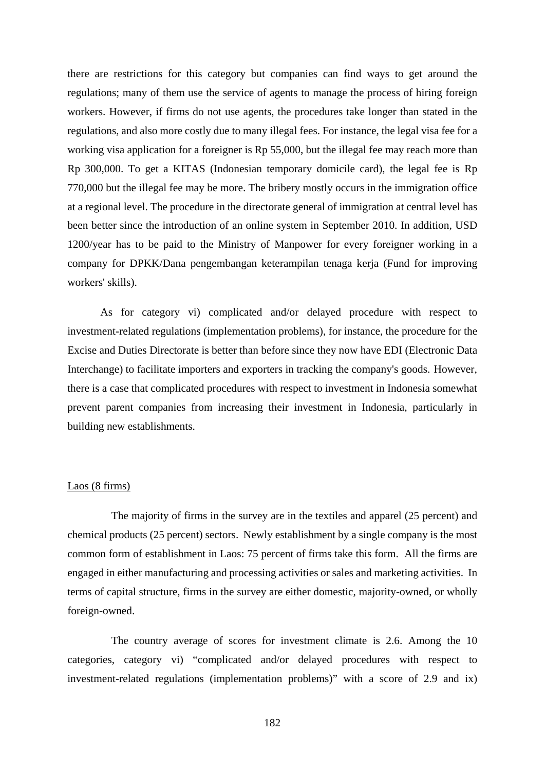there are restrictions for this category but companies can find ways to get around the regulations; many of them use the service of agents to manage the process of hiring foreign workers. However, if firms do not use agents, the procedures take longer than stated in the regulations, and also more costly due to many illegal fees. For instance, the legal visa fee for a working visa application for a foreigner is Rp 55,000, but the illegal fee may reach more than Rp 300,000. To get a KITAS (Indonesian temporary domicile card), the legal fee is Rp 770,000 but the illegal fee may be more. The bribery mostly occurs in the immigration office at a regional level. The procedure in the directorate general of immigration at central level has been better since the introduction of an online system in September 2010. In addition, USD 1200/year has to be paid to the Ministry of Manpower for every foreigner working in a company for DPKK/Dana pengembangan keterampilan tenaga kerja (Fund for improving workers' skills).

As for category vi) complicated and/or delayed procedure with respect to investment-related regulations (implementation problems), for instance, the procedure for the Excise and Duties Directorate is better than before since they now have EDI (Electronic Data Interchange) to facilitate importers and exporters in tracking the company's goods. However, there is a case that complicated procedures with respect to investment in Indonesia somewhat prevent parent companies from increasing their investment in Indonesia, particularly in building new establishments.

<u>Laos (8 firms)</u>

The majority of firms in the survey are in the textiles and apparel (25 percent) and chemical products (25 percent) sectors. Newly establishment by a single company is the most common form of establishment in Laos: 75 percent of firms take this form. All the firms are engaged in either manufacturing and processing activities or sales and marketing activities. In terms of capital structure, firms in the survey are either domestic, majority-owned, or wholly foreign-owned.

The country average of scores for investment climate is 2.6. Among the 10 categories, category vi) "complicated and/or delayed procedures with respect to investment-related regulations (implementation problems)" with a score of 2.9 and ix)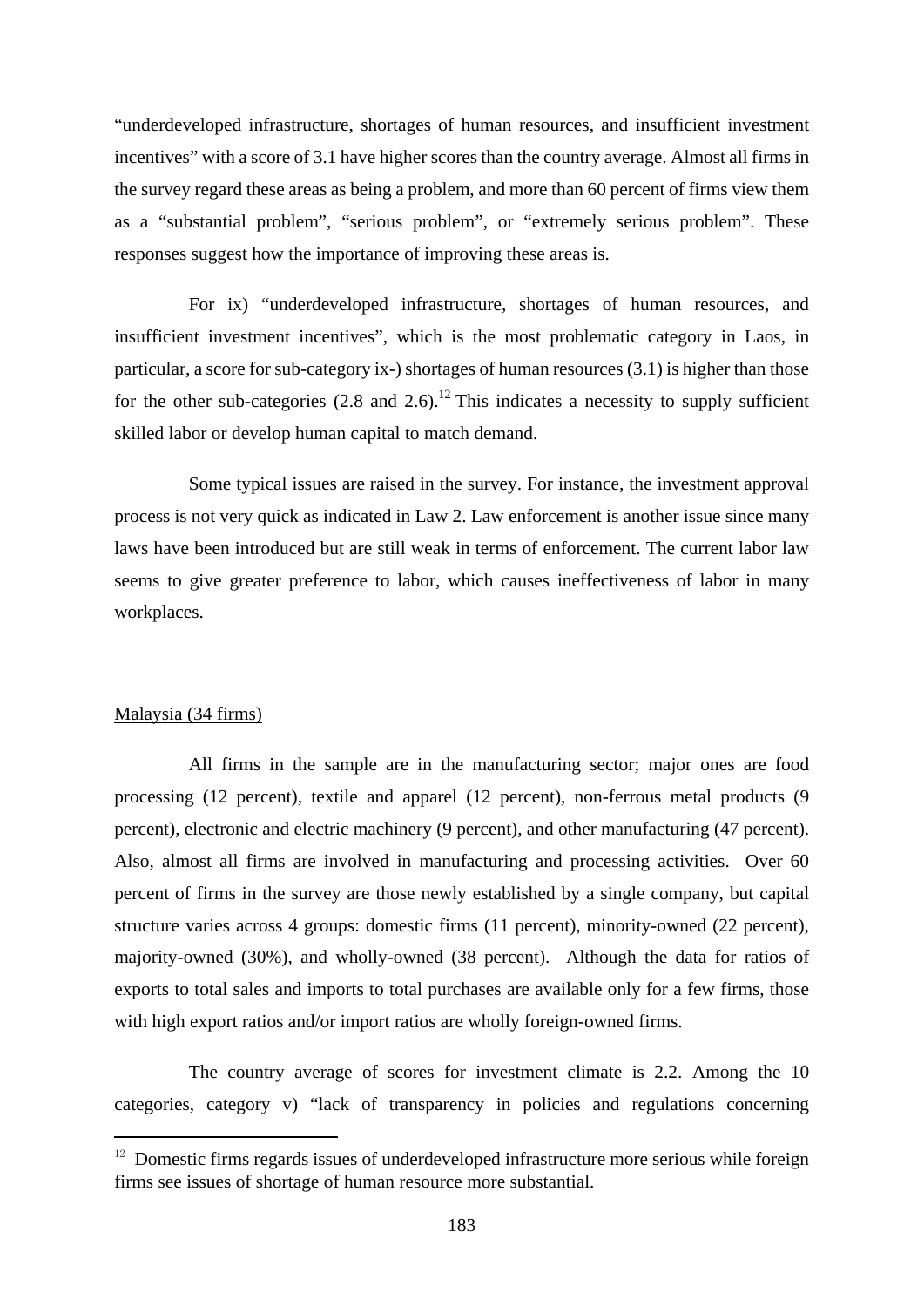"underdeveloped infrastructure, shortages of human resources, and insufficient investment incentives" with a score of 3.1 have higher scores than the country average. Almost all firms in the survey regard these areas as being a problem, and more than 60 percent of firms view them as a "substantial problem", "serious problem", or "extremely serious problem". These responses suggest how the importance of improving these areas is.

For ix) "underdeveloped infrastructure, shortages of human resources, and insufficient investment incentives", which is the most problematic category in Laos, in particular, a score for sub-category ix-) shortages of human resources (3.1) is higher than those for the other sub-categories (2.8 and 2.6).[12] This indicates a necessity to supply sufficient skilled labor or develop human capital to match demand.

Some typical issues are raised in the survey. For instance, the investment approval process is not very quick as indicated in Law 2. Law enforcement is another issue since many laws have been introduced but are still weak in terms of enforcement. The current labor law seems to give greater preference to labor, which causes ineffectiveness of labor in many workplaces.

Malaysia (34 firms)

All firms in the sample are in the manufacturing sector; major ones are food processing (12 percent), textile and apparel (12 percent), non-ferrous metal products (9 percent), electronic and electric machinery (9 percent), and other manufacturing (47 percent). Also, almost all firms are involved in manufacturing and processing activities. Over 60 percent of firms in the survey are those newly established by a single company, but capital structure varies across 4 groups: domestic firms (11 percent), minority-owned (22 percent), majority-owned (30%), and wholly-owned (38 percent). Although the data for ratios of exports to total sales and imports to total purchases are available only for a few firms, those with high export ratios and/or import ratios are wholly foreign-owned firms.

The country average of scores for investment climate is 2.2. Among the 10 categories, category v) "lack of transparency in policies and regulations concerning

[12] Domestic firms regards issues of underdeveloped infrastructure more serious while foreign firms see issues of shortage of human resource more substantial.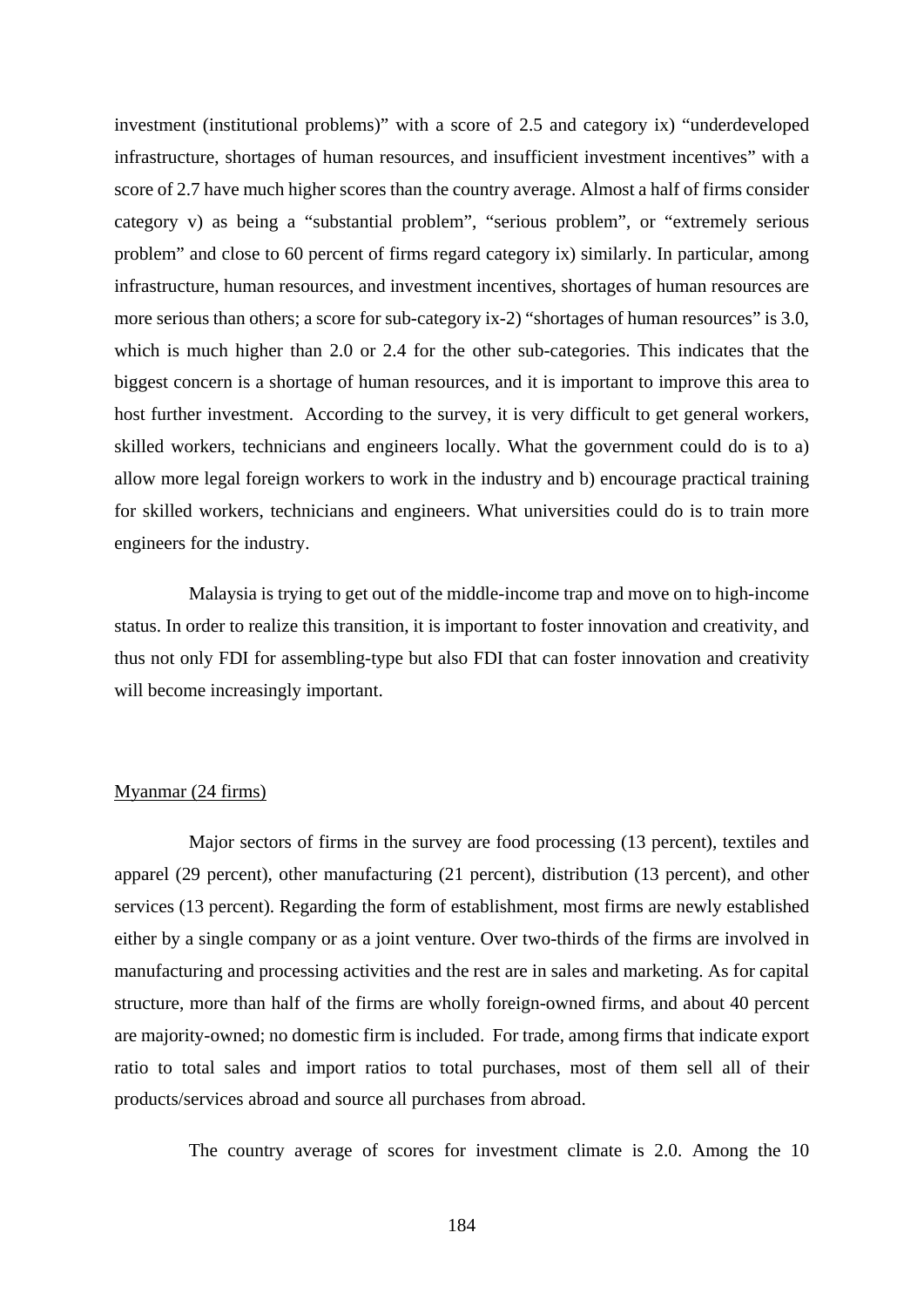investment (institutional problems)" with a score of 2.5 and category ix) "underdeveloped infrastructure, shortages of human resources, and insufficient investment incentives" with a score of 2.7 have much higher scores than the country average. Almost a half of firms consider category v) as being a "substantial problem", "serious problem", or "extremely serious problem" and close to 60 percent of firms regard category ix) similarly. In particular, among infrastructure, human resources, and investment incentives, shortages of human resources are more serious than others; a score for sub-category ix-2) "shortages of human resources" is 3.0, which is much higher than 2.0 or 2.4 for the other sub-categories. This indicates that the biggest concern is a shortage of human resources, and it is important to improve this area to host further investment. According to the survey, it is very difficult to get general workers, skilled workers, technicians and engineers locally. What the government could do is to a) allow more legal foreign workers to work in the industry and b) encourage practical training for skilled workers, technicians and engineers. What universities could do is to train more engineers for the industry.

Malaysia is trying to get out of the middle-income trap and move on to high-income status. In order to realize this transition, it is important to foster innovation and creativity, and thus not only FDI for assembling-type but also FDI that can foster innovation and creativity will become increasingly important.

Myanmar (24 firms)

Major sectors of firms in the survey are food processing (13 percent), textiles and apparel (29 percent), other manufacturing (21 percent), distribution (13 percent), and other services (13 percent). Regarding the form of establishment, most firms are newly established either by a single company or as a joint venture. Over two-thirds of the firms are involved in manufacturing and processing activities and the rest are in sales and marketing. As for capital structure, more than half of the firms are wholly foreign-owned firms, and about 40 percent are majority-owned; no domestic firm is included. For trade, among firms that indicate export ratio to total sales and import ratios to total purchases, most of them sell all of their products/services abroad and source all purchases from abroad.

The country average of scores for investment climate is 2.0. Among the 10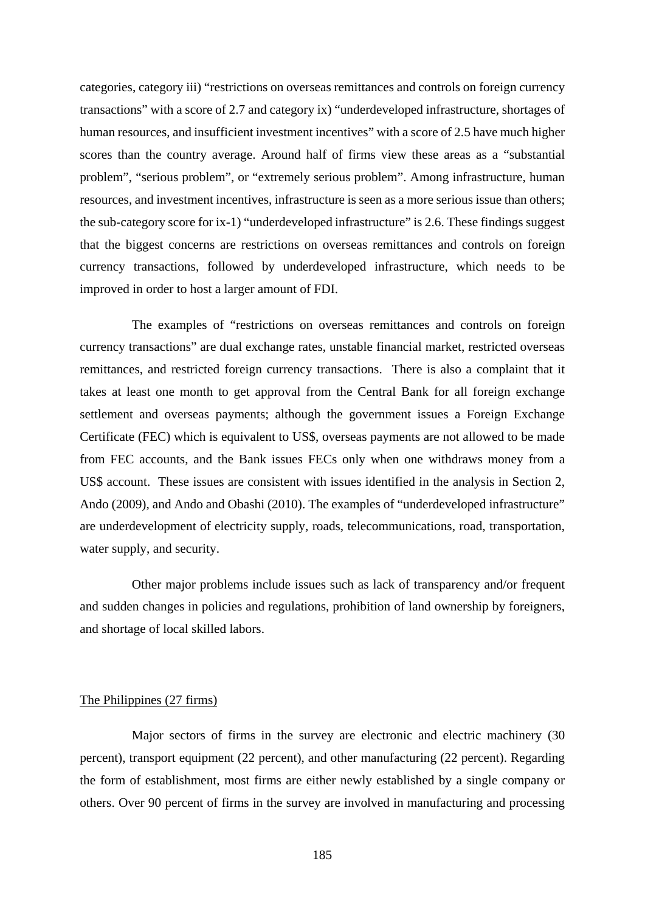categories, category iii) "restrictions on overseas remittances and controls on foreign currency transactions" with a score of 2.7 and category ix) "underdeveloped infrastructure, shortages of human resources, and insufficient investment incentives" with a score of 2.5 have much higher scores than the country average. Around half of firms view these areas as a "substantial problem", "serious problem", or "extremely serious problem". Among infrastructure, human resources, and investment incentives, infrastructure is seen as a more serious issue than others; the sub-category score for ix-1) "underdeveloped infrastructure" is 2.6. These findings suggest that the biggest concerns are restrictions on overseas remittances and controls on foreign currency transactions, followed by underdeveloped infrastructure, which needs to be improved in order to host a larger amount of FDI.

The examples of "restrictions on overseas remittances and controls on foreign currency transactions" are dual exchange rates, unstable financial market, restricted overseas remittances, and restricted foreign currency transactions. There is also a complaint that it takes at least one month to get approval from the Central Bank for all foreign exchange settlement and overseas payments; although the government issues a Foreign Exchange Certificate (FEC) which is equivalent to US$, overseas payments are not allowed to be made from FEC accounts, and the Bank issues FECs only when one withdraws money from a US$ account. These issues are consistent with issues identified in the analysis in Section 2, Ando (2009), and Ando and Obashi (2010). The examples of "underdeveloped infrastructure" are underdevelopment of electricity supply, roads, telecommunications, road, transportation, water supply, and security.

Other major problems include issues such as lack of transparency and/or frequent and sudden changes in policies and regulations, prohibition of land ownership by foreigners, and shortage of local skilled labors.

The Philippines (27 firms)

Major sectors of firms in the survey are electronic and electric machinery (30 percent), transport equipment (22 percent), and other manufacturing (22 percent). Regarding the form of establishment, most firms are either newly established by a single company or others. Over 90 percent of firms in the survey are involved in manufacturing and processing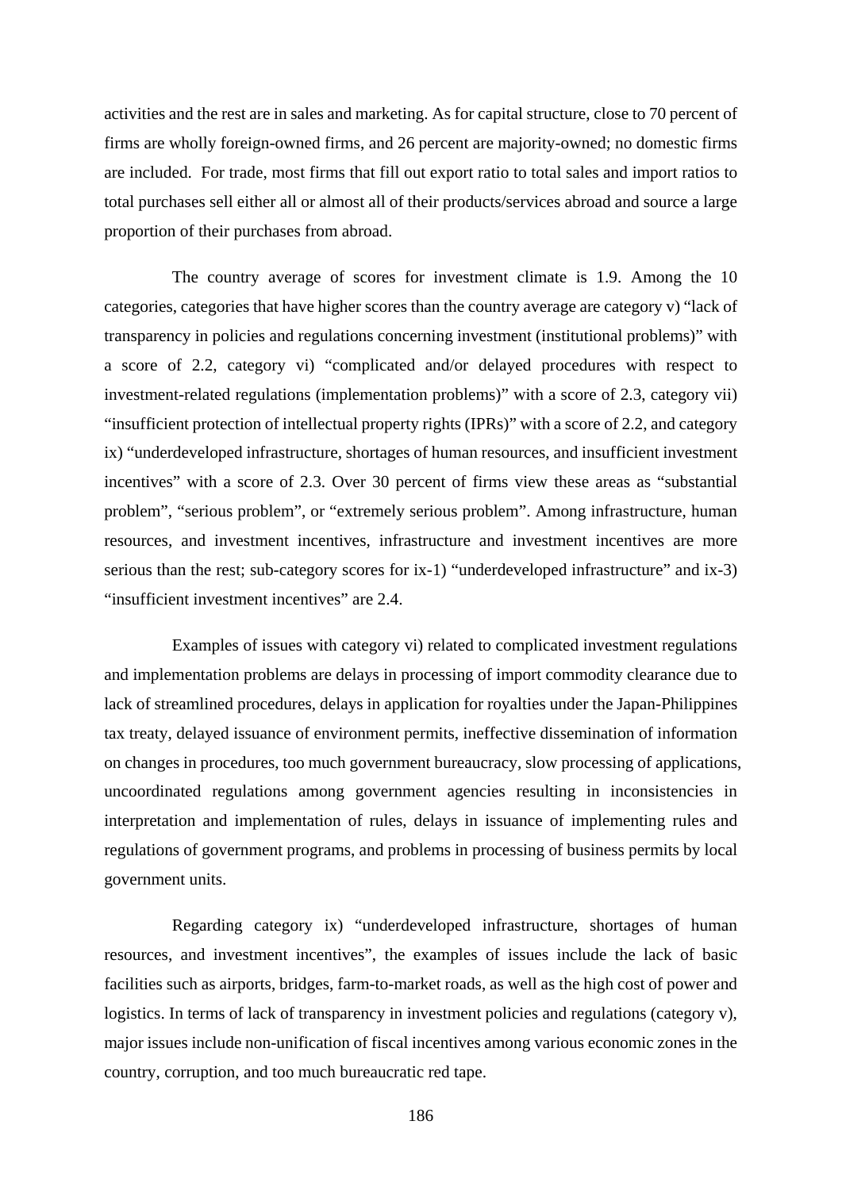activities and the rest are in sales and marketing. As for capital structure, close to 70 percent of firms are wholly foreign-owned firms, and 26 percent are majority-owned; no domestic firms are included. For trade, most firms that fill out export ratio to total sales and import ratios to total purchases sell either all or almost all of their products/services abroad and source a large proportion of their purchases from abroad.

The country average of scores for investment climate is 1.9. Among the 10 categories, categories that have higher scores than the country average are category v) "lack of transparency in policies and regulations concerning investment (institutional problems)" with a score of 2.2, category vi) "complicated and/or delayed procedures with respect to investment-related regulations (implementation problems)" with a score of 2.3, category vii) "insufficient protection of intellectual property rights (IPRs)" with a score of 2.2, and category ix) "underdeveloped infrastructure, shortages of human resources, and insufficient investment incentives" with a score of 2.3. Over 30 percent of firms view these areas as "substantial problem", "serious problem", or "extremely serious problem". Among infrastructure, human resources, and investment incentives, infrastructure and investment incentives are more serious than the rest; sub-category scores for ix-1) "underdeveloped infrastructure" and ix-3) "insufficient investment incentives" are 2.4.

Examples of issues with category vi) related to complicated investment regulations and implementation problems are delays in processing of import commodity clearance due to lack of streamlined procedures, delays in application for royalties under the Japan-Philippines tax treaty, delayed issuance of environment permits, ineffective dissemination of information on changes in procedures, too much government bureaucracy, slow processing of applications, uncoordinated regulations among government agencies resulting in inconsistencies in interpretation and implementation of rules, delays in issuance of implementing rules and regulations of government programs, and problems in processing of business permits by local government units.

Regarding category ix) "underdeveloped infrastructure, shortages of human resources, and investment incentives", the examples of issues include the lack of basic facilities such as airports, bridges, farm-to-market roads, as well as the high cost of power and logistics. In terms of lack of transparency in investment policies and regulations (category v), major issues include non-unification of fiscal incentives among various economic zones in the country, corruption, and too much bureaucratic red tape.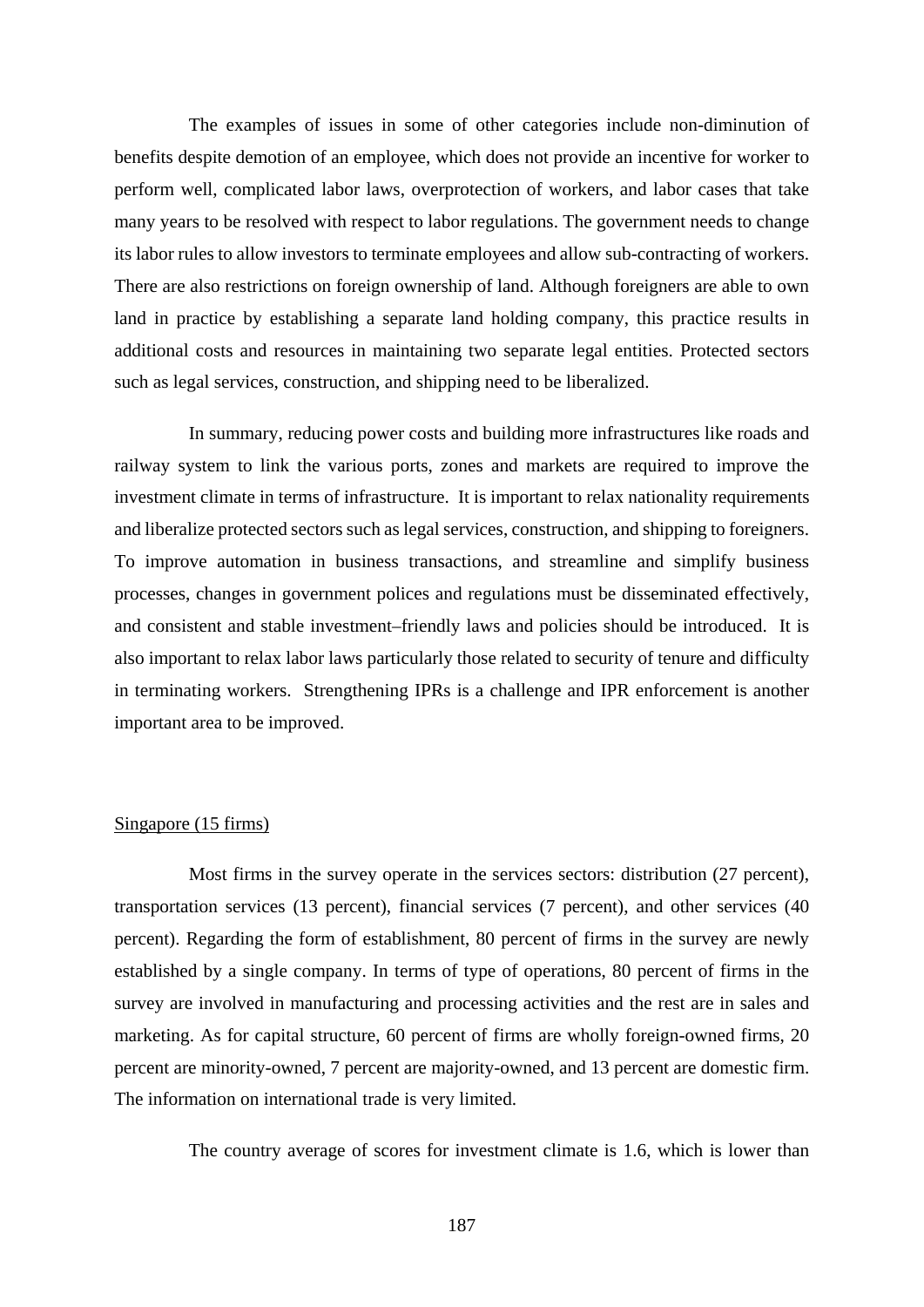The examples of issues in some of other categories include non-diminution of benefits despite demotion of an employee, which does not provide an incentive for worker to perform well, complicated labor laws, overprotection of workers, and labor cases that take many years to be resolved with respect to labor regulations. The government needs to change its labor rules to allow investors to terminate employees and allow sub-contracting of workers. There are also restrictions on foreign ownership of land. Although foreigners are able to own land in practice by establishing a separate land holding company, this practice results in additional costs and resources in maintaining two separate legal entities. Protected sectors such as legal services, construction, and shipping need to be liberalized.

In summary, reducing power costs and building more infrastructures like roads and railway system to link the various ports, zones and markets are required to improve the investment climate in terms of infrastructure. It is important to relax nationality requirements and liberalize protected sectors such as legal services, construction, and shipping to foreigners. To improve automation in business transactions, and streamline and simplify business processes, changes in government polices and regulations must be disseminated effectively, and consistent and stable investment–friendly laws and policies should be introduced. It is also important to relax labor laws particularly those related to security of tenure and difficulty in terminating workers. Strengthening IPRs is a challenge and IPR enforcement is another important area to be improved.

Singapore (15 firms)

Most firms in the survey operate in the services sectors: distribution (27 percent), transportation services (13 percent), financial services (7 percent), and other services (40 percent). Regarding the form of establishment, 80 percent of firms in the survey are newly established by a single company. In terms of type of operations, 80 percent of firms in the survey are involved in manufacturing and processing activities and the rest are in sales and marketing. As for capital structure, 60 percent of firms are wholly foreign-owned firms, 20 percent are minority-owned, 7 percent are majority-owned, and 13 percent are domestic firm. The information on international trade is very limited.

The country average of scores for investment climate is 1.6, which is lower than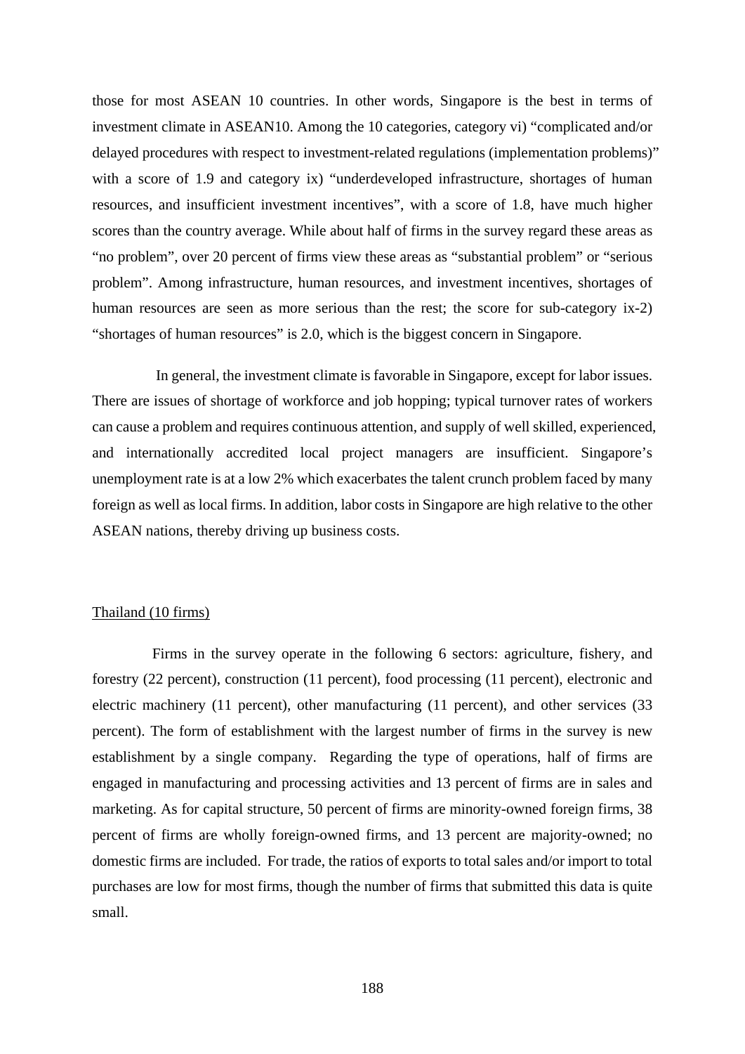those for most ASEAN 10 countries. In other words, Singapore is the best in terms of investment climate in ASEAN10. Among the 10 categories, category vi) "complicated and/or delayed procedures with respect to investment-related regulations (implementation problems)" with a score of 1.9 and category ix) "underdeveloped infrastructure, shortages of human resources, and insufficient investment incentives", with a score of 1.8, have much higher scores than the country average. While about half of firms in the survey regard these areas as "no problem", over 20 percent of firms view these areas as "substantial problem" or "serious problem". Among infrastructure, human resources, and investment incentives, shortages of human resources are seen as more serious than the rest; the score for sub-category ix-2) "shortages of human resources" is 2.0, which is the biggest concern in Singapore.

In general, the investment climate is favorable in Singapore, except for labor issues. There are issues of shortage of workforce and job hopping; typical turnover rates of workers can cause a problem and requires continuous attention, and supply of well skilled, experienced, and internationally accredited local project managers are insufficient. Singapore's unemployment rate is at a low 2% which exacerbates the talent crunch problem faced by many foreign as well as local firms. In addition, labor costs in Singapore are high relative to the other ASEAN nations, thereby driving up business costs.

Thailand (10 firms)

Firms in the survey operate in the following 6 sectors: agriculture, fishery, and forestry (22 percent), construction (11 percent), food processing (11 percent), electronic and electric machinery (11 percent), other manufacturing (11 percent), and other services (33 percent). The form of establishment with the largest number of firms in the survey is new establishment by a single company. Regarding the type of operations, half of firms are engaged in manufacturing and processing activities and 13 percent of firms are in sales and marketing. As for capital structure, 50 percent of firms are minority-owned foreign firms, 38 percent of firms are wholly foreign-owned firms, and 13 percent are majority-owned; no domestic firms are included. For trade, the ratios of exports to total sales and/or import to total purchases are low for most firms, though the number of firms that submitted this data is quite small.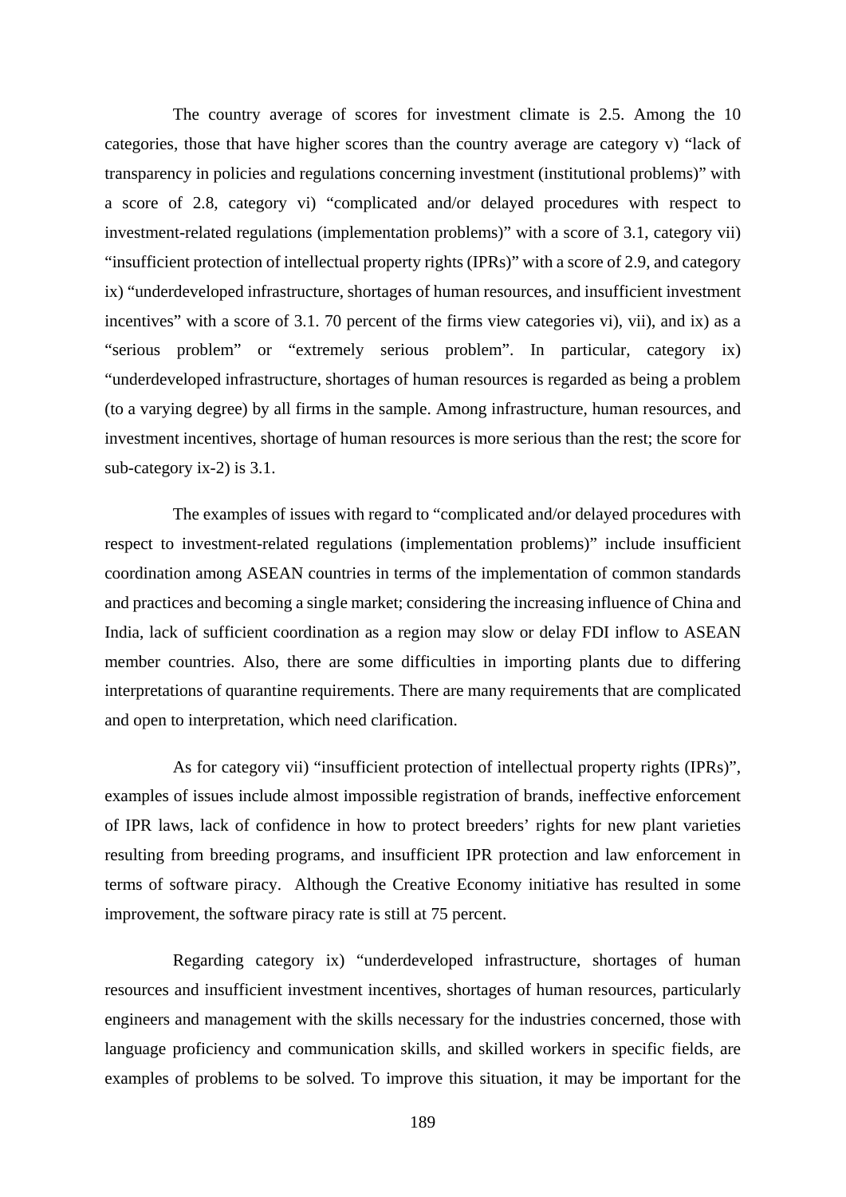The country average of scores for investment climate is 2.5. Among the 10 categories, those that have higher scores than the country average are category v) "lack of transparency in policies and regulations concerning investment (institutional problems)" with a score of 2.8, category vi) "complicated and/or delayed procedures with respect to investment-related regulations (implementation problems)" with a score of 3.1, category vii) "insufficient protection of intellectual property rights (IPRs)" with a score of 2.9, and category ix) "underdeveloped infrastructure, shortages of human resources, and insufficient investment incentives" with a score of 3.1. 70 percent of the firms view categories vi), vii), and ix) as a "serious problem" or "extremely serious problem". In particular, category ix) "underdeveloped infrastructure, shortages of human resources is regarded as being a problem (to a varying degree) by all firms in the sample. Among infrastructure, human resources, and investment incentives, shortage of human resources is more serious than the rest; the score for sub-category ix-2) is 3.1.

The examples of issues with regard to "complicated and/or delayed procedures with respect to investment-related regulations (implementation problems)" include insufficient coordination among ASEAN countries in terms of the implementation of common standards and practices and becoming a single market; considering the increasing influence of China and India, lack of sufficient coordination as a region may slow or delay FDI inflow to ASEAN member countries. Also, there are some difficulties in importing plants due to differing interpretations of quarantine requirements. There are many requirements that are complicated and open to interpretation, which need clarification.

As for category vii) "insufficient protection of intellectual property rights (IPRs)", examples of issues include almost impossible registration of brands, ineffective enforcement of IPR laws, lack of confidence in how to protect breeders' rights for new plant varieties resulting from breeding programs, and insufficient IPR protection and law enforcement in terms of software piracy. Although the Creative Economy initiative has resulted in some improvement, the software piracy rate is still at 75 percent.

Regarding category ix) "underdeveloped infrastructure, shortages of human resources and insufficient investment incentives, shortages of human resources, particularly engineers and management with the skills necessary for the industries concerned, those with language proficiency and communication skills, and skilled workers in specific fields, are examples of problems to be solved. To improve this situation, it may be important for the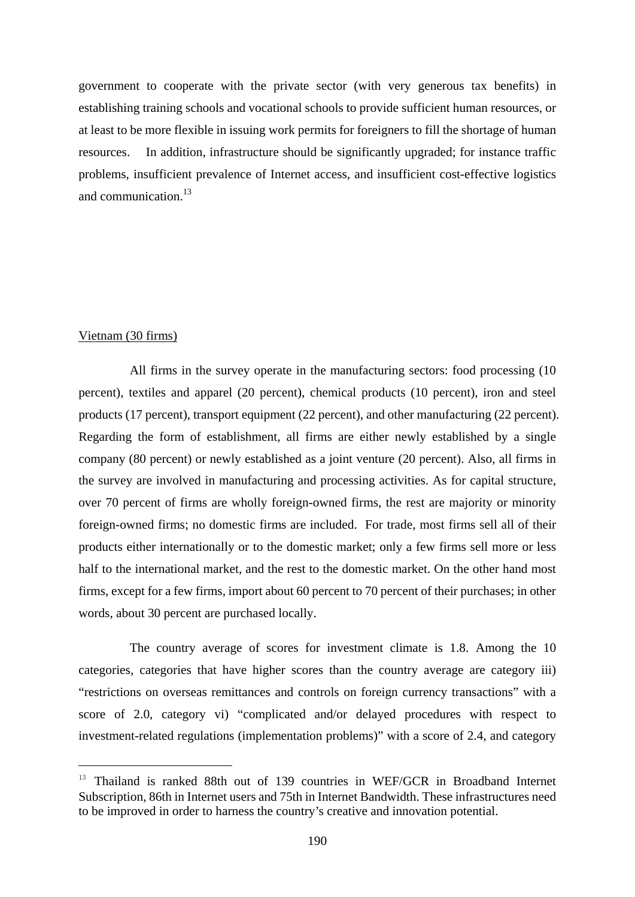government to cooperate with the private sector (with very generous tax benefits) in establishing training schools and vocational schools to provide sufficient human resources, or at least to be more flexible in issuing work permits for foreigners to fill the shortage of human resources. In addition, infrastructure should be significantly upgraded; for instance traffic problems, insufficient prevalence of Internet access, and insufficient cost-effective logistics and communication.[13]

Vietnam (30 firms)

All firms in the survey operate in the manufacturing sectors: food processing (10 percent), textiles and apparel (20 percent), chemical products (10 percent), iron and steel products (17 percent), transport equipment (22 percent), and other manufacturing (22 percent). Regarding the form of establishment, all firms are either newly established by a single company (80 percent) or newly established as a joint venture (20 percent). Also, all firms in the survey are involved in manufacturing and processing activities. As for capital structure, over 70 percent of firms are wholly foreign-owned firms, the rest are majority or minority foreign-owned firms; no domestic firms are included. For trade, most firms sell all of their products either internationally or to the domestic market; only a few firms sell more or less half to the international market, and the rest to the domestic market. On the other hand most firms, except for a few firms, import about 60 percent to 70 percent of their purchases; in other words, about 30 percent are purchased locally.

The country average of scores for investment climate is 1.8. Among the 10 categories, categories that have higher scores than the country average are category iii) "restrictions on overseas remittances and controls on foreign currency transactions" with a score of 2.0, category vi) "complicated and/or delayed procedures with respect to investment-related regulations (implementation problems)" with a score of 2.4, and category

[13] Thailand is ranked 88th out of 139 countries in WEF/GCR in Broadband Internet Subscription, 86th in Internet users and 75th in Internet Bandwidth. These infrastructures need to be improved in order to harness the country's creative and innovation potential.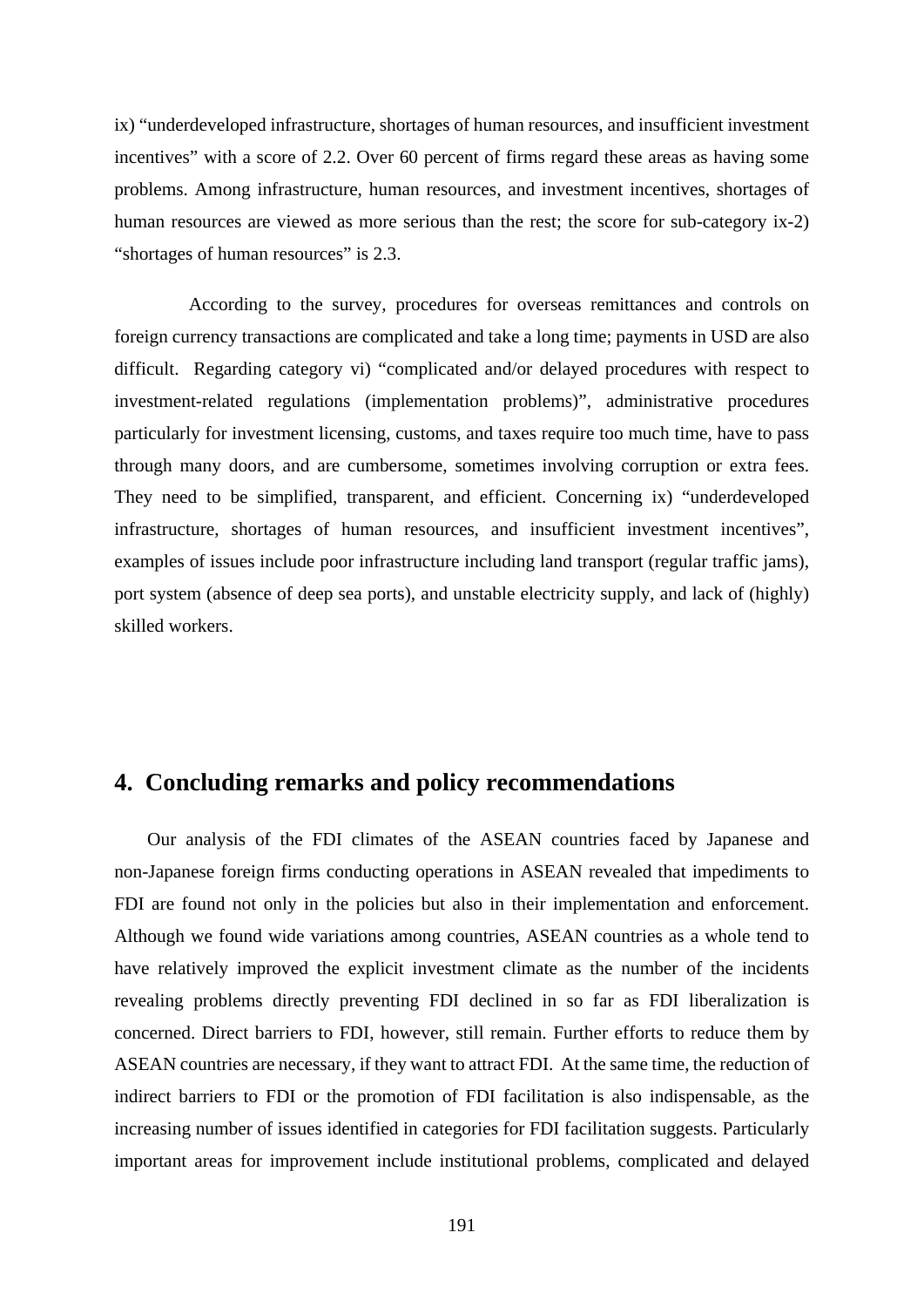ix) “underdeveloped infrastructure, shortages of human resources, and insufficient investment incentives” with a score of 2.2. Over 60 percent of firms regard these areas as having some problems. Among infrastructure, human resources, and investment incentives, shortages of human resources are viewed as more serious than the rest; the score for sub-category ix-2) “shortages of human resources” is 2.3.

According to the survey, procedures for overseas remittances and controls on foreign currency transactions are complicated and take a long time; payments in USD are also difficult. Regarding category vi) “complicated and/or delayed procedures with respect to investment-related regulations (implementation problems)”, administrative procedures particularly for investment licensing, customs, and taxes require too much time, have to pass through many doors, and are cumbersome, sometimes involving corruption or extra fees. They need to be simplified, transparent, and efficient. Concerning ix) “underdeveloped infrastructure, shortages of human resources, and insufficient investment incentives”, examples of issues include poor infrastructure including land transport (regular traffic jams), port system (absence of deep sea ports), and unstable electricity supply, and lack of (highly) skilled workers.

## 4. Concluding remarks and policy recommendations

Our analysis of the FDI climates of the ASEAN countries faced by Japanese and non-Japanese foreign firms conducting operations in ASEAN revealed that impediments to FDI are found not only in the policies but also in their implementation and enforcement. Although we found wide variations among countries, ASEAN countries as a whole tend to have relatively improved the explicit investment climate as the number of the incidents revealing problems directly preventing FDI declined in so far as FDI liberalization is concerned. Direct barriers to FDI, however, still remain. Further efforts to reduce them by ASEAN countries are necessary, if they want to attract FDI. At the same time, the reduction of indirect barriers to FDI or the promotion of FDI facilitation is also indispensable, as the increasing number of issues identified in categories for FDI facilitation suggests. Particularly important areas for improvement include institutional problems, complicated and delayed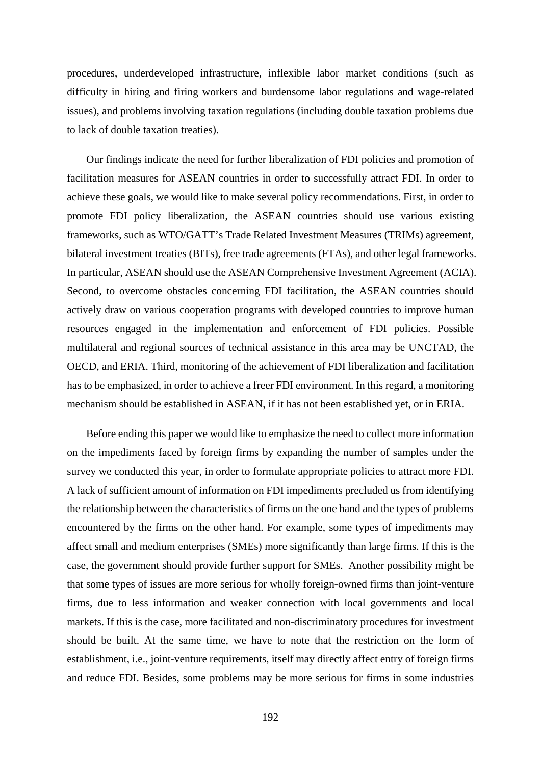procedures, underdeveloped infrastructure, inflexible labor market conditions (such as difficulty in hiring and firing workers and burdensome labor regulations and wage-related issues), and problems involving taxation regulations (including double taxation problems due to lack of double taxation treaties).

Our findings indicate the need for further liberalization of FDI policies and promotion of facilitation measures for ASEAN countries in order to successfully attract FDI. In order to achieve these goals, we would like to make several policy recommendations. First, in order to promote FDI policy liberalization, the ASEAN countries should use various existing frameworks, such as WTO/GATT's Trade Related Investment Measures (TRIMs) agreement, bilateral investment treaties (BITs), free trade agreements (FTAs), and other legal frameworks. In particular, ASEAN should use the ASEAN Comprehensive Investment Agreement (ACIA). Second, to overcome obstacles concerning FDI facilitation, the ASEAN countries should actively draw on various cooperation programs with developed countries to improve human resources engaged in the implementation and enforcement of FDI policies. Possible multilateral and regional sources of technical assistance in this area may be UNCTAD, the OECD, and ERIA. Third, monitoring of the achievement of FDI liberalization and facilitation has to be emphasized, in order to achieve a freer FDI environment. In this regard, a monitoring mechanism should be established in ASEAN, if it has not been established yet, or in ERIA.

Before ending this paper we would like to emphasize the need to collect more information on the impediments faced by foreign firms by expanding the number of samples under the survey we conducted this year, in order to formulate appropriate policies to attract more FDI. A lack of sufficient amount of information on FDI impediments precluded us from identifying the relationship between the characteristics of firms on the one hand and the types of problems encountered by the firms on the other hand. For example, some types of impediments may affect small and medium enterprises (SMEs) more significantly than large firms. If this is the case, the government should provide further support for SMEs. Another possibility might be that some types of issues are more serious for wholly foreign-owned firms than joint-venture firms, due to less information and weaker connection with local governments and local markets. If this is the case, more facilitated and non-discriminatory procedures for investment should be built. At the same time, we have to note that the restriction on the form of establishment, i.e., joint-venture requirements, itself may directly affect entry of foreign firms and reduce FDI. Besides, some problems may be more serious for firms in some industries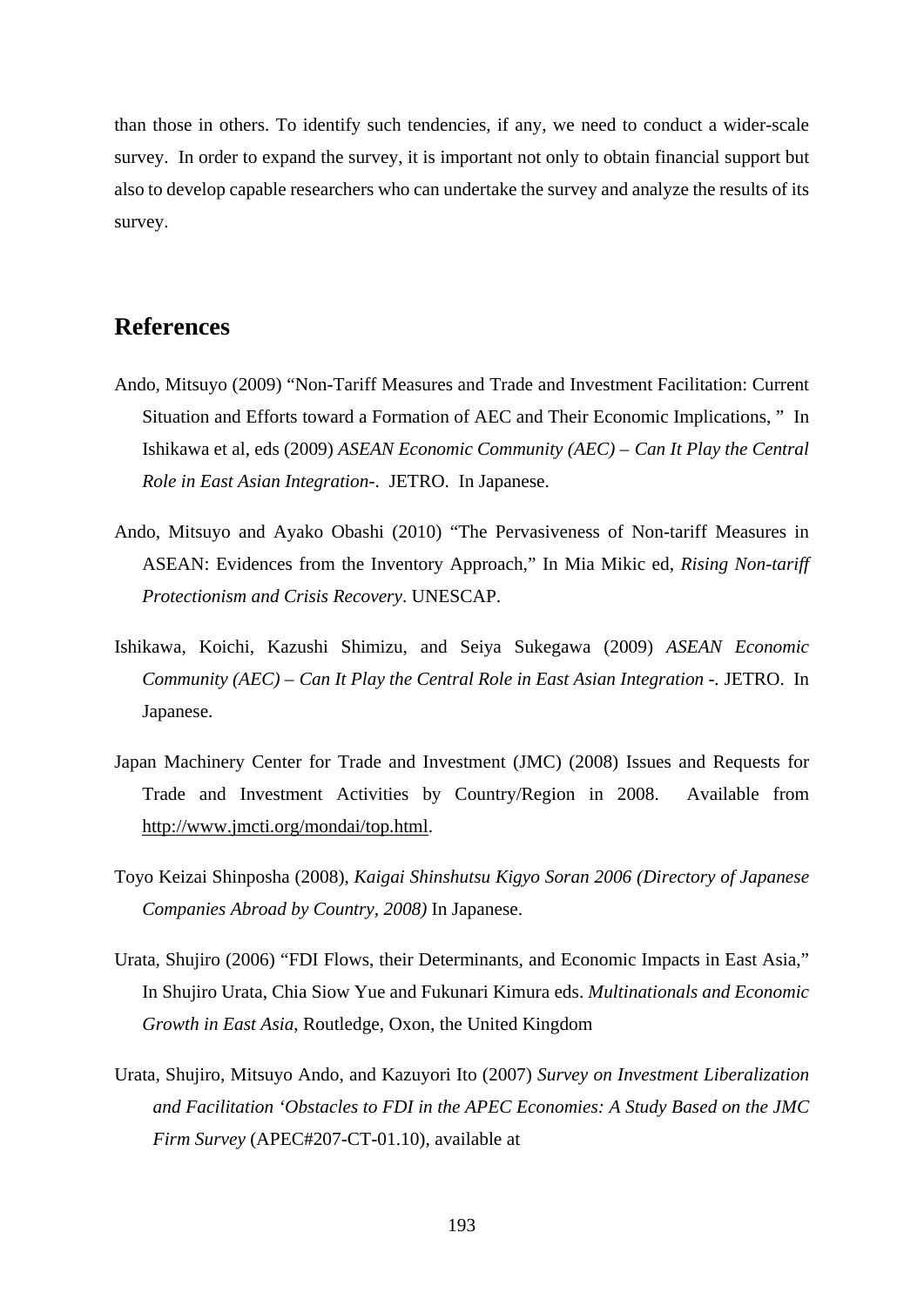than those in others. To identify such tendencies, if any, we need to conduct a wider-scale survey. In order to expand the survey, it is important not only to obtain financial support but also to develop capable researchers who can undertake the survey and analyze the results of its survey.

## References

Ando, Mitsuyo (2009) "Non-Tariff Measures and Trade and Investment Facilitation: Current Situation and Efforts toward a Formation of AEC and Their Economic Implications, " In Ishikawa et al, eds (2009) *ASEAN Economic Community (AEC) – Can It Play the Central Role in East Asian Integration-*. JETRO. In Japanese.

Ando, Mitsuyo and Ayako Obashi (2010) "The Pervasiveness of Non-tariff Measures in ASEAN: Evidences from the Inventory Approach," In Mia Mikic ed, *Rising Non-tariff Protectionism and Crisis Recovery*. UNESCAP.

Ishikawa, Koichi, Kazushi Shimizu, and Seiya Sukegawa (2009) *ASEAN Economic Community (AEC) – Can It Play the Central Role in East Asian Integration -*. JETRO. In Japanese.

Japan Machinery Center for Trade and Investment (JMC) (2008) Issues and Requests for Trade and Investment Activities by Country/Region in 2008. Available from http://www.jmcti.org/mondai/top.html.

Toyo Keizai Shinposha (2008), *Kaigai Shinshutsu Kigyo Soran 2006 (Directory of Japanese Companies Abroad by Country, 2008)* In Japanese.

Urata, Shujiro (2006) "FDI Flows, their Determinants, and Economic Impacts in East Asia," In Shujiro Urata, Chia Siow Yue and Fukunari Kimura eds. *Multinationals and Economic Growth in East Asia*, Routledge, Oxon, the United Kingdom

Urata, Shujiro, Mitsuyo Ando, and Kazuyori Ito (2007) *Survey on Investment Liberalization and Facilitation 'Obstacles to FDI in the APEC Economies: A Study Based on the JMC Firm Survey* (APEC#207-CT-01.10), available at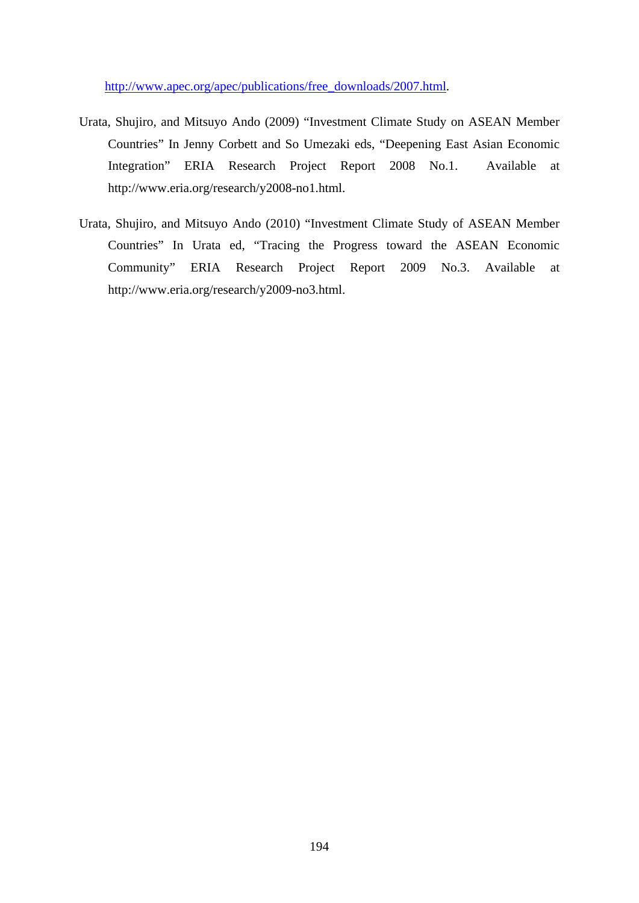http://www.apec.org/apec/publications/free_downloads/2007.html.

Urata, Shujiro, and Mitsuyo Ando (2009) "Investment Climate Study on ASEAN Member Countries" In Jenny Corbett and So Umezaki eds, "Deepening East Asian Economic Integration" ERIA Research Project Report 2008 No.1. Available at http://www.eria.org/research/y2008-no1.html.

Urata, Shujiro, and Mitsuyo Ando (2010) "Investment Climate Study of ASEAN Member Countries" In Urata ed, "Tracing the Progress toward the ASEAN Economic Community" ERIA Research Project Report 2009 No.3. Available at http://www.eria.org/research/y2009-no3.html.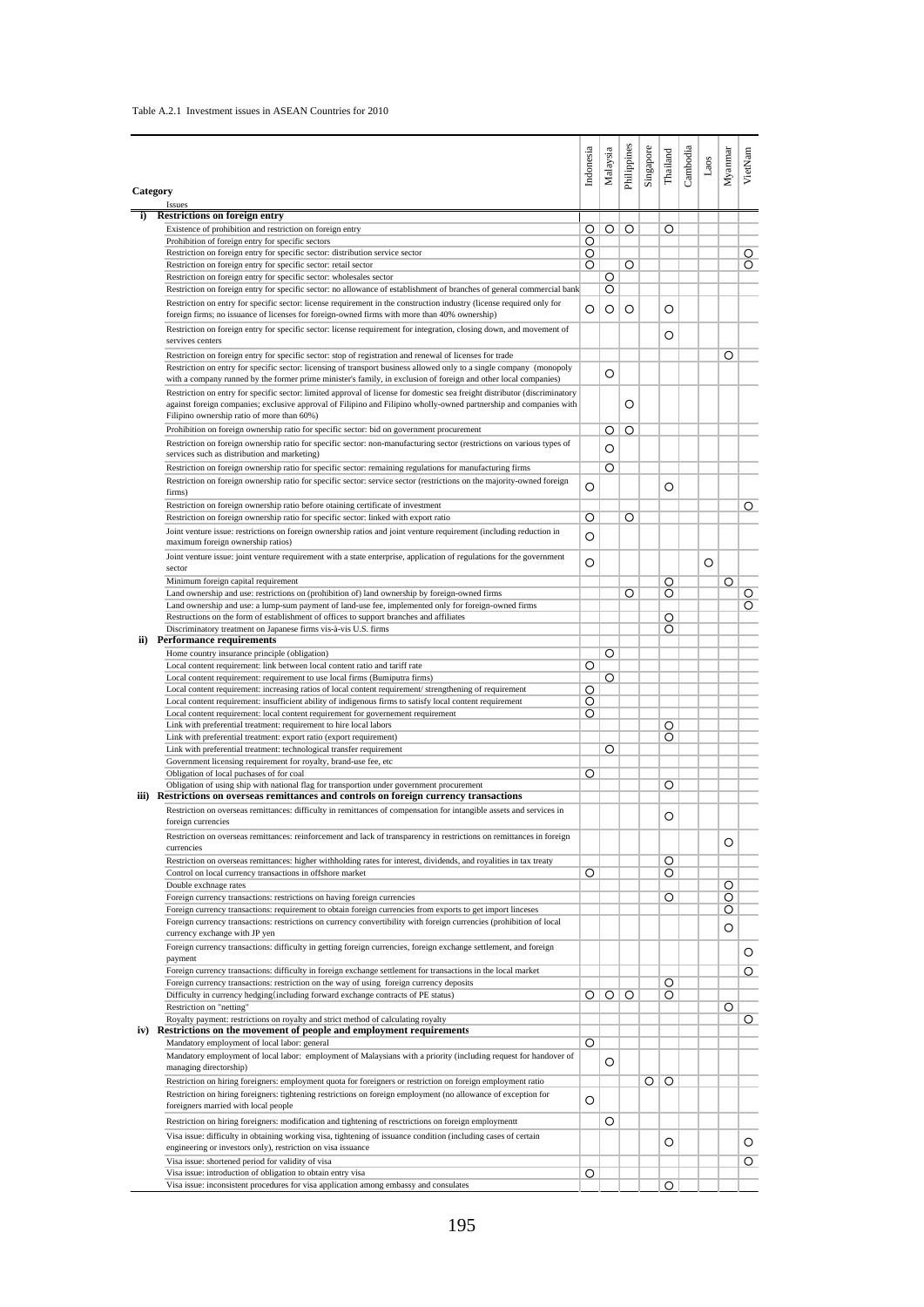Table A.2.1 Investment issues in ASEAN Countries for 2010

| Category / Issues | Indonesia | Malaysia | Philippines | Singapore | Thailand | Cambodia | Laos | Myanmar | VietNam |
|---|---|---|---|---|---|---|---|---|---|
| **i) Restrictions on foreign entry** | | | | | | | | | |
| Existence of prohibition and restriction on foreign entry | ○ | ○ | ○ | | ○ | | | | |
| Prohibition of foreign entry for specific sectors | ○ | | | | | | | | |
| Restriction on foreign entry for specific sector: distribution service sector | ○ | | | | | | | | ○ |
| Restriction on foreign entry for specific sector: retail sector | ○ | | ○ | | | | | | ○ |
| Restriction on foreign entry for specific sector: wholesales sector | | ○ | | | | | | | |
| Restriction on foreign entry for specific sector: no allowance of establishment of branches of general commercial bank | | ○ | | | | | | | |
| Restriction on entry for specific sector: license requirement in the construction industry (license required only for foreign firms; no issuance of licenses for foreign-owned firms with more than 40% ownership) | ○ | ○ | ○ | | ○ | | | | |
| Restriction on foreign entry for specific sector: license requirement for integration, closing down, and movement of servives centers | | | | | ○ | | | | |
| Restriction on foreign entry for specific sector: stop of registration and renewal of licenses for trade | | | | | | | | ○ | |
| Restriction on entry for specific sector: licensing of transport business allowed only to a single company (monopoly with a company runned by the former prime minister's family, in exclusion of foreign and other local companies) | | ○ | | | | | | | |
| Restriction on entry for specific sector: limited approval of license for domestic sea freight distributor (discriminatory against foreign companies; exclusive approval of Filipino and Filipino wholly-owned partnership and companies with Filipino ownership ratio of more than 60%) | | | ○ | | | | | | |
| Prohibition on foreign ownership ratio for specific sector: bid on government procurement | | ○ | ○ | | | | | | |
| Restriction on foreign ownership ratio for specific sector: non-manufacturing sector (restrictions on various types of services such as distribution and marketing) | | ○ | | | | | | | |
| Restriction on foreign ownership ratio for specific sector: remaining regulations for manufacturing firms | | ○ | | | | | | | |
| Restriction on foreign ownership ratio for specific sector: service sector (restrictions on the majority-owned foreign firms) | ○ | | | | ○ | | | | |
| Restriction on foreign ownership ratio before otaining certificate of investment | | | | | | | | | ○ |
| Restriction on foreign ownership ratio for specific sector: linked with export ratio | ○ | | ○ | | | | | | |
| Joint venture issue: restrictions on foreign ownership ratios and joint venture requirement (including reduction in maximum foreign ownership ratios) | ○ | | | | | | | | |
| Joint venture issue: joint venture requirement with a state enterprise, application of regulations for the government sector | ○ | | | | | | ○ | | |
| Minimum foreign capital requirement | | | | | ○ | | | ○ | |
| Land ownership and use: restrictions on (prohibition of) land ownership by foreign-owned firms | | | ○ | | ○ | | | | ○ |
| Land ownership and use: a lump-sum payment of land-use fee, implemented only for foreign-owned firms | | | | | | | | | ○ |
| Restructions on the form of establishment of offices to support branches and affiliates | | | | | ○ | | | | |
| Discriminatory treatment on Japanese firms vis-à-vis U.S. firms | | | | | ○ | | | | |
| **ii) Performance requirements** | | | | | | | | | |
| Home country insurance principle (obligation) | | ○ | | | | | | | |
| Local content requirement: link between local content ratio and tariff rate | ○ | | | | | | | | |
| Local content requirement: requirement to use local firms (Bumiputra firms) | | ○ | | | | | | | |
| Local content requirement: increasing ratios of local content requirement/ strengthening of requirement | ○ | | | | | | | | |
| Local content requirement: insufficient ability of indigenous firms to satisfy local content requirement | ○ | | | | | | | | |
| Local content requirement: local content requirement for governement requirement | ○ | | | | | | | | |
| Link with preferential treatment: requirement to hire local labors | | | | | ○ | | | | |
| Link with preferential treatment: export ratio (export requirement) | | | | | ○ | | | | |
| Link with preferential treatment: technological transfer requirement | | ○ | | | | | | | |
| Government licensing requirement for royalty, brand-use fee, etc | | | | | | | | | |
| Obligation of local puchases of for coal | ○ | | | | | | | | |
| Obligation of using ship with national flag for transportion under government procurement | | | | | ○ | | | | |
| **iii) Restrictions on overseas remittances and controls on foreign currency transactions** | | | | | | | | | |
| Restriction on overseas remittances: difficulty in remittances of compensation for intangible assets and services in foreign currencies | | | | | ○ | | | | |
| Restriction on overseas remittances: reinforcement and lack of transparency in restrictions on remittances in foreign currencies | | | | | | | | ○ | |
| Restriction on overseas remittances: higher withholding rates for interest, dividends, and royalities in tax treaty | | | | | ○ | | | | |
| Control on local currency transactions in offshore market | ○ | | | | ○ | | | | |
| Double exchnage rates | | | | | | | | ○ | |
| Foreign currency transactions: restrictions on having foreign currencies | | | | | ○ | | | ○ | |
| Foreign currency transactions: requirement to obtain foreign currencies from exports to get import linceses | | | | | | | | ○ | |
| Foreign currency transactions: restrictions on currency convertibility with foreign currencies (prohibition of local currency exchange with JP yen | | | | | | | | ○ | |
| Foreign currency transactions: difficulty in getting foreign currencies, foreign exchange settlement, and foreign payment | | | | | | | | | ○ |
| Foreign currency transactions: difficulty in foreign exchange settlement for transactions in the local market | | | | | | | | | ○ |
| Foreign currency transactions: restriction on the way of using foreign currency deposits | | | | | ○ | | | | |
| Difficulty in currency hedging(including forward exchange contracts of PE status) | ○ | ○ | ○ | | ○ | | | | |
| Restriction on "netting" | | | | | | | | ○ | |
| Royalty payment: restrictions on royalty and strict method of calculating royalty | | | | | | | | | ○ |
| **iv) Restrictions on the movement of people and employment requirements** | | | | | | | | | |
| Mandatory employment of local labor: general | ○ | | | | | | | | |
| Mandatory employment of local labor: employment of Malaysians with a priority (including request for handover of managing directorship) | | ○ | | | | | | | |
| Restriction on hiring foreigners: employment quota for foreigners or restriction on foreign employment ratio | | | | ○ | ○ | | | | |
| Restriction on hiring foreigners: tightening restrictions on foreign employment (no allowance of exception for foreigners married with local people | ○ | | | | | | | | |
| Restriction on hiring foreigners: modification and tightening of resctrictions on foreign employmentt | | ○ | | | | | | | |
| Visa issue: difficulty in obtaining working visa, tightening of issuance condition (including cases of certain engineering or investors only), restriction on visa issuance | | | | | ○ | | | | ○ |
| Visa issue: shortened period for validity of visa | | | | | | | | | ○ |
| Visa issue: introduction of obligation to obtain entry visa | ○ | | | | | | | | |
| Visa issue: inconsistent procedures for visa application among embassy and consulates | | | | | ○ | | | | |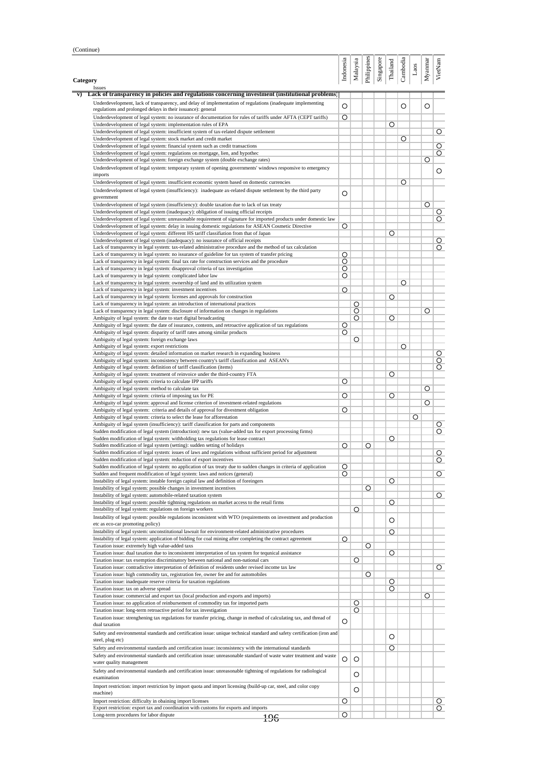(Continue)

| Category / Issues | Indonesia | Malaysia | Philippines | Singapore | Thailand | Cambodia | Laos | Myanmar | VietNam |
|---|---|---|---|---|---|---|---|---|---|
| **v) Lack of transparency in policies and regulations concerning investment (institutional problems)** | | | | | | | | | |
| Underdevelopment, lack of transparency, and delay of implementation of regulations (inadequate implementing regulations and prolonged delays in their issuance): general | ○ | | | | | ○ | | ○ | |
| Underdevelopment of legal system: no issurance of documentation for rules of tariffs under AFTA (CEPT tariffs) | ○ | | | | | | | | |
| Underdevelopment of legal system: implementation rules of EPA | | | | | ○ | | | | |
| Underdevelopment of legal system: insufficient system of tax-related dispute settlement | | | | | | | | | ○ |
| Underdevelopment of legal system: stock market and credit market | | | | | | ○ | | | |
| Underdevelopment of legal system: financial system such as credit transactions | | | | | | | | | ○ |
| Underdevelopment of legal system: regulations on mortgage, lien, and hypothec | | | | | | | | | ○ |
| Underdevelopment of legal system: foreign exchange system (double exchange rates) | | | | | | | | ○ | |
| Underdevelopment of legal system: temporary system of opening governments' windows responsive to emergency imports | | | | | | | | | ○ |
| Underdevelopment of legal system: insufficient economic system based on domestic currencies | | | | | | ○ | | | |
| Underdevelopment of legal system (insufficiency): inadequate ax-related dispute settlement by the third party government | ○ | | | | | | | | |
| Underdevelopment of legal system (insufficiency): double taxation due to lack of tax treaty | | | | | | | | ○ | |
| Underdevelopment of legal system (inadequacy): obligation of issuing official receipts | | | | | | | | | ○ |
| Underdevelopment of legal system: unreasonable requirement of signature for imported products under domestic law | | | | | | | | | ○ |
| Underdevelopment of legal system: delay in issuing domestic regulations for ASEAN Cosmetic Directive | ○ | | | | | | | | |
| Underdevelopment of legal system: different HS tariff classification from that of Japan | | | | | ○ | | | | |
| Underdevelopment of legal system (inadequacy): no issurance of official receipts | | | | | | | | | ○ |
| Lack of transparency in legal system: tax-related administrative procedure and the method of tax calculation | | | | | | | | | ○ |
| Lack of transparency in legal system: no issurance of guideline for tax system of transfer pricing | ○ | | | | | | | | |
| Lack of transparency in legal system: final tax rate for construction services and the procedure | ○ | | | | | | | | |
| Lack of transparency in legal system: disapproval criteria of tax investigation | ○ | | | | | | | | |
| Lack of transparency in legal system: complicated labor law | ○ | | | | | | | | |
| Lack of transparency in legal system: ownership of land and its utilization system | | | | | | ○ | | | |
| Lack of transparency in legal system: investment incentives | ○ | | | | | | | | |
| Lack of transparency in legal system: licenses and approvals for construction | | | | | ○ | | | | |
| Lack of transparency in legal system: an introduction of international practices | | ○ | | | | | | | |
| Lack of transparency in legal system: disclosure of information on changes in regulations | | ○ | | | | | | ○ | |
| Ambiguity of legal system: the date to start digital broadcasting | | ○ | | | ○ | | | | |
| Ambiguity of legal system: the date of issurance, contents, and retroactive application of tax regulations | ○ | | | | | | | | |
| Ambiguity of legal system: disparity of tariff rates among similar products | ○ | | | | | | | | |
| Ambiguity of legal system: foreign exchange laws | | ○ | | | | | | | |
| Ambiguity of legal system: export restrictions | | | | | | ○ | | | |
| Ambiguity of legal system: detailed information on market research in expanding business | | | | | | | | | ○ |
| Ambiguity of legal system: inconsistency between country's tariff classification and ASEAN's | | | | | | | | | ○ |
| Ambiguity of legal system: definition of tariff classification (items) | | | | | | | | | ○ |
| Ambiguity of legal system: treatment of reinvoice under the third-country FTA | | | | | ○ | | | | |
| Ambiguity of legal system: criteria to calculate IPP tariffs | ○ | | | | | | | | |
| Ambiguity of legal system: method to calculate tax | | | | | | | | ○ | |
| Ambiguity of legal system: criteria of imposing tax for PE | ○ | | | | ○ | | | | |
| Ambiguity of legal system: approval and license criterion of investment-related regulations | | | | | | | | ○ | |
| Ambiguity of legal system: criteria and details of approval for divestment obligation | ○ | | | | | | | | |
| Ambiguity of legal system: criteria to select the lease for afforestation | | | | | | | ○ | | |
| Ambiguity of legal system (insufficiency): tariff classification for parts and components | | | | | | | | | ○ |
| Sudden modification of legal system (introduction): new tax (value-added tax for export processing firms) | | | | | | | | | ○ |
| Sudden modification of legal system: withholding tax regulations for lease contract | | | | | ○ | | | | |
| Sudden modification of legal system (setting): sudden setting of holidays | ○ | | ○ | | | | | | |
| Sudden modification of legal system: issues of laws and regulations without sufficient period for adjustment | | | | | | | | | ○ |
| Sudden modification of legal system: reduction of export incentives | | | | | | | | | ○ |
| Sudden modification of legal system: no application of tax treaty due to sudden changes in criteria of application | ○ | | | | | | | | |
| Sudden and frequent modification of legal system: laws and notices (general) | ○ | | | | | | | | ○ |
| Instability of legal system: instable foreign capital law and definition of foreingers | | | | | ○ | | | | |
| Instability of legal system: possible changes in investment incentives | | | ○ | | | | | | |
| Instability of legal system: automobile-related taxation system | | | | | | | | | ○ |
| Instability of legal system: possible tightning regulations on market access to the retail firms | | | | | ○ | | | | |
| Instability of legal system: regulations on foreign workers | | ○ | | | | | | | |
| Instability of legal system: possible regulations inconsistent with WTO (requirements on investment and production etc as eco-car promoting policy) | | | | | ○ | | | | |
| Instability of legal system: unconstitutional lawsuit for environment-related administrative procedures | | | | | ○ | | | | |
| Instability of legal system: application of bidding for coal mining after completing the contract agreement | ○ | | | | | | | | |
| Taxation issue: extremely high value-added taxs | | | ○ | | | | | | |
| Taxation issue: dual taxation due to inconsistemt interpretation of tax system for tequnical assistance | | | | | ○ | | | | |
| Taxation issue: tax exemption discriminatory between national and non-national cars | | ○ | | | | | | | |
| Taxation issue: contradictive interpretation of definition of residents under revised income tax law | | | | | | | | | ○ |
| Taxation issue: high commodity tax, registration fee, owner fee and for automobiles | | | ○ | | | | | | |
| Taxation issue: inadequate reserve criteria for taxation regulations | | | | | ○ | | | | |
| Taxation issue: tax on adverse spread | | | | | ○ | | | | |
| Taxation issue: commercial and export tax (local production and exports and imports) | | | | | | | | ○ | |
| Taxation issue: no application of reimbursement of commodity tax for imported parts | | ○ | | | | | | | |
| Taxation issue: long-term retroactive period for tax investigation | | ○ | | | | | | | |
| Taxation issue: strenghening tax regulations for transfer pricing, change in method of calculating tax, and thread of dual taxation | ○ | | | | | | | | |
| Safety and environmental standards and certification issue: unique technical standard and safety certification (iron and steel, plug etc) | | | | | ○ | | | | |
| Safety and environmental standards and certification issue: inconsistency with the international standards | | | | | ○ | | | | |
| Safety and environmental standards and certification issue: unreasonable standard of waste water treatment and waste water quality management | ○ | ○ | | | | | | | |
| Safety and environmental standards and certification issue: unreasonable tightening of regulations for radiological examination | | ○ | | | | | | | |
| Import restriction: import restriction by import quota and import licensing (build-up car, steel, and color copy machine) | | ○ | | | | | | | |
| Import restriction: difficulty in obaining import licenses | ○ | | | | | | | | ○ |
| Export restriction: export tax and coordination with customs for exports and imports | | | | | | | | | ○ |
| Long-term procedures for labor dispute | ○ | | | | | | | | |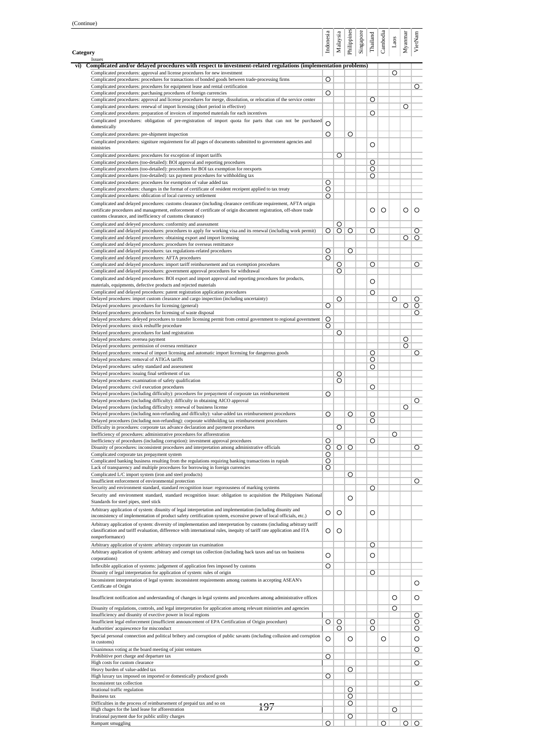(Continue)

| Category / Issues | Indonesia | Malaysia | Philippines | Singapore | Thailand | Cambodia | Laos | Myanmar | VietNam |
|---|---|---|---|---|---|---|---|---|---|
| **vi) Complicated and/or delayed procedures with respect to investment-related regulations (implementation problems)** | | | | | | | | | |
| Complicated procedures: approval and license procedures for new investment | | | | | | | ○ | | |
| Complicated procedures: procedures for transactions of bonded goods between trade-processing firms | ○ | | | | | | | | |
| Complicated procedures: procedures for equipment lease and rental certification | | | | | | | | | ○ |
| Complicated procedures: purchasing procedures of foreign currencies | ○ | | | | | | | | |
| Complicated procedures: approval and license procedures for merge, dissolution, or relocation of the service center | | | | | ○ | | | | |
| Complicated procedures: renewal of import licensing (short period in effective) | | | | | | | | ○ | |
| Complicated procedures: preparation of invoices of imported materials for each incentives | | | | | ○ | | | | |
| Complicated procedures: obligation of pre-registration of import quota for parts that can not be purchased domestically | ○ | | | | | | | | |
| Complicated procedures: pre-shipment inspection | ○ | | ○ | | | | | | |
| Complicated procedures: signiture requirement for all pages of documents submitted to government agencies and ministries | | | | | ○ | | | | |
| Complicated procedures: procedures for exception of import tariffs | | ○ | | | | | | | |
| Complicated procedures (too-detailed): BOI approval and reporting procedures | | | | | ○ | | | | |
| Complicated procedures (too-detailed): procedures for BOI tax exemption for reexports | | | | | ○ | | | | |
| Complicated procedures (too-detailed): tax payment procedures for withholding tax | | | | | ○ | | | | |
| Complicated procedures: procedures for exemption of value added tax | ○ | | | | | | | | |
| Complicated procedures: changes in the format of certificate of resident receipent applied to tax treaty | ○ | | | | | | | | |
| Complicated procedures: oblication of local currency settlement | ○ | | | | | | | | |
| Complicated and delayed procedures: customs clearance (including clearance certificate requirement, AFTA origin certificate procedures and management, enforcement of certificate of origin document registration, off-shore trade customs clearance, and inefficiency of customs clearance) | | | | | ○ | ○ | | ○ | ○ |
| Complicated and deleyed procedures: conformity and assessment | | ○ | | | | | | | |
| Complicated and delayed procedures: procedures to apply for working visa and its renewal (including work permit) | ○ | ○ | ○ | | ○ | | | | ○ |
| Complicated and delayed procedures: obtaining export and import licensing | | | | | | | | ○ | ○ |
| Complicated and delayed procedures: procedures for overseas remittance | | | | | | | | | |
| Complicated and delayed procedures: tax regulations-related procedures | ○ | | ○ | | | | | | |
| Complicated and delayed procedures: AFTA procedures | ○ | | | | | | | | |
| Complicated and delayed procedures: import tariff reimbursement and tax exemption procedures | | ○ | | | ○ | | | | ○ |
| Complicated and delayed procedures: government approval procedures for withdrawal | | ○ | | | | | | | |
| Complicated and delayed procedures: BOI export and import approval and reporting procedures for products, materials, equipments, defective products and rejected materials | | | | | ○ | | | | |
| Complicated and delayed procedures: patent registration application procedures | | | | | ○ | | | | |
| Delayed procedures: import custom clearance and cargo inspection (including uncertainty) | | ○ | | | | | ○ | | ○ |
| Delayed procedures: procedures for licensing (general) | ○ | | | | | | | ○ | ○ |
| Delayed procedures: procedures for licensing of waste disposal | | | | | | | | | ○ |
| Delayed procedures: deleyed procedures to transfer licensing permit from central government to regional government | ○ | | | | | | | | |
| Deleyed procedures: stock reshuffle procedure | ○ | | | | | | | | |
| Delayed procedures: procedures for land registration | | ○ | | | | | | | |
| Delayed procedures: oversea payment | | | | | | | | ○ | |
| Delayed procedures: permission of oversea remittance | | | | | | | | ○ | |
| Delayed procedures: renewal of import licensing and automatic import licensing for dangerous goods | | | | | ○ | | | | ○ |
| Deleyed procedures: removal of ATIGA tariffs | | | | | ○ | | | | |
| Delayed procedures: safety standard and assessment | | | | | ○ | | | | |
| Delayed procedures: issuing final settlement of tax | | ○ | | | | | | | |
| Delayed procedures: examination of safety qualification | | ○ | | | | | | | |
| Delayed procedures: civil execution procedures | | | | | ○ | | | | |
| Delayed procedures (including difficulty): procedures for prepayment of corporate tax reimbursement | ○ | | | | | | | | |
| Delayed procedures (including difficulty): difficulty in obtaining AICO approval | | | | | | | | | ○ |
| Delayed procedures (including difficulty): renewal of business license | | | | | | | | ○ | |
| Delayed procedures (including non-refunding and difficulty): value-added tax reimbursement procedures | ○ | | ○ | | ○ | | | | |
| Delayed procedures (including non-refunding): corporate withholding tax reimbursement procedures | | | | | ○ | | | | |
| Difficulty in procedures: corporate tax advance declaration and payment procedures | | ○ | | | | | | | |
| Inefficiency of procedures: administrative procedures for afforestration | | | | | | | ○ | | |
| Inefficiency of procedures (including corruption): investment approval procedures | ○ | | | | ○ | | | | |
| Disunity of procedures: inconsistent procedures and interpretation among administrative officials | ○ | ○ | ○ | | | | | | ○ |
| Complicated corporate tax prepayment system | ○ | | | | | | | | |
| Complicated banking business resulting from the regulations requiring banking transactions in rupiah | ○ | | | | | | | | |
| Lack of transparency and multiple procedures for borrowing in foreign currencies | ○ | | | | | | | | |
| Complicated L/C import system (iron and steel products) | | | ○ | | | | | | |
| Insufficient enforcement of environmental protection | | | | | | | | | ○ |
| Security and environment standard, standard recognition issue: regorousness of marking systems | | | | | ○ | | | | |
| Security and environment standard, standard recognition issue: obligation to acquisition the Philippines National Standards for steel pipes, steel stick | | | ○ | | | | | | |
| Arbitrary application of system: disunity of legal interpretation and implementation (including disunity and inconsistency of implementation of product safety certification system, excessive power of local officials, etc.) | ○ | ○ | | | ○ | | | | |
| Arbitrary application of system: diversity of implementation and interpretation by customs (including arbitrary tariff classification and tariff evaluation, difference with international rules, inequity of tariff rate application and ITA nonperformance) | ○ | ○ | | | | | | | |
| Arbitrary application of system: arbitrary corporate tax examination | | | | | ○ | | | | |
| Arbitrary application of system: arbitrary and corrupt tax collection (including back taxes and tax on business corporations) | ○ | | | | ○ | | | | |
| Inflexible application of systems: judgement of application fees imposed by customs | ○ | | | | | | | | |
| Disunity of legal interpretation for application of system: rules of origin | | | | | ○ | | | | |
| Inconsistent interpretation of legal system: inconsistent requirements among customs in accepting ASEAN's Certificate of Origin | | | | | | | | | ○ |
| Insufficient notification and understanding of changes in legal systems and procedures among administrative offices | | | | | | | ○ | | ○ |
| Disunity of regulations, controls, and legal interpretation for application among relevant ministries and agencies | | | | | | | ○ | | |
| Insufficiency and disunity of exective power in local regions | | | | | | | | | ○ |
| Insufficient legal enforcement (insufficient announcement of EPA Certification of Origin procedure) | ○ | ○ | | | ○ | | | | ○ |
| Authorities' acquiescence for misconduct | | ○ | | | ○ | | | | ○ |
| Special personal connection and political bribery and corruption of public savants (including collusion and corruption in customs) | ○ | | ○ | | | ○ | | | ○ |
| Unanimous voting at the board meeting of joint ventures | | | | | | | | | ○ |
| Prohibitive port charge and departure tax | ○ | | | | | | | | |
| High costs for custom clearance | | | | | | | | | ○ |
| Heavy burden of value-added tax | | | ○ | | | | | | |
| High luxury tax imposed on imported or domestically produced goods | ○ | | | | | | | | |
| Inconsistent tax collection | | | | | | | | | ○ |
| Irrational traffic regulation | | | ○ | | | | | | |
| Business tax | | | ○ | | | | | | |
| Difficulties in the process of reimbursement of prepaid tax and so on | | | ○ | | | | | | |
| High chages for the land lease for afforestration | | | | | | | ○ | | |
| Irrational payment due for public utility charges | | | ○ | | | | | | |
| Rampant smuggling | ○ | | | | | ○ | | ○ | ○ |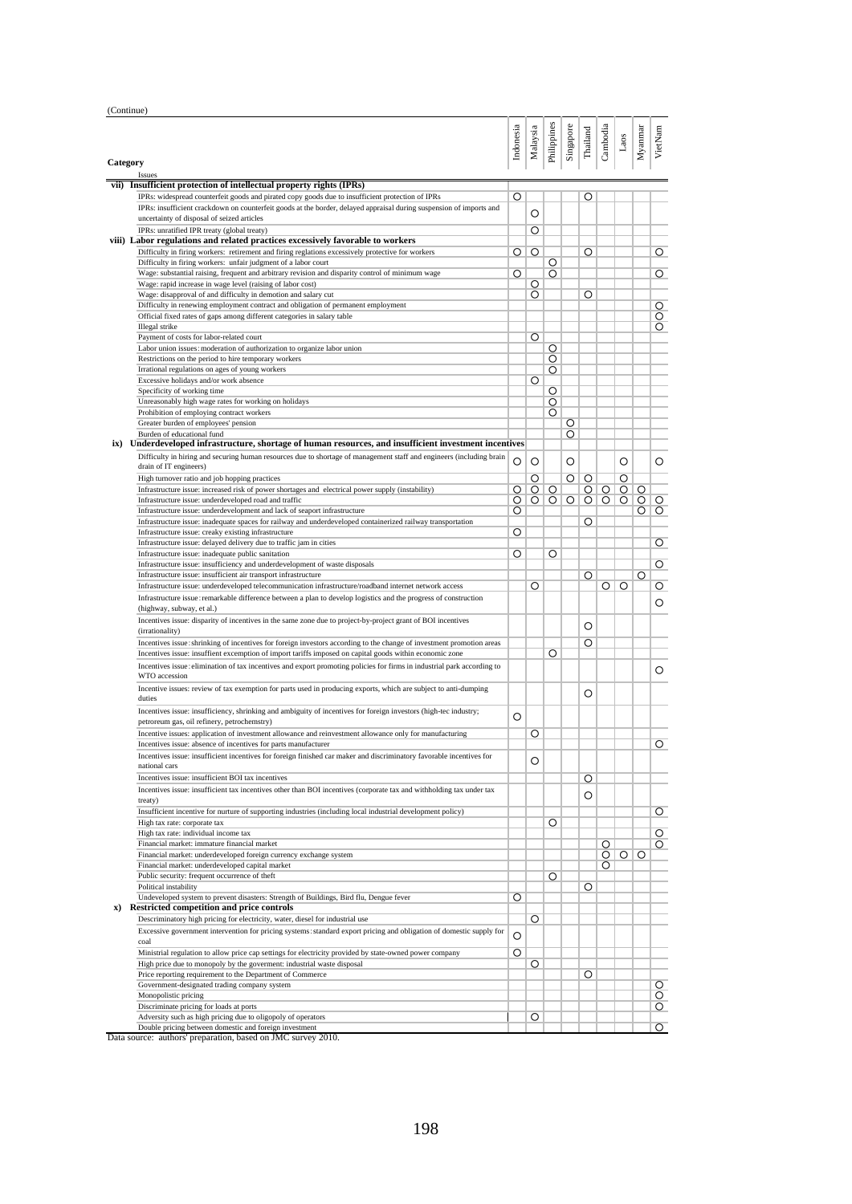(Continue)

| Category / Issues | Indonesia | Malaysia | Philippines | Singapore | Thailand | Cambodia | Laos | Myanmar | VietNam |
|---|---|---|---|---|---|---|---|---|---|
| **vii) Insufficient protection of intellectual property rights (IPRs)** | | | | | | | | | |
| IPRs: widespread counterfeit goods and pirated copy goods due to insufficient protection of IPRs | ○ | | | | ○ | | | | |
| IPRs: insufficient crackdown on counterfeit goods at the border, delayed appraisal during suspension of imports and uncertainty of disposal of seized articles | | ○ | | | | | | | |
| IPRs: unratified IPR treaty (global treaty) | | ○ | | | | | | | |
| **viii) Labor regulations and related practices excessively favorable to workers** | | | | | | | | | |
| Difficulty in firing workers: retirement and firing reglations excessively protective for workers | ○ | ○ | | | ○ | | | | ○ |
| Difficulty in firing workers: unfair judgment of a labor court | | | ○ | | | | | | |
| Wage: substantial raising, frequent and arbitrary revision and disparity control of minimum wage | ○ | | ○ | | | | | | ○ |
| Wage: rapid increase in wage level (raising of labor cost) | | ○ | | | | | | | |
| Wage: disapproval of and difficulty in demotion and salary cut | | ○ | | | ○ | | | | |
| Difficulty in renewing employment contract and obligation of permanent employment | | | | | | | | | ○ |
| Official fixed rates of gaps among different categories in salary table | | | | | | | | | ○ |
| Illegal strike | | | | | | | | | ○ |
| Payment of costs for labor-related court | | ○ | | | | | | | |
| Labor union issues: moderation of authorization to organize labor union | | | ○ | | | | | | |
| Restrictions on the period to hire temporary workers | | | ○ | | | | | | |
| Irrational regulations on ages of young workers | | | ○ | | | | | | |
| Excessive holidays and/or work absence | | ○ | | | | | | | |
| Specificity of working time | | | ○ | | | | | | |
| Unreasonably high wage rates for working on holidays | | | ○ | | | | | | |
| Prohibition of employing contract workers | | | ○ | | | | | | |
| Greater burden of employees' pension | | | | ○ | | | | | |
| Burden of educational fund | | | | ○ | | | | | |
| **ix) Underdeveloped infrastructure, shortage of human resources, and insufficient investment incentives** | | | | | | | | | |
| Difficulty in hiring and securing human resources due to shortage of management staff and engineers (including brain drain of IT engineers) | ○ | ○ | | ○ | | | ○ | | ○ |
| High turnover ratio and job hopping practices | | ○ | | ○ | ○ | | ○ | | |
| Infrastructure issue: increased risk of power shortages and electrical power supply (instability) | ○ | ○ | ○ | | ○ | ○ | ○ | ○ | |
| Infrastructure issue: underdeveloped road and traffic | ○ | ○ | ○ | ○ | ○ | ○ | ○ | ○ | ○ |
| Infrastructure issue: underdevelopment and lack of seaport infrastructure | ○ | | | | | | | ○ | ○ |
| Infrastructure issue: inadequate spaces for railway and underdeveloped containerized railway transportation | | | | | ○ | | | | |
| Infrastructure issue: creaky existing infrastructure | ○ | | | | | | | | |
| Infrastructure issue: delayed delivery due to traffic jam in cities | | | | | | | | | ○ |
| Infrastructure issue: inadequate public sanitation | ○ | | ○ | | | | | | |
| Infrastructure issue: insufficiency and underdevelopment of waste disposals | | | | | | | | | ○ |
| Infrastructure issue: insufficient air transport infrastructure | | | | | ○ | | | ○ | |
| Infrastructure issue: underdeveloped telecommunication infrastructure/roadband internet network access | | ○ | | | | ○ | ○ | | ○ |
| Infrastructure issue: remarkable difference between a plan to develop logistics and the progress of construction (highway, subway, et al.) | | | | | | | | | ○ |
| Incentives issue: disparity of incentives in the same zone due to project-by-project grant of BOI incentives (irrationality) | | | | | ○ | | | | |
| Incentives issue: shrinking of incentives for foreign investors according to the change of investment promotion areas | | | | | ○ | | | | |
| Incentives issue: insuffient excemption of import tariffs imposed on capital goods within economic zone | | | ○ | | | | | | |
| Incentives issue: elimination of tax incentives and export promoting policies for firms in industrial park according to WTO accession | | | | | | | | | ○ |
| Incentive issues: review of tax exemption for parts used in producing exports, which are subject to anti-dumping duties | | | | | ○ | | | | |
| Incentives issue: insufficiency, shrinking and ambiguity of incentives for foreign investors (high-tec industry; petroreum gas, oil refinery, petrochemstry) | ○ | | | | | | | | |
| Incentive issues: application of investment allowance and reinvestment allowance only for manufacturing | | ○ | | | | | | | |
| Incentives issue: absence of incentives for parts manufacturer | | | | | | | | | ○ |
| Incentives issue: insufficient incentives for foreign finished car maker and discriminatory favorable incentives for national cars | | ○ | | | | | | | |
| Incentives issue: insufficient BOI tax incentives | | | | | ○ | | | | |
| Incentives issue: insufficient tax incentives other than BOI incentives (corporate tax and withholding tax under tax treaty) | | | | | ○ | | | | |
| Insufficient incentive for nurture of supporting industries (including local industrial development policy) | | | | | | | | | ○ |
| High tax rate: corporate tax | | | ○ | | | | | | |
| High tax rate: individual income tax | | | | | | | | | ○ |
| Financial market: immature financial market | | | | | | ○ | | | ○ |
| Financial market: underdeveloped foreign currency exchange system | | | | | | ○ | ○ | ○ | |
| Financial market: underdeveloped capital market | | | | | | ○ | | | |
| Public security: frequent occurrence of theft | | | ○ | | | | | | |
| Political instability | | | | | ○ | | | | |
| Undeveloped system to prevent disasters: Strength of Buildings, Bird flu, Dengue fever | ○ | | | | | | | | |
| **x) Restricted competition and price controls** | | | | | | | | | |
| Descriminatory high pricing for electricity, water, diesel for industrial use | | ○ | | | | | | | |
| Excessive government intervention for pricing systems: standard export pricing and obligation of domestic supply for coal | ○ | | | | | | | | |
| Ministrial regulation to allow price cap settings for electricity provided by state-owned power company | ○ | | | | | | | | |
| High price due to monopoly by the goverment: industrial waste disposal | | ○ | | | | | | | |
| Price reporting requirement to the Department of Commerce | | | | | ○ | | | | |
| Government-designated trading company system | | | | | | | | | ○ |
| Monopolistic pricing | | | | | | | | | ○ |
| Discriminate pricing for loads at ports | | | | | | | | | ○ |
| Adversity such as high pricing due to oligopoly of operators | | ○ | | | | | | | |
| Double pricing between domestic and foreign investment | | | | | | | | | ○ |

Data source: authors' preparation, based on JMC survey 2010.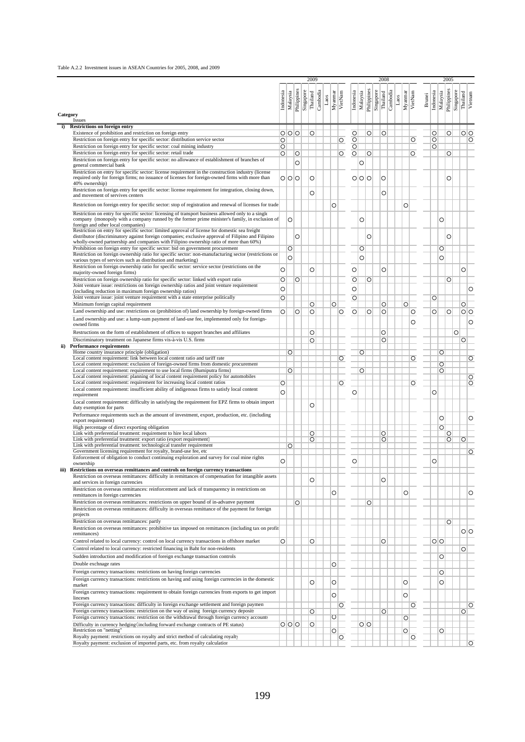Table A.2.2 Investment issues in ASEAN Countries for 2005, 2008, and 2009

| Category / Issues | 2009 | | | | | | | | | 2008 | | | | | | | | | 2005 | | | | | | |
|---|---|---|---|---|---|---|---|---|---|---|---|---|---|---|---|---|---|---|---|---|---|---|---|---|---|
| | Indonesia | Malaysia | Philippines | Singapore | Thailand | Cambodia | Laos | Myanmar | VietNam | Indonesia | Malaysia | Philippines | Singapore | Thailand | Cambodia | Laos | Myanmar | VietNam | Brunei | Indonesia | Malaysia | Philippines | Singapore | Thailand | Vietnam |
| **i) Restrictions on foreign entry** | | | | | | | | | | | | | | | | | | | | | | | | | |
| Existence of prohibition and restriction on foreign entry | ○ | ○ | ○ | | ○ | | | | | ○ | | ○ | | ○ | | | | | | ○ | | ○ | | ○ | ○ |
| Restriction on foreign entry for specific sector: distribution service sector | ○ | | | | | | | | ○ | ○ | | | | | | | | ○ | | ○ | | | | | ○ |
| Restriction on foreign entry for specific sector: coal mining industry | ○ | | | | | | | | | ○ | | | | | | | | | | ○ | | | | | |
| Restriction on foreign entry for specific sector: retail trade | ○ | | ○ | | | | | | ○ | ○ | | ○ | | | | | | ○ | | | | ○ | | | |
| Restriction on foreign entry for specific sector: no allowance of establishment of branches of general commercial bank | | | ○ | | | | | | | | ○ | | | | | | | | | | | | | | |
| Restriction on entry for specific sector: license requirement in the construction industry (license required only for foreign firms; no issuance of licenses for foreign-owned firms with more than 40% ownership) | ○ | ○ | ○ | | ○ | | | | | ○ | ○ | ○ | | ○ | | | | | | | | ○ | | | |
| Restriction on foreign entry for specific sector: license requirement for integration, closing down, and movement of servives centers | | | | | ○ | | | | | | | | | ○ | | | | | | | | | | | |
| Restriction on foreign entry for specific sector: stop of registration and renewal of licenses for trade | | | | | | | | ○ | | | | | | | | | ○ | | | | | | | | |
| Restriction on entry for specific sector: licensing of transport business allowed only to a single company (monopoly with a company runned by the former prime minister's family, in exclusion of foreign and other local companies) | | ○ | | | | | | | | | ○ | | | | | | | | | | ○ | | | | |
| Restriction on entry for specific sector: limited approval of license for domestic sea freight distributor (discriminatory against foreign companies; exclusive approval of Filipino and Filipino wholly-owned partnership and companies with Filipino ownership ratio of more than 60%) | | | ○ | | | | | | | | | ○ | | | | | | | | | | ○ | | | |
| Prohibition on foreign entry for specific sector: bid on government procurement | | ○ | | | | | | | | | ○ | | | | | | | | | | ○ | | | | |
| Restriction on foreign ownership ratio for specific sector: non-manufacturing sector (restrictions on various types of services such as distribution and marketing) | | ○ | | | | | | | | | ○ | | | | | | | | | | ○ | | | | |
| Restriction on foreign ownership ratio for specific sector: service sector (restrictions on the majority-owned foreign firms) | ○ | | | | ○ | | | | | ○ | | | | ○ | | | | | | | | | | ○ | |
| Restriction on foreign ownership ratio for specific sector: linked with export ratio | ○ | | ○ | | | | | | | ○ | | ○ | | | | | | | | | | ○ | | | |
| Joint venture issue: restrictions on foreign ownership ratios and joint venture requirement (including reduction in maximum foreign ownership ratios) | ○ | | | | | | | | | ○ | | | | | | | | | | | | | | | ○ |
| Joint venture issue: joint venture requirement with a state enterprise politically | ○ | | | | | | | | | ○ | | | | | | | | | | ○ | | | | | |
| Minimum foreign capital requirement | | | | | ○ | | | ○ | | | | | | ○ | | | ○ | | | | | | | ○ | |
| Land ownership and use: restrictions on (prohibition of) land ownership by foreign-owned firms | ○ | | ○ | | ○ | | | | ○ | ○ | | ○ | | ○ | | | | ○ | | ○ | | ○ | | ○ | ○ |
| Land ownership and use: a lump-sum payment of land-use fee, implemented only for foreign-owned firms | | | | | | | | | | | | | | | | | | ○ | | | | | | | ○ |
| Restructions on the form of establishment of offices to support branches and affiliates | | | | | ○ | | | | | | | | | ○ | | | | | | | | | ○ | | |
| Discriminatory treatment on Japanese firms vis-à-vis U.S. firms | | | | | ○ | | | | | | | | | ○ | | | | | | | | | | ○ | |
| **ii) Performance requirements** | | | | | | | | | | | | | | | | | | | | | | | | | |
| Home country insurance principle (obligation) | | ○ | | | | | | | | | ○ | | | | | | | | | | ○ | | | | |
| Local content requirement: link between local content ratio and tariff rate | | | | | | | | | ○ | | | | | | | | | ○ | | | | | | | ○ |
| Local content requirement: exclusion of foreign-owned firms from domestic procurement | | | | | | | | | | | | | | | | | | | | | ○ | | | | |
| Local content requirement: requirement to use local firms (Bumiputra firms) | | ○ | | | | | | | | | ○ | | | | | | | | | | ○ | | | | |
| Local content requirement: planning of local content requirement policy for automobiles | | | | | | | | | | | | | | | | | | | | | | | | | ○ |
| Local content requirement: requirement for increasing local content ratios | ○ | | | | | | | | ○ | | | | | | | | | ○ | | | | | | | ○ |
| Local content requirement: insufficient ability of indigenous firms to satisfy local content requirement | ○ | | | | | | | | | ○ | | | | | | | | | | ○ | | | | | |
| Local content requirement: difficulty in satisfying the requirement for EPZ firms to obtain import duty exemption for parts | | | | | ○ | | | | | | | | | | | | | | | | | | | | |
| Performance requirements such as the amount of investment, export, production, etc. (including export requirement) | | | | | | | | | | | | | | | | | | | | | ○ | | | | ○ |
| High percentage of direct exporting obligation | | | | | | | | | | | | | | | | | | | | | ○ | | | | |
| Link with preferential treatment: requirement to hire local labors | | | | | ○ | | | | | | | | | ○ | | | | | | | | ○ | | | |
| Link with preferential treatment: export ratio (export requirement) | | | | | ○ | | | | | | | | | ○ | | | | | | | | ○ | | ○ | |
| Link with preferential treatment: technological transfer requirement | | ○ | | | | | | | | | | | | | | | | | | | | | | | |
| Government licensing requirement for royalty, brand-use fee, etc | | | | | | | | | | | | | | | | | | | | | | | | | ○ |
| Enforcement of obligation to conduct continuing exploration and survey for coal mine rights ownership | ○ | | | | | | | | | ○ | | | | | | | | | | ○ | | | | | |
| **iii) Restrictions on overseas remittances and controls on foreign currency transactions** | | | | | | | | | | | | | | | | | | | | | | | | | |
| Restriction on overseas remittances: difficulty in remittances of compensation for intangible assets and services in foreign currencies | | | | | ○ | | | | | | | | | ○ | | | | | | | | | | | |
| Restriction on overseas remittances: reinforcement and lack of transparency in restrictions on remittances in foreign currencies | | | | | | | | ○ | | | | | | | | | ○ | | | | | | | | ○ |
| Restriction on overseas remittances: restrictions on upper bound of in-advanve payment | | | ○ | | | | | | | | | ○ | | | | | | | | | | | | | |
| Restriction on overseas remittances: difficulty in overseas remittance of the payment for foreign projects | | | | | | | | | | | | | | | | | | | | | | | | | |
| Restriction on overseas remittances: partly | | | | | | | | | | | | | | | | | | | | | | ○ | | | |
| Restriction on overseas remittances: prohibitive tax imposed on remittances (including tax on profit remittances) | | | | | | | | | | | | | | | | | | | | | | | | ○ | ○ |
| Control related to local currency: control on local currency transactions in offshore market | ○ | | | | ○ | | | | | | | | | ○ | | | | | | ○ | ○ | | | | |
| Control related to local currency: restricted financing in Baht for non-residents | | | | | | | | | | | | | | | | | | | | | | | | ○ | |
| Sudden introduction and modification of foreign exchange transaction controls | | | | | | | | | | | | | | | | | | | | | ○ | | | | |
| Double exchnage rates | | | | | | | | ○ | | | | | | | | | | | | | | | | | |
| Foreign currency transactions: restrictions on having foreign currencies | | | | | | | | | | | | | | | | | | | | | ○ | | | | |
| Foreign currency transactions: restrictions on having and using foreign currencies in the domestic market | | | | | ○ | | | ○ | | | | | | | | | ○ | | | | ○ | | | | |
| Foreign currency transactions: requirement to obtain foreign currencies from exports to get import linceses | | | | | | | | ○ | | | | | | | | | ○ | | | | | | | | |
| Foreign currency transactions: difficulty in foreign exchange settlement and foreign paymen | | | | | | | | | ○ | | | | | | | | | ○ | | | | | | | ○ |
| Foreign currency transactions: restriction on the way of using foreign currency deposits | | | | | ○ | | | | | | | | | ○ | | | | | | | | | | ○ | |
| Foreign currency transactions: restriction on the withdrawal through foreign currency accounts | | | | | | | | ○ | | | | | | | | | ○ | | | | | | | | |
| Difficulty in currency hedging (including forward exchange contracts of PE status) | ○ | ○ | ○ | | ○ | | | | | | ○ | ○ | | | | | | | | | | | | | |
| Restriction on "netting" | | | | | | | | ○ | | | | | | | | | ○ | | | | ○ | | | | |
| Royalty payment: restrictions on royalty and strict method of calculating royalty | | | | | | | | | ○ | | | | | | | | | ○ | | | | | | | |
| Royalty payment: exclusion of imported parts, etc. from royalty calculation | | | | | | | | | | | | | | | | | | | | | | | | | ○ |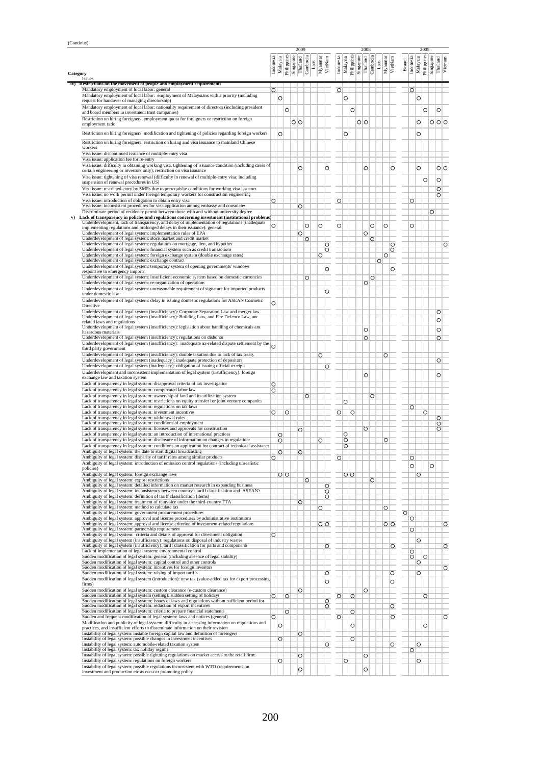(Continue)

| Category / Issues | 2009 | | | | | | | | | 2008 | | | | | | | | | 2005 | | | | | | |
|---|---|---|---|---|---|---|---|---|---|---|---|---|---|---|---|---|---|---|---|---|---|---|---|---|---|
| | Indonesia | Malaysia | Philippines | Singapore | Thailand | Cambodia | Laos | Myanmar | VietNam | Indonesia | Malaysia | Philippines | Singapore | Thailand | Cambodia | Laos | Myanmar | VietNam | Brunei | Indonesia | Malaysia | Philippines | Singapore | Thailand | Vietnam |
| **iv) Restrictions on the movement of people and employment requirements** | | | | | | | | | | | | | | | | | | | | | | | | | |
| Mandatory employment of local labor: general | ○ | | | | | | | | | ○ | | | | | | | | | | ○ | | | | | |
| Mandatory employment of local labor: employment of Malaysians with a priority (including request for handover of managing directorship) | | ○ | | | | | | | | | ○ | | | | | | | | | | ○ | | | | |
| Mandatory employment of local labor: nationality requirement of directors (including president and board members in investment trust companies) | | | ○ | | | | | | | | | ○ | | | | | | | | | | ○ | | ○ | |
| Restriction on hiring foreigners: employment quota for foreigners or restriction on foreign employment ratio | | | | ○ | ○ | | | | | | | | ○ | ○ | | | | | | | ○ | | ○ | ○ | ○ |
| Restriction on hiring foreigners: modification and tightening of policies regarding foreign workers | | ○ | | | | | | | | | ○ | | | | | | | | | | ○ | | | | |
| Restriction on hiring foreigners: restriction on hiring and visa issuance to mainland Chinese workers | | | | | | | | | | | | | | | | | | | | | | | | | |
| Visa issue: discontinued issuance of multiple-entry visa | | | | | | | | | | | | | | | | | | | | | | | | | |
| Visa issue: application fee for re-entry | | | | | | | | | | | | | | | | | | | | | | | | | |
| Visa issue: difficulty in obtaining working visa, tightening of issuance condition (including cases of certain engineering or investors only), restriction on visa issuance | | | | | ○ | | | | ○ | | | | | ○ | | | | ○ | | | ○ | | | ○ | ○ |
| Visa issue: tightening of visa renewal (difficulty in renewal of multiple-entry visa; including suspension of renewal procedures in US) | | | | | | | | | | | | | | | | | | | | | | ○ | | ○ | |
| Visa issue: restricted entry by SMEs due to prerequisite conditions for working visa issuance | | | | | | | | | | | | | | | | | | | | | | | | ○ | |
| Visa issue: no work permit under foreign temporary workers for construction engineering | | | | | | | | | | | | | | | | | | | | | | | | ○ | |
| Visa issue: introduction of obligation to obtain entry visa | ○ | | | | | | | | | ○ | | | | | | | | | | ○ | | | | | |
| Visa issue: inconsistent procedures for visa application among embassy and consulates | | | | | ○ | | | | | | | | | | | | | | | | | | | | |
| Discriminate period of residency permit between those with and without university degree | | | | | | | | | | | | | | | | | | | | | | | ○ | | |
| **v) Lack of transparency in policies and regulations concerning investment (institutional problems)** | | | | | | | | | | | | | | | | | | | | | | | | | |
| Underdevelopment, lack of transparency, and delay of implementation of regulations (inadequate implementing regulations and prolonged delays in their issuance): general | ○ | | | | | ○ | | ○ | | ○ | | | | | ○ | | ○ | | | ○ | | | | | |
| Underdevelopment of legal system: implementation rules of EPA | | | | | ○ | | | | | | | | | ○ | | | | | | | | | | | |
| Underdevelopment of legal system: stock market and credit market | | | | | | ○ | | | | | | | | | ○ | | | | | | | | | | |
| Underdevelopment of legal system: regulations on mortgage, lien, and hypothec | | | | | | | | | ○ | | | | | | | | | ○ | | | | | | | ○ |
| Underdevelopment of legal system: financial system such as credit transactions | | | | | | | | | ○ | | | | | | | | | ○ | | | | | | | |
| Underdevelopment of legal system: foreign exchange system (double exchange rates) | | | | | | | | ○ | | | | | | | | | ○ | | | | | | | | |
| Underdevelopment of legal system: exchange contract | | | | | | | | | | | | | | | | ○ | | | | | | | | | |
| Underdevelopment of legal system: temporary system of opening governments' windows responsive to emergency imports | | | | | | | | | ○ | | | | | | | | | ○ | | | | | | | |
| Underdevelopment of legal system: insufficient economic system based on domestic currencies | | | | | | ○ | | | | | | | | | ○ | | | | | | | | | | |
| Underdevelopment of legal system: re-organization of operations | | | | | | | | | | | | | | ○ | | | | | | | | | | | |
| Underdevelopment of legal system: unreasonable requirement of signature for imported products under domestic law | | | | | | | | | ○ | | | | | | | | | | | | | | | | |
| Underdevelopment of legal system: delay in issuing domestic regulations for ASEAN Cosmetic Directive | ○ | | | | | | | | | | | | | | | | | | | | | | | | |
| Underdevelopment of legal system (insufficiency): Corporate Separation Law and merger law | | | | | | | | | | | | | | | | | | | | | | | | ○ | |
| Underdevelopment of legal system (insufficiency): Building Law, and Fire Defence Law, and related laws and regulations | | | | | | | | | | | | | | | | | | | | | | | | ○ | |
| Underdevelopment of legal system (insufficiency): legislation about handling of chemicals and hazardous materials | | | | | | | | | | | | | | ○ | | | | | | | | | | ○ | |
| Underdevelopment of legal system (insufficiency): regulations on dishonor | | | | | | | | | | | | | | ○ | | | | | | | | | | ○ | |
| Underdevelopment of legal system (insufficiency): inadequate ax-related dispute settlement by the third party government | ○ | | | | | | | | | | | | | | | | | | | | | | | | |
| Underdevelopment of legal system (insufficiency): double taxation due to lack of tax treaty | | | | | | | | ○ | | | | | | | | | ○ | | | | | | | | |
| Underdevelopment of legal system (inadequacy): inadequate protection of depositors | | | | | | | | | | | | | | | | | | | | | | | | ○ | |
| Underdevelopment of legal system (inadequacy): obligation of issuing official receipts | | | | | | | | | ○ | | | | | | | | | | | | | | | | |
| Underdevelopment and inconsistent implementation of legal system (insufficiency): foreign exchange law and taxation system | | | | | | | | | | | | | | ○ | | | | | | | | | | ○ | |
| Lack of transparency in legal system: disapproval criteria of tax investigation | ○ | | | | | | | | | | | | | | | | | | | | | | | | |
| Lack of transparency in legal system: complicated labor law | ○ | | | | | | | | | | | | | | | | | | | | | | | | |
| Lack of transparency in legal system: ownership of land and its utilization system | | | | | | ○ | | | | | | | | | ○ | | | | | | | | | | |
| Lack of transparency in legal system: restrictions on equity transfer for joint venture companies | | | | | | | | | | | ○ | | | | | | | | | | | | | | |
| Lack of transparency in legal system: regulations on tax laws | | | | | | | | | | | | | | | | | | | | ○ | | | | | |
| Lack of transparency in legal system: investment incentives | ○ | | ○ | | | | | | | ○ | | ○ | | | | | | | | | | ○ | | | |
| Lack of transparency in legal system: withdrawal rules | | | | | | | | | | | | | | | | | | | | | | | | ○ | |
| Lack of transparency in legal system: conditions of employment | | | | | | | | | | | | | | | | | | | | | | | | ○ | |
| Lack of transparency in legal system: licenses and approvals for construction | | | | | ○ | | | | | | | | | ○ | | | | | | | | | | ○ | |
| Lack of transparency in legal system: an introduction of international practices | | ○ | | | | | | | | | ○ | | | | | | | | | | | | | | |
| Lack of transparency in legal system: disclosure of information on changes in regulations | | ○ | | | | | | ○ | | | ○ | | | | | | ○ | | | | | | | | |
| Lack of transparency in legal system: conditions on application for contract of technicaal assistance | | | | | | | | | | | ○ | | | | | | | | | | | | | | |
| Ambiguity of legal system: the date to start digital broadcasting | | ○ | | | ○ | | | | | | | | | | | | | | | | | | | | |
| Ambiguity of legal system: disparity of tariff rates among similar products | ○ | | | | | | | | | ○ | | | | | | | | | | ○ | | | | | |
| Ambiguity of legal system: introduction of emission control regulations (including unrealistic policies) | | | | | | | | | | | | | | | | | | | | ○ | | | ○ | | |
| Ambiguity of legal system: foreign exchange laws | | ○ | ○ | | | | | | | | ○ | ○ | | | | | | | | | ○ | | | | |
| Ambiguity of legal system: export restrictions | | | | | | ○ | | | | | | | | | ○ | | | | | | | | | | |
| Ambiguity of legal system: detailed information on market research in expanding business | | | | | | | | | ○ | | | | | | | | | | | | | | | | |
| Ambiguity of legal system: inconsistency between country's tariff classification and ASEAN's | | | | | | | | | ○ | | | | | | | | | | | | | | | | |
| Ambiguity of legal system: definition of tariff classification (items) | | | | | | | | | ○ | | | | | | | | | | | | | | | | |
| Ambiguity of legal system: treatment of reinvoice under the third-country FTA | | | | | ○ | | | | | | | | | | | | | | | | | | | | |
| Ambiguity of legal system: method to calculate tax | | | | | | | | ○ | | | | | | | | | ○ | | | | | | | | |
| Ambiguity of legal system: government procurement procedures | | | | | | | | | | | | | | | | | | | ○ | | | | | | |
| Ambiguity of legal system: approval and license procedures by administrative institutions | | | | | | | | | | | | | | | | | | | | ○ | | | | | |
| Ambiguity of legal system: approval and license criterion of investment-related regulations | | | | | | | | ○ | ○ | | | | | | | | ○ | ○ | | | | | | | ○ |
| Ambiguity of legal system: partnership requirement | | | | | | | | | | | | | | | | | | | | ○ | | | | | |
| Ambiguity of legal system: criteria and details of approval for divestment obligation | ○ | | | | | | | | | | | | | | | | | | | | | | | | |
| Ambiguity of legal system (insufficiency): regulations on disposal of industry wastes | | | | | | | | | | | | | | | | | | | | | ○ | | | | |
| Ambiguity of legal system (insufficiency): tariff classification for parts and components | | | | | | | | | ○ | | | | | | | | | ○ | | | | | | | ○ |
| Lack of implementation of legal system: environmental control | | | | | | | | | | | | | | | | | | | | ○ | | | | | |
| Sudden modification of legal system: general (including absence of legal stability) | | | | | | | | | | | | | | | | | | | | ○ | | ○ | | | |
| Sudden modification of legal system: capital control and other controls | | | | | | | | | | | | | | | | | | | | | ○ | | | | |
| Sudden modification of legal system: incentives for foreign investors | | | | | | | | | | | | | | | | | | | | | | | | | ○ |
| Sudden modification of legal system: raising of import tariffs | | | | | | | | | ○ | | | | | | | | | ○ | | | ○ | | | | |
| Sudden modification of legal system (introduction): new tax (value-added tax for export processing firms) | | | | | | | | | ○ | | | | | | | | | ○ | | | | | | | |
| Sudden modification of legal system: custom clearance (e-custom clearance) | | | | | ○ | | | | | | | | | ○ | | | | | | | | | | | |
| Sudden modification of legal system (setting): sudden setting of holidays | ○ | | ○ | | | | | | | ○ | | ○ | | | | | | | | | | ○ | | | |
| Sudden modification of legal system: issues of laws and regulations without sufficient period for | | | | | | | | | ○ | | | | | | | | | | | | | | | | |
| Sudden modification of legal system: reduction of export incentives | | | | | | | | | ○ | | | | | | | | | ○ | | | | | | | |
| Sudden modification of legal system: crieria to prepare financial statements | | | ○ | | | | | | | | | ○ | | | | | | | | | | | | | |
| Sudden and frequent modification of legal system: laws and notices (general) | ○ | | | | | | | | | ○ | | | | | | | | ○ | | | | | | | ○ |
| Modification and publicity of legal system: difficulty in accessing information on regulations and practices, and insufficient efforts to disseminate information on their revision | | ○ | | | | | | | | | | ○ | | | | | | | | | | ○ | | | |
| Instability of legal system: instable foreign capital law and definition of foreigners | | | | | ○ | | | | | | | | | | | | | | | | | | | | |
| Instability of legal system: possible changes in investment incentives | | ○ | | | | | | | | | | ○ | | | | | | | | | | | | | |
| Instability of legal system: automobile-related taxation system | | | | | | | | | ○ | | | | | | | | | ○ | | | ○ | | | | |
| Instability of legal system: tax holiday regime | | | | | | | | | | | | | | | | | | | | ○ | | | | | |
| Instability of legal system: possible tightening regulations on market access to the retail firms | | | | | ○ | | | | | | | | | ○ | | | | | | | | | | | |
| Instability of legal system: regulations on foreign workers | | ○ | | | | | | | | | ○ | | | | | | | | | | ○ | | | | |
| Instability of legal system: possible regulations inconsistent with WTO (requirements on investment and production etc as eco-car promoting policy | | | | | ○ | | | | | | | | | ○ | | | | | | | | | | | |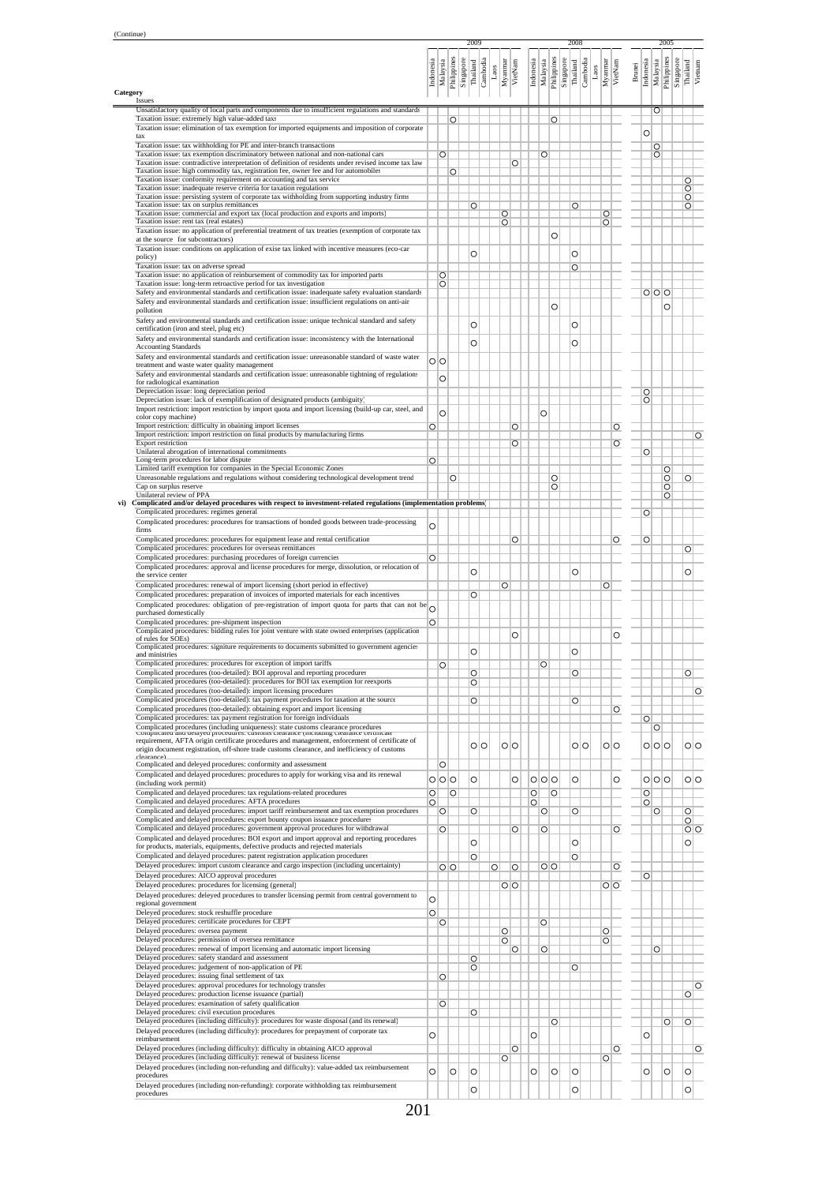(Continue)

| Category / Issues | 2009 | | | | | | | | | 2008 | | | | | | | | | 2005 | | | | | | |
|---|---|---|---|---|---|---|---|---|---|---|---|---|---|---|---|---|---|---|---|---|---|---|---|---|---|
| | Indonesia | Malaysia | Philippines | Singapore | Thailand | Cambodia | Laos | Myanmar | VietNam | Indonesia | Malaysia | Philippines | Singapore | Thailand | Cambodia | Laos | Myanmar | VietNam | Brunei | Indonesia | Malaysia | Philippines | Singapore | Thailand | Vietnam |
| Unsatisfactory quality of local parts and components due to insufficient regulations and standards | | | | | | | | | | | | | | | | | | | | | | | | | |
| Taxation issue: extremely high value-added taxes | | | ○ | | | | | | | | | ○ | | | | | | | | | ○ | | | | |
| Taxation issue: elimination of tax exemption for imported equipments and imposition of corporate tax | | | | | | | | | | | | | | | | | | | | ○ | | | | | |
| Taxation issue: tax withholding for PE and inter-branch transactions | | | | | | | | | | | | | | | | | | | | | ○ | | | | |
| Taxation issue: tax exemption discriminatory between national and non-national cars | | ○ | | | | | | | | | ○ | | | | | | | | | | ○ | | | | |
| Taxation issue: contradictive interpretation of definition of residents under revised income tax law | | | | | | | | | ○ | | | | | | | | | | | | | | | | |
| Taxation issue: high commodity tax, registration fee, owner fee and for automobiles | | | ○ | | | | | | | | | | | | | | | | | | | | | | |
| Taxation issue: conformity requirement on accounting and tax service | | | | | | | | | | | | | | | | | | | | | | | | ○ | |
| Taxation issue: inadequate reserve criteria for taxation regulations | | | | | | | | | | | | | | | | | | | | | | | | ○ | |
| Taxation issue: persisting system of corporate tax withholding from supporting industry firms | | | | | | | | | | | | | | | | | | | | | | | | ○ | |
| Taxation issue: tax on surplus remittances | | | | | ○ | | | | | | | | | ○ | | | | | | | | | | ○ | |
| Taxation issue: commercial and export tax (local production and exports and imports) | | | | | | | | ○ | | | | | | | | | ○ | | | | | | | | |
| Taxation issue: rent tax (real estates) | | | | | | | | ○ | | | | | | | | | ○ | | | | | | | | |
| Taxation issue: no application of preferential treatment of tax treaties (exemption of corporate tax at the source for subcontractors) | | | | | | | | | | | | ○ | | | | | | | | | | | | | |
| Taxation issue: conditions on application of exise tax linked with incentive measures (eco-car policy) | | | | | ○ | | | | | | | | | ○ | | | | | | | | | | | |
| Taxation issue: tax on adverse spread | | | | | | | | | | | | | | ○ | | | | | | | | | | | |
| Taxation issue: no application of reimbursement of commodity tax for imported parts | | ○ | | | | | | | | | | | | | | | | | | | | | | | |
| Taxation issue: long-term retroactive period for tax investigation | | ○ | | | | | | | | | | | | | | | | | | | | | | | |
| Safety and environmental standards and certification issue: inadequate safety evaluation standards | | | | | | | | | | | | | | | | | | | | ○ | ○ | ○ | | | |
| Safety and environmental standards and certification issue: insufficient regulations on anti-air pollution | | | | | | | | | | | | ○ | | | | | | | | | | ○ | | | |
| Safety and environmental standards and certification issue: unique technical standard and safety certification (iron and steel, plug etc) | | | | | ○ | | | | | | | | | ○ | | | | | | | | | | | |
| Safety and environmental standards and certification issue: inconsistency with the International Accounting Standards | | | | | ○ | | | | | | | | | ○ | | | | | | | | | | | |
| Safety and environmental standards and certification issue: unreasonable standard of waste water treatment and waste water quality management | ○ | ○ | | | | | | | | | | | | | | | | | | | | | | | |
| Safety and environmental standards and certification issue: unreasonable tightening of regulations for radiological examination | | ○ | | | | | | | | | | | | | | | | | | | | | | | |
| Depreciation issue: long depreciation period | | | | | | | | | | | | | | | | | | | | ○ | | | | | |
| Depreciation issue: lack of exemplification of designated products (ambiguity) | | | | | | | | | | | | | | | | | | | | ○ | | | | | |
| Import restriction: import restriction by import quota and import licensing (build-up car, steel, and color copy machine) | | ○ | | | | | | | | | ○ | | | | | | | | | | | | | | |
| Import restriction: difficulty in obaining import licenses | ○ | | | | | | | | ○ | | | | | | | | | ○ | | | | | | | |
| Import restriction: import restriction on final products by manufacturing firms | | | | | | | | | | | | | | | | | | | | | | | | | ○ |
| Export restriction | | | | | | | | | ○ | | | | | | | | | ○ | | | | | | | |
| Unilateral abrogation of international commitments | | | | | | | | | | | | | | | | | | | | ○ | | | | | |
| Long-term procedures for labor dispute | ○ | | | | | | | | | | | | | | | | | | | | | | | | |
| Limited tariff exemption for companies in the Special Economic Zones | | | | | | | | | | | | | | | | | | | | | | ○ | | | |
| Unreasonable regulations and regulations without considering technological development trend | | | ○ | | | | | | | | | ○ | | | | | | | | | | ○ | | ○ | |
| Cap on surplus reserve | | | | | | | | | | | | ○ | | | | | | | | | | ○ | | | |
| Unilateral review of PPA | | | | | | | | | | | | | | | | | | | | | | ○ | | | |
| **vi) Complicated and/or delayed procedures with respect to investment-related regulations (implementation problems)** | | | | | | | | | | | | | | | | | | | | | | | | | |
| Complicated procedures: regimes general | | | | | | | | | | | | | | | | | | | | ○ | | | | | |
| Complicated procedures: procedures for transactions of bonded goods between trade-processing firms | ○ | | | | | | | | | | | | | | | | | | | | | | | | |
| Complicated procedures: procedures for equipment lease and rental certification | | | | | | | | | ○ | | | | | | | | | ○ | | ○ | | | | | |
| Complicated procedures: procedures for overseas remittances | | | | | | | | | | | | | | | | | | | | | | | | ○ | |
| Complicated procedures: purchasing procedures of foreign currencies | ○ | | | | | | | | | | | | | | | | | | | | | | | | |
| Complicated procedures: approval and license procedures for merge, dissolution, or relocation of the service center | | | | | ○ | | | | | | | | | ○ | | | | | | | | | | ○ | |
| Complicated procedures: renewal of import licensing (short period in effective) | | | | | | | | ○ | | | | | | | | | ○ | | | | | | | | |
| Complicated procedures: preparation of invoices of imported materials for each incentives | | | | | ○ | | | | | | | | | | | | | | | | | | | | |
| Complicated procedures: obligation of pre-registration of import quota for parts that can not be purchased domestically | ○ | | | | | | | | | | | | | | | | | | | | | | | | |
| Complicated procedures: pre-shipment inspection | ○ | | | | | | | | | | | | | | | | | | | | | | | | |
| Complicated procedures: bidding rules for joint venture with state owned enterprises (application of rules for SOEs) | | | | | | | | | ○ | | | | | | | | | ○ | | | | | | | |
| Complicated procedures: signiture requirements to documents submitted to government agencies and ministries | | | | | ○ | | | | | | | | | ○ | | | | | | | | | | | |
| Complicated procedures: procedures for exception of import tariffs | | ○ | | | | | | | | | ○ | | | | | | | | | | | | | | |
| Complicated procedures (too-detailed): BOI approval and reporting procedures | | | | | ○ | | | | | | | | | ○ | | | | | | | | | | ○ | |
| Complicated procedures (too-detailed): procedures for BOI tax exemption for reexports | | | | | ○ | | | | | | | | | | | | | | | | | | | | |
| Complicated procedures (too-detailed): import licensing procedures | | | | | | | | | | | | | | | | | | | | | | | | | ○ |
| Complicated procedures (too-detailed): tax payment procedures for taxation at the source | | | | | ○ | | | | | | | | | ○ | | | | | | | | | | | |
| Complicated procedures (too-detailed): obtaining export and import licensing | | | | | | | | | | | | | | | | | | ○ | | | | | | | |
| Complicated procedures: tax payment registration for foreign individuals | | | | | | | | | | | | | | | | | | | | ○ | | | | | |
| Complicated procedures (including uniqueness): state customs clearance procedures | | | | | | | | | | | | | | | | | | | | | ○ | | | | |
| Complicated and delayed procedures: customs clearance (including clearance certificate requirement, AFTA origin certificate procedures and management, enforcement of certificate of origin document registration, off-shore trade customs clearance, and inefficiency of customs clearance) | | | | | ○ | ○ | | ○ | ○ | | | | | ○ | ○ | | ○ | ○ | | ○ | ○ | ○ | | ○ | ○ |
| Complicated and deleyed procedures: conformity and assessment | | ○ | | | | | | | | | | | | | | | | | | | | | | | |
| Complicated and delayed procedures: procedures to apply for working visa and its renewal (including work permit) | ○ | ○ | ○ | | ○ | | | | ○ | ○ | ○ | ○ | | ○ | | | | ○ | | ○ | ○ | ○ | | ○ | ○ |
| Complicated and delayed procedures: tax regulations-related procedures | ○ | | ○ | | | | | | | ○ | | ○ | | | | | | | | ○ | | | | | |
| Complicated and delayed procedures: AFTA procedures | ○ | | | | | | | | | ○ | | | | | | | | | | ○ | | | | | |
| Complicated and delayed procedures: import tariff reimbursement and tax exemption procedures | | ○ | | | ○ | | | | | | ○ | | | ○ | | | | | | | ○ | | | ○ | |
| Complicated and delayed procedures: export bounty coupon issuance procedures | | | | | | | | | | | | | | | | | | | | | | | | ○ | |
| Complicated and delayed procedures: government approval procedures for withdrawal | | ○ | | | | | | | ○ | | ○ | | | | | | | ○ | | | | | | ○ | ○ |
| Complicated and delayed procedures: BOI export and import approval and reporting procedures for products, materials, equipments, defective products and rejected materials | | | | | ○ | | | | | | | | | ○ | | | | | | | | | | ○ | |
| Complicated and delayed procedures: patent registration application procedures | | | | | ○ | | | | | | | | | ○ | | | | | | | | | | | |
| Delayed procedures: import custom clearance and cargo inspection (including uncertainty) | | ○ | ○ | | | | ○ | | ○ | | ○ | ○ | | | | | | ○ | | | | | | | |
| Delayed procedures: AICO approval procedures | | | | | | | | | | | | | | | | | | | | ○ | | | | | |
| Delayed procedures: procedures for licensing (general) | | | | | | | | ○ | ○ | | | | | | | | ○ | ○ | | | | | | | |
| Delayed procedures: deleyed procedures to transfer licensing permit from central government to regional government | ○ | | | | | | | | | | | | | | | | | | | | | | | | |
| Deleyed procedures: stock reshuffle procedure | ○ | | | | | | | | | | | | | | | | | | | | | | | | |
| Delayed procedures: certificate procedures for CEPT | | ○ | | | | | | | | | ○ | | | | | | | | | | | | | | |
| Delayed procedures: oversea payment | | | | | | | | ○ | | | | | | | | | ○ | | | | | | | | |
| Delayed procedures: permission of oversea remittance | | | | | | | | ○ | | | | | | | | | ○ | | | | | | | | |
| Delayed procedures: renewal of import licensing and automatic import licensing | | | | | | | | | ○ | | ○ | | | | | | | | | | ○ | | | | |
| Delayed procedures: safety standard and assessment | | | | | ○ | | | | | | | | | | | | | | | | | | | | |
| Delayed procedures: judgement of non-application of PE | | | | | ○ | | | | | | | | | ○ | | | | | | | | | | | |
| Delayed procedures: issuing final settlement of tax | | ○ | | | | | | | | | | | | | | | | | | | | | | | |
| Delayed procedures: approval procedures for technology transfer | | | | | | | | | | | | | | | | | | | | | | | | | ○ |
| Delayed procedures: production license issuance (partial) | | | | | | | | | | | | | | | | | | | | | | | | ○ | |
| Delayed procedures: examination of safety qualification | | ○ | | | | | | | | | | | | | | | | | | | | | | | |
| Delayed procedures: civil execution procedures | | | | | ○ | | | | | | | | | | | | | | | | | | | | |
| Delayed procedures (including difficulty): procedures for waste disposal (and its renewal) | | | | | | | | | | | | ○ | | | | | | | | | | ○ | | ○ | |
| Delayed procedures (including difficulty): procedures for prepayment of corporate tax reimbursement | ○ | | | | | | | | | ○ | | | | | | | | | | ○ | | | | | |
| Delayed procedures (including difficulty): difficulty in obtaining AICO approval | | | | | | | | | ○ | | | | | | | | | ○ | | | | | | | ○ |
| Delayed procedures (including difficulty): renewal of business license | | | | | | | | ○ | | | | | | | | | ○ | | | | | | | | |
| Delayed procedures (including non-refunding and difficulty): value-added tax reimbursement procedures | ○ | | ○ | | ○ | | | | | ○ | | ○ | | ○ | | | | | | ○ | | ○ | | ○ | |
| Delayed procedures (including non-refunding): corporate withholding tax reimbursement procedures | | | | | ○ | | | | | | | | | ○ | | | | | | | | | | ○ | |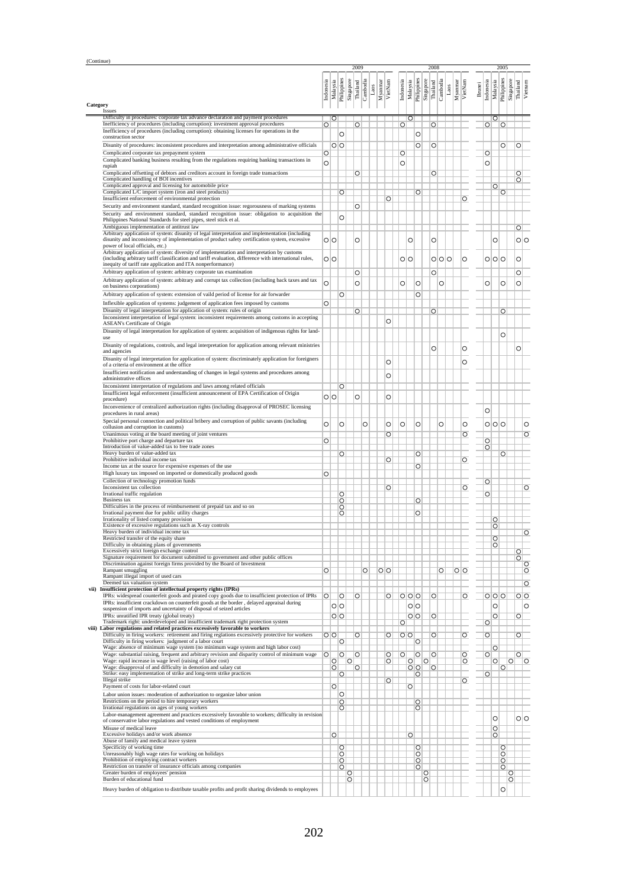(Continue)

| Category / Issues | 2009 | | | | | | | | | 2008 | | | | | | | | | 2005 | | | | | | |
|---|---|---|---|---|---|---|---|---|---|---|---|---|---|---|---|---|---|---|---|---|---|---|---|---|---|
| | Indonesia | Malaysia | Philippines | Singapore | Thailand | Cambodia | Laos | Myanmar | VietNam | Indonesia | Malaysia | Philippines | Singapore | Thailand | Cambodia | Laos | Myanmar | VietNam | Brunei | Indonesia | Malaysia | Philippines | Singapore | Thailand | Vietnam |
| Difficulty in procedures: corporate tax advance declaration and payment procedures | | ○ | | | | | | | | | ○ | | | | | | | | | | ○ | | | | |
| Inefficiency of procedures (including corruption): investment approval procedures | ○ | | | | ○ | | | | | ○ | | | | ○ | | | | | | ○ | | ○ | | | |
| Inefficiency of procedures (including corruption): obtaining licenses for operations in the construction sector | | | ○ | | | | | | | | | ○ | | | | | | | | | | | | | |
| Disunity of procedures: inconsistent procedures and interpretation among administrative officials | | ○ | ○ | | | | | | | | | ○ | | ○ | | | | | | | | ○ | | ○ | |
| Complicated corporate tax prepayment system | ○ | | | | | | | | | ○ | | | | | | | | | | ○ | | | | | |
| Complicated banking business resulting from the regulations requiring banking transactions in rupiah | ○ | | | | | | | | | ○ | | | | | | | | | | ○ | | | | | |
| Complicated offsetting of debtors and creditors account in foreign trade transactions | | | | | ○ | | | | | | | | | ○ | | | | | | | | | | ○ | |
| Complicated handling of BOI incentives | | | | | | | | | | | | | | | | | | | | | | | | ○ | |
| Complicated approval and licensing for automobile price | | | | | | | | | | | | | | | | | | | | | ○ | | | | |
| Complicated L/C import system (iron and steel products) | | | ○ | | | | | | | | | ○ | | | | | | | | | | ○ | | | |
| Insufficient enforcement of environmental protection | | | | | | | | | ○ | | | | | | | | | ○ | | | | | | | |
| Security and environment standard, standard recognition issue: regorousness of marking systems | | | | | ○ | | | | | | | | | | | | | | | | | | | | |
| Security and environment standard, standard recognition issue: obligation to acquisition the Philippines National Standards for steel pipes, steel stick et al. | | | ○ | | | | | | | | | | | | | | | | | | | | | | |
| Ambiguous implementation of antitrust law | | | | | | | | | | | | | | | | | | | | | | | | ○ | |
| Arbitrary application of system: disunity of legal interpretation and implementation (including disunity and inconsistency of implementation of product safety certification system, excessive power of local officials, etc.) | ○ | ○ | | | ○ | | | | | | ○ | | | ○ | | | | | | | ○ | | | ○ | ○ |
| Arbitrary application of system: diversity of implementation and interpretation by customs (including arbitrary tariff classification and tariff evaluation, difference with international rules, inequity of tariff rate application and ITA nonperformance) | ○ | ○ | | | | | | | | ○ | ○ | | | ○ | ○ | ○ | | ○ | | ○ | ○ | ○ | | ○ | |
| Arbitrary application of system: arbitrary corporate tax examination | | | | | ○ | | | | | | | | | ○ | | | | | | | | | | ○ | |
| Arbitrary application of system: arbitrary and corrupt tax collection (including back taxes and tax on business corporations) | ○ | | | | ○ | | | | | ○ | | ○ | | | ○ | | | | | ○ | | ○ | | ○ | |
| Arbitrary application of system: extension of vaild period of license for air forwarder | | | ○ | | | | | | | | | ○ | | | | | | | | | | | | | |
| Inflexible application of systems: judgement of application fees imposed by customs | ○ | | | | | | | | | | | | | | | | | | | | | | | | |
| Disunity of legal interpretation for application of system: rules of origin | | | | | ○ | | | | | | | | | ○ | | | | | | | | ○ | | | |
| Inconsistent interpretation of legal system: inconsistent requirements among customs in accepting ASEAN's Certificate of Origin | | | | | | | | | ○ | | | | | | | | | | | | | | | | |
| Disunity of legal interpretation for application of system: acquisition of indigenous rights for land-use | | | | | | | | | | | | | | | | | | | | | | ○ | | | |
| Disunity of regulations, controls, and legal interpretation for application among relevant ministries and agencies | | | | | | | | | | | | | | ○ | | | | ○ | | | | | | ○ | |
| Disunity of legal interpretation for application of system: discriminately application for foreigners of a criteria of environment at the office | | | | | | | | | ○ | | | | | | | | | ○ | | | | | | | |
| Insufficient notification and understanding of changes in legal systems and procedures among administrative offices | | | | | | | | | ○ | | | | | | | | | | | | | | | | |
| Inconsistent interpretation of regulations and laws among related officials | | | ○ | | | | | | | | | | | | | | | | | | | | | | |
| Insufficient legal enforcement (insufficient announcement of EPA Certification of Origin procedure) | ○ | ○ | | | ○ | | | | ○ | | | | | | | | | | | | | | | | |
| Inconvenience of centralized authorization rights (including disapproval of PROSEC licensing procedures in rural areas) | | | | | | | | | | | | | | | | | | | | ○ | | | | | |
| Special personal connection and political bribery and corruption of public savants (including collusion and corruption in customs) | ○ | | ○ | | | ○ | | | ○ | ○ | | ○ | | | ○ | | | ○ | | ○ | ○ | ○ | | | ○ |
| Unanimous voting at the board meeting of joint ventures | | | | | | | | | ○ | | | | | | | | | ○ | | | | | | | ○ |
| Prohibitive port charge and departure tax | ○ | | | | | | | | | | | | | | | | | | | ○ | | | | | |
| Introduction of value-added tax to free trade zones | | | | | | | | | | | | | | | | | | | | ○ | | | | | |
| Heavy burden of value-added tax | | | ○ | | | | | | | | | ○ | | | | | | | | | | ○ | | | |
| Prohibitive individual income tax | | | | | | | | | ○ | | | | | | | | | ○ | | | | | | | |
| Income tax at the source for expensive expenses of the use | | | | | | | | | | | | ○ | | | | | | | | | | | | | |
| High luxury tax imposed on imported or domestically produced goods | ○ | | | | | | | | | | | | | | | | | | | | | | | | |
| Collection of technology promotion funds | | | | | | | | | | | | | | | | | | | | ○ | | | | | |
| Inconsistent tax collection | | | | | | | | | ○ | | | | | | | | | ○ | | | | | | | ○ |
| Irrational traffic regulation | | | ○ | | | | | | | | | | | | | | | | | ○ | | | | | |
| Business tax | | | ○ | | | | | | | | | ○ | | | | | | | | | | | | | |
| Difficulties in the process of reimbursement of prepaid tax and so on | | | ○ | | | | | | | | | | | | | | | | | | | | | | |
| Irrational payment due for public utility charges | | | ○ | | | | | | | | | ○ | | | | | | | | | | | | | |
| Irrationality of listed company provision | | | | | | | | | | | | | | | | | | | | | ○ | | | | |
| Existence of excessive regulations such as X-ray controls | | | | | | | | | | | | | | | | | | | | | ○ | | | | |
| Heavy burden of individual income tax | | | | | | | | | | | | | | | | | | | | | | | | | ○ |
| Restricted transfer of the equity share | | | | | | | | | | | | | | | | | | | | | ○ | | | | |
| Difficulty in obtaining plans of governments | | | | | | | | | | | | | | | | | | | | | ○ | | | | |
| Excessively strict foreign exchange control | | | | | | | | | | | | | | | | | | | | | | | | ○ | |
| Signature requirement for document submitted to government and other public offices | | | | | | | | | | | | | | | | | | | | | | | | ○ | |
| Discrimination against foreign firms provided by the Board of Investment | | | | | | | | | | | | | | | | | | | | | | | | | ○ |
| Rampant smuggling | ○ | | | | | ○ | | ○ | ○ | | | | | | ○ | | ○ | ○ | | | | | | | ○ |
| Rampant illegal import of used cars | | | | | | | | | | | | | | | | | | | | | | | | | ○ |
| Deemed tax valuation system | | | | | | | | | | | | | | | | | | | | | | | | | ○ |
| **vii) Insufficient protection of intellectual property rights (IPRs)** | | | | | | | | | | | | | | | | | | | | | | | | | |
| IPRs: widespread counterfeit goods and pirated copy goods due to insufficient protection of IPRs | ○ | | ○ | | ○ | | | | ○ | ○ | ○ | ○ | | ○ | | | | ○ | | ○ | ○ | ○ | | ○ | ○ |
| IPRs: insufficient crackdown on counterfeit goods at the border , delayed appraisal during suspension of imports and uncertainty of disposal of seized articles | | ○ | ○ | | | | | | | | ○ | ○ | | | | | | | | | ○ | | | | ○ |
| IPRs: unratified IPR treaty (global treaty) | | ○ | ○ | | | | | | | | ○ | ○ | | ○ | | | | | | | ○ | | | ○ | |
| Trademark right: underdeveloped and insufficient trademark right protection system | | | | | | | | | | ○ | | | | | | | | | | ○ | | | | | |
| **viii) Labor regulations and related practices excessively favorable to workers** | | | | | | | | | | | | | | | | | | | | | | | | | |
| Difficulty in firing workers: retirement and arbitrary revision and regulations excessively protective for workers | ○ | ○ | | | ○ | | | | ○ | ○ | ○ | | | ○ | | | | ○ | | ○ | | | | ○ | |
| Difficulty in firing workers: judgment of a labor court | | | ○ | | | | | | | | | ○ | | | | | | | | | | | | | |
| Wage: absence of minimum wage system (no minimum wage system and high labor cost) | | | | | | | | | | | | | | | | | | | | | ○ | | | | |
| Wage: substantial raising, frequent and arbitrary revision and disparity control of minimum wage | ○ | | ○ | | ○ | | | | ○ | ○ | | ○ | | ○ | | | | ○ | | ○ | | | | ○ | |
| Wage: rapid increase in wage level (raising of labor cost) | | ○ | | ○ | | | | | ○ | | ○ | | ○ | | | | | ○ | | | ○ | | ○ | | ○ |
| Wage: disapproval of and difficulty in demotion and salary cut | | ○ | | | ○ | | | | | | ○ | ○ | | ○ | | | | | | | | ○ | | | |
| Strike: easy implementation of strike and long-term strike practices | | | ○ | | | | | | | | | ○ | | | | | | | | ○ | | | | | |
| Illegal strike | | | | | | | | | ○ | | | | | | | | | ○ | | | | | | | |
| Payment of costs for labor-related court | | ○ | | | | | | | | | ○ | | | | | | | | | | | | | | |
| Labor union issues：moderation of authorization to organize labor union | | | ○ | | | | | | | | | | | | | | | | | | | | | | |
| Restrictions on the period to hire temporary workers | | | ○ | | | | | | | | | ○ | | | | | | | | | | | | | |
| Irrational regulations on ages of young workers | | | ○ | | | | | | | | | ○ | | | | | | | | | | | | | |
| Labor-management agreement and practices excessively favorable to workers; difficulty in revision of conservative labor regulations and vested conditions of employment | | | | | | | | | | | | | | | | | | | | | ○ | | | ○ | ○ |
| Misuse of medical leave | | | | | | | | | | | | | | | | | | | | | ○ | | | | |
| Excessive holidays and/or work absence | | ○ | | | | | | | | | ○ | | | | | | | | | | ○ | | | | |
| Abuse of family and medical leave system | | | | | | | | | | | | | | | | | | | | | | | | | |
| Specificity of working time | | | ○ | | | | | | | | | ○ | | | | | | | | | | ○ | | | |
| Unreasonably high wage rates for working on holidays | | | ○ | | | | | | | | | ○ | | | | | | | | | | ○ | | | |
| Prohibition of employing contract workers | | | ○ | | | | | | | | | ○ | | | | | | | | | | ○ | | | |
| Restriction on transfer of insurance officials among companies | | | ○ | | | | | | | | | ○ | | | | | | | | | | ○ | | | |
| Greater burden of employees' pension | | | | ○ | | | | | | | | | ○ | | | | | | | | | | ○ | | |
| Burden of educational fund | | | | ○ | | | | | | | | | ○ | | | | | | | | | | ○ | | |
| Heavy burden of obligation to distribute taxable profits and profit sharing dividends to employees | | | | | | | | | | | | | | | | | | | | | | ○ | | | |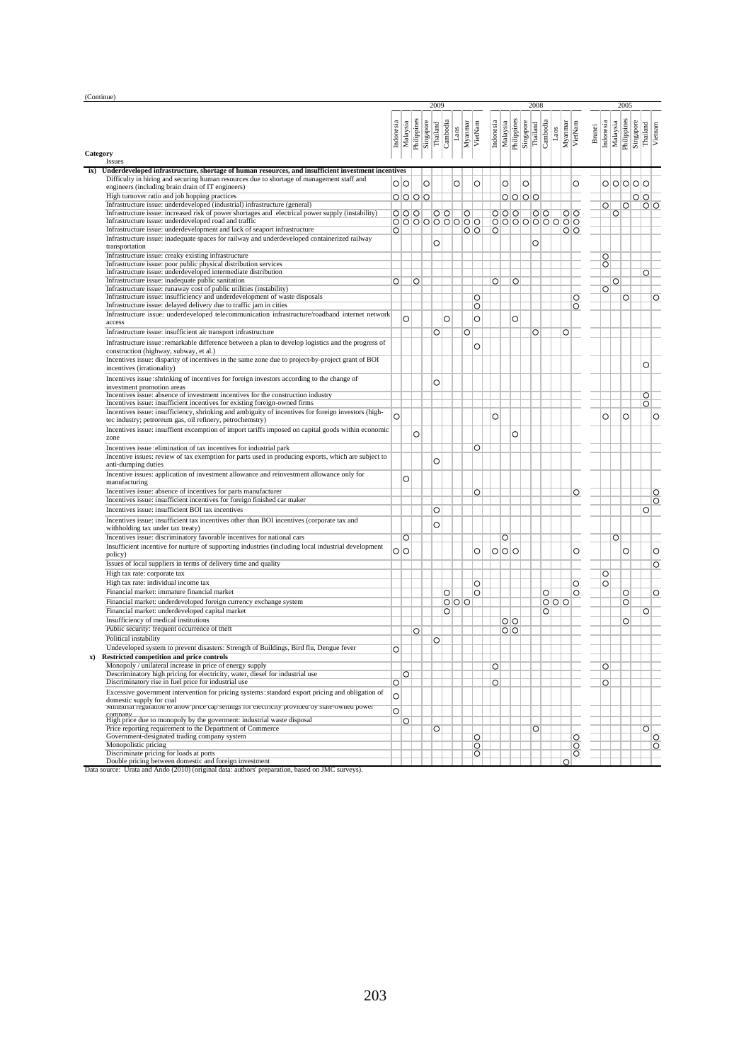(Continue)

| Category / Issues | 2009 | | | | | | | | | 2008 | | | | | | | | | 2005 | | | | | | |
|---|---|---|---|---|---|---|---|---|---|---|---|---|---|---|---|---|---|---|---|---|---|---|---|---|---|
| | Indonesia | Malaysia | Philippines | Singapore | Thailand | Cambodia | Laos | Myanmar | VietNam | Indonesia | Malaysia | Philippines | Singapore | Thailand | Cambodia | Laos | Myanmar | VietNam | Brunei | Indonesia | Malaysia | Philippines | Singapore | Thailand | Vietnam |
| **ix) Underdeveloped infrastructure, shortage of human resources, and insufficient investment incentives** | | | | | | | | | | | | | | | | | | | | | | | | | |
| Difficulty in hiring and securing human resources due to shortage of management staff and engineers (including brain drain of IT engineers) | ○ | ○ | | ○ | | | ○ | | ○ | | ○ | | ○ | | | | | ○ | | ○ | ○ | ○ | ○ | ○ | |
| High turnover ratio and job hopping practices | ○ | ○ | ○ | ○ | | | | | | | ○ | ○ | ○ | ○ | | | | | | | | | ○ | ○ | |
| Infrastructure issue: underdeveloped (industrial) infrastructure (general) | | | | | | | | | | | | | | | | | | | | ○ | | ○ | | ○ | ○ |
| Infrastructure issue: increased risk of power shortages and electrical power supply (instability) | ○ | ○ | ○ | | ○ | ○ | | ○ | | ○ | ○ | ○ | | ○ | ○ | | ○ | ○ | | | ○ | | | | |
| Infrastructure issue: underdeveloped road and traffic | ○ | ○ | ○ | ○ | ○ | ○ | ○ | ○ | ○ | ○ | ○ | ○ | ○ | ○ | ○ | ○ | ○ | ○ | | | | | | | |
| Infrastructure issue: underdevelopment and lack of seaport infrastructure | ○ | | | | | | | ○ | ○ | ○ | | | | | | | ○ | ○ | | | | | | | |
| Infrastructure issue: inadequate spaces for railway and underdeveloped containerized railway transportation | | | | | ○ | | | | | | | | | ○ | | | | | | | | | | | |
| Infrastructure issue: creaky existing infrastructure | | | | | | | | | | | | | | | | | | | | ○ | | | | | |
| Infrastructure issue: poor public physical distribution services | | | | | | | | | | | | | | | | | | | | ○ | | | | | |
| Infrastructure issue: underdeveloped intermediate distribution | | | | | | | | | | | | | | | | | | | | | | | | ○ | |
| Infrastructure issue: inadequate public sanitation | ○ | | ○ | | | | | | | ○ | | ○ | | | | | | | | | ○ | | | | |
| Infrastructure issue: runaway cost of public utilities (instability) | | | | | | | | | | | | | | | | | | | | ○ | | | | | |
| Infrastructure issue: insufficiency and underdevelopment of waste disposals | | | | | | | | | ○ | | | | | | | | | ○ | | | | ○ | | | ○ |
| Infrastructure issue: delayed delivery due to traffic jam in cities | | | | | | | | | ○ | | | | | | | | | ○ | | | | | | | |
| Infrastructure issue: underdeveloped telecommunication infrastructure/roadband internet network access | | ○ | | | | ○ | | | ○ | | | ○ | | | | | | | | | | | | | |
| Infrastructure issue: insufficient air transport infrastructure | | | | | ○ | | | ○ | | | | | | ○ | | | ○ | | | | | | | | |
| Infrastructure issue: remarkable difference between a plan to develop logistics and the progress of construction (highway, subway, et al.) | | | | | | | | | ○ | | | | | | | | | | | | | | | | |
| Incentives issue: disparity of incentives in the same zone due to project-by-project grant of BOI incentives (irrationality) | | | | | | | | | | | | | | | | | | | | | | | | ○ | |
| Incentives issue: shrinking of incentives for foreign investors according to the change of investment promotion areas | | | | | ○ | | | | | | | | | | | | | | | | | | | | |
| Incentives issue: absence of investment incentives for the construction industry | | | | | | | | | | | | | | | | | | | | | | | | ○ | |
| Incentives issue: insufficient incentives for existing foreign-owned firms | | | | | | | | | | | | | | | | | | | | | | | | ○ | |
| Incentives issue: insufficiency, shrinking and ambiguity of incentives for foreign investors (high-tec industry; petroreum gas, oil refinery, petrochemstry) | ○ | | | | | | | | | ○ | | | | | | | | | | ○ | | ○ | | | ○ |
| Incentives issue: insuffient excemption of import tariffs imposed on capital goods within economic zone | | | ○ | | | | | | | | | ○ | | | | | | | | | | | | | |
| Incentives issue: elimination of tax incentives for industrial park | | | | | | | | | ○ | | | | | | | | | | | | | | | | |
| Incentive issues: review of tax exemption for parts used in producing exports, which are subject to anti-dumping duties | | | | | ○ | | | | | | | | | | | | | | | | | | | | |
| Incentive issues: application of investment allowance and reinvestment allowance only for manufacturing | | ○ | | | | | | | | | | | | | | | | | | | | | | | |
| Incentives issue: absence of incentives for parts manufacturer | | | | | | | | | ○ | | | | | | | | | ○ | | | | | | | ○ |
| Incentives issue: insufficient incentives for foreign finished car maker | | | | | | | | | | | | | | | | | | | | | | | | | ○ |
| Incentives issue: insufficient BOI tax incentives | | | | | ○ | | | | | | | | | | | | | | | | | | | ○ | |
| Incentives issue: insufficient tax incentives other than BOI incentives (corporate tax and withholding tax under tax treaty) | | | | | ○ | | | | | | | | | | | | | | | | | | | | |
| Incentives issue: discriminatory favorable incentives for national cars | | ○ | | | | | | | | | ○ | | | | | | | | | | ○ | | | | |
| Insufficient incentive for nurture of supporting industries (including local industrial development policy) | ○ | ○ | | | | | | | ○ | ○ | ○ | ○ | | | | | | ○ | | | | ○ | | | ○ |
| Issues of local suppliers in terms of delivery time and quality | | | | | | | | | | | | | | | | | | | | | | | | | ○ |
| High tax rate: corporate tax | | | | | | | | | | | | | | | | | | | | ○ | | | | | |
| High tax rate: individual income tax | | | | | | | | | ○ | | | | | | | | | ○ | | ○ | | | | | |
| Financial market: immature financial market | | | | | | ○ | | | ○ | | | | | | ○ | | | ○ | | | | ○ | | | ○ |
| Financial market: underdeveloped foreign currency exchange system | | | | | | ○ | ○ | ○ | | | | | | | ○ | ○ | ○ | | | | | ○ | | | |
| Financial market: underdeveloped capital market | | | | | | ○ | | | | | | | | | ○ | | | | | | | | | ○ | |
| Insufficiency of medical institutions | | | | | | | | | | | ○ | ○ | | | | | | | | | | ○ | | | |
| Public security: frequent occurrence of theft | | | ○ | | | | | | | | ○ | ○ | | | | | | | | | | | | | |
| Political instability | | | | | ○ | | | | | | | | | | | | | | | | | | | | |
| Undeveloped system to prevent disasters: Strength of Buildings, Bird flu, Dengue fever | ○ | | | | | | | | | | | | | | | | | | | | | | | | |
| **x) Restricted competition and price controls** | | | | | | | | | | | | | | | | | | | | | | | | | |
| Monopoly / unilateral increase in price of energy supply | | | | | | | | | | ○ | | | | | | | | | | ○ | | | | | |
| Descriminatory high pricing for electricity, water, diesel for industrial use | | ○ | | | | | | | | | | | | | | | | | | | | | | | |
| Discriminatory rise in fuel price for industrial use | ○ | | | | | | | | | ○ | | | | | | | | | | ○ | | | | | |
| Excessive government intervention for pricing systems: standard export pricing and obligation of domestic supply for coal | ○ | | | | | | | | | | | | | | | | | | | | | | | | |
| Ministrial regulation to allow price cap settings for electricity provided by state-owned power company | ○ | | | | | | | | | | | | | | | | | | | | | | | | |
| High price due to monopoly by the goverment: industrial waste disposal | | ○ | | | | | | | | | | | | | | | | | | | | | | | |
| Price reporting requirement to the Department of Commerce | | | | | ○ | | | | | | | | | ○ | | | | | | | | | | ○ | |
| Government-designated trading company system | | | | | | | | | ○ | | | | | | | | | ○ | | | | | | | ○ |
| Monopolistic pricing | | | | | | | | | ○ | | | | | | | | | ○ | | | | | | | ○ |
| Discriminate pricing for loads at ports | | | | | | | | | ○ | | | | | | | | | ○ | | | | | | | |
| Double pricing between domestic and foreign investment | | | | | | | | | | | | | | | | | ○ | | | | | | | | |

Data source: Urata and Ando (2010) (original data: authors' preparation, based on JMC surveys).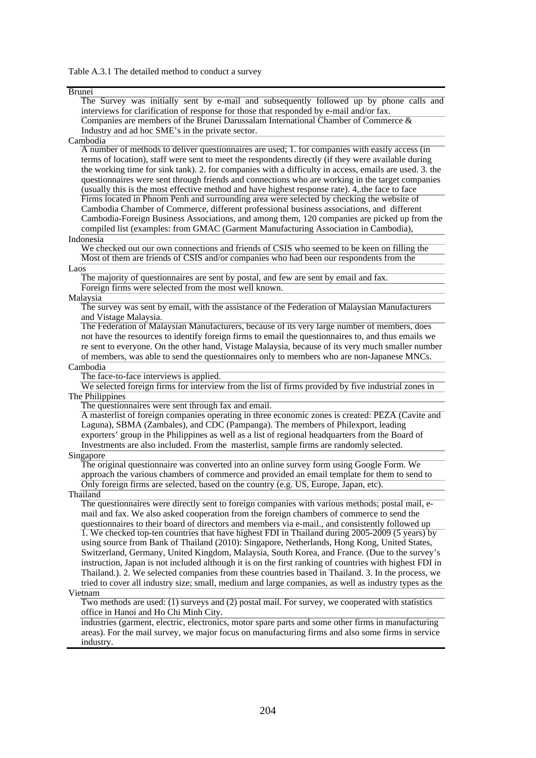Table A.3.1 The detailed method to conduct a survey

| | |
|---|---|
| **Brunei** | |
| | The Survey was initially sent by e-mail and subsequently followed up by phone calls and interviews for clarification of response for those that responded by e-mail and/or fax. |
| | Companies are members of the Brunei Darussalam International Chamber of Commerce & Industry and ad hoc SME's in the private sector. |
| **Cambodia** | |
| | A number of methods to deliver questionnaires are used; 1. for companies with easily access (in terms of location), staff were sent to meet the respondents directly (if they were available during the working time for sink tank). 2. for companies with a difficulty in access, emails are used. 3. the questionnaires were sent through friends and connections who are working in the target companies (usually this is the most effective method and have highest response rate). 4,.the face to face |
| | Firms located in Phnom Penh and surrounding area were selected by checking the website of Cambodia Chamber of Commerce, different professional business associations, and different Cambodia-Foreign Business Associations, and among them, 120 companies are picked up from the compiled list (examples: from GMAC (Garment Manufacturing Association in Cambodia), |
| **Indonesia** | |
| | We checked out our own connections and friends of CSIS who seemed to be keen on filling the |
| | Most of them are friends of CSIS and/or companies who had been our respondents from the |
| **Laos** | |
| | The majority of questionnaires are sent by postal, and few are sent by email and fax. |
| | Foreign firms were selected from the most well known. |
| **Malaysia** | |
| | The survey was sent by email, with the assistance of the Federation of Malaysian Manufacturers and Vistage Malaysia. |
| | The Federation of Malaysian Manufacturers, because of its very large number of members, does not have the resources to identify foreign firms to email the questionnaires to, and thus emails we re sent to everyone. On the other hand, Vistage Malaysia, because of its very much smaller number of members, was able to send the questionnaires only to members who are non-Japanese MNCs. |
| **Cambodia** | |
| | The face-to-face interviews is applied. |
| | We selected foreign firms for interview from the list of firms provided by five industrial zones in |
| **The Philippines** | |
| | The questionnaires were sent through fax and email. |
| | A masterlist of foreign companies operating in three economic zones is created: PEZA (Cavite and Laguna), SBMA (Zambales), and CDC (Pampanga). The members of Philexport, leading exporters' group in the Philippines as well as a list of regional headquarters from the Board of Investments are also included. From the masterlist, sample firms are randomly selected. |
| **Singapore** | |
| | The original questionnaire was converted into an online survey form using Google Form. We approach the various chambers of commerce and provided an email template for them to send to |
| | Only foreign firms are selected, based on the country (e.g. US, Europe, Japan, etc). |
| **Thailand** | |
| | The questionnaires were directly sent to foreign companies with various methods; postal mail, e-mail and fax. We also asked cooperation from the foreign chambers of commerce to send the questionnaires to their board of directors and members via e-mail., and consistently followed up |
| | 1. We checked top-ten countries that have highest FDI in Thailand during 2005-2009 (5 years) by using source from Bank of Thailand (2010): Singapore, Netherlands, Hong Kong, United States, Switzerland, Germany, United Kingdom, Malaysia, South Korea, and France. (Due to the survey's instruction, Japan is not included although it is on the first ranking of countries with highest FDI in Thailand.). 2. We selected companies from these countries based in Thailand. 3. In the process, we tried to cover all industry size; small, medium and large companies, as well as industry types as the |
| **Vietnam** | |
| | Two methods are used: (1) surveys and (2) postal mail. For survey, we cooperated with statistics office in Hanoi and Ho Chi Minh City. |
| | industries (garment, electric, electronics, motor spare parts and some other firms in manufacturing areas). For the mail survey, we major focus on manufacturing firms and also some firms in service industry. |